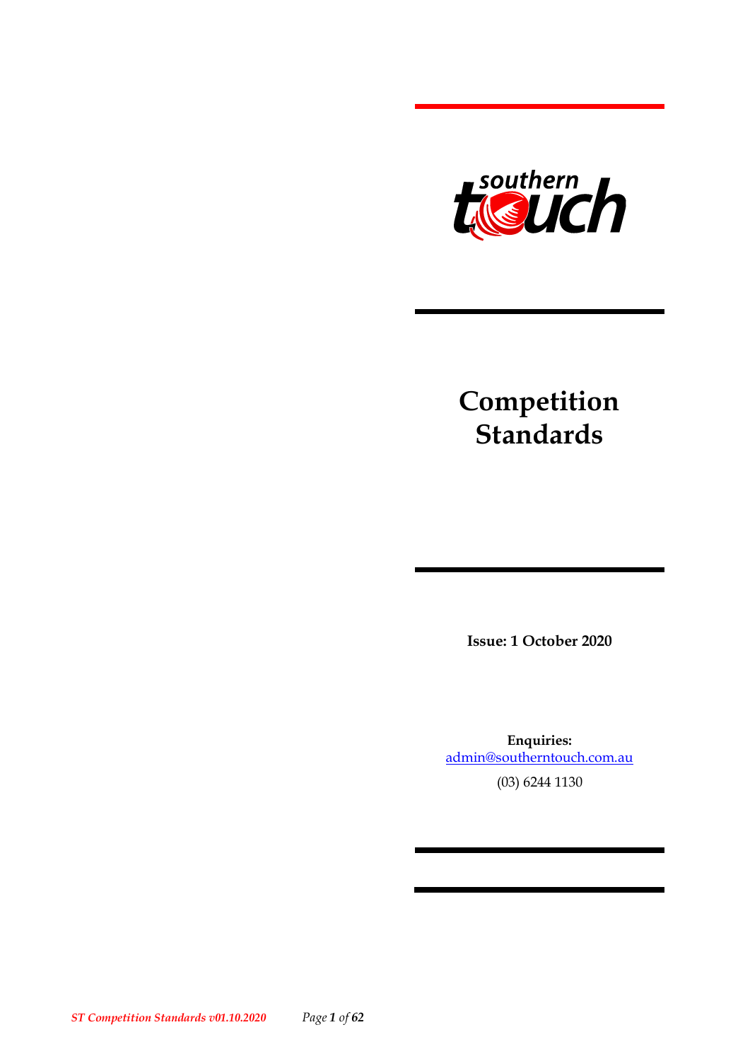southern touch

# Competition Standards

**Issue: 1 October 2020**

**Enquiries:**
admin@southerntouch.com.au
(03) 6244 1130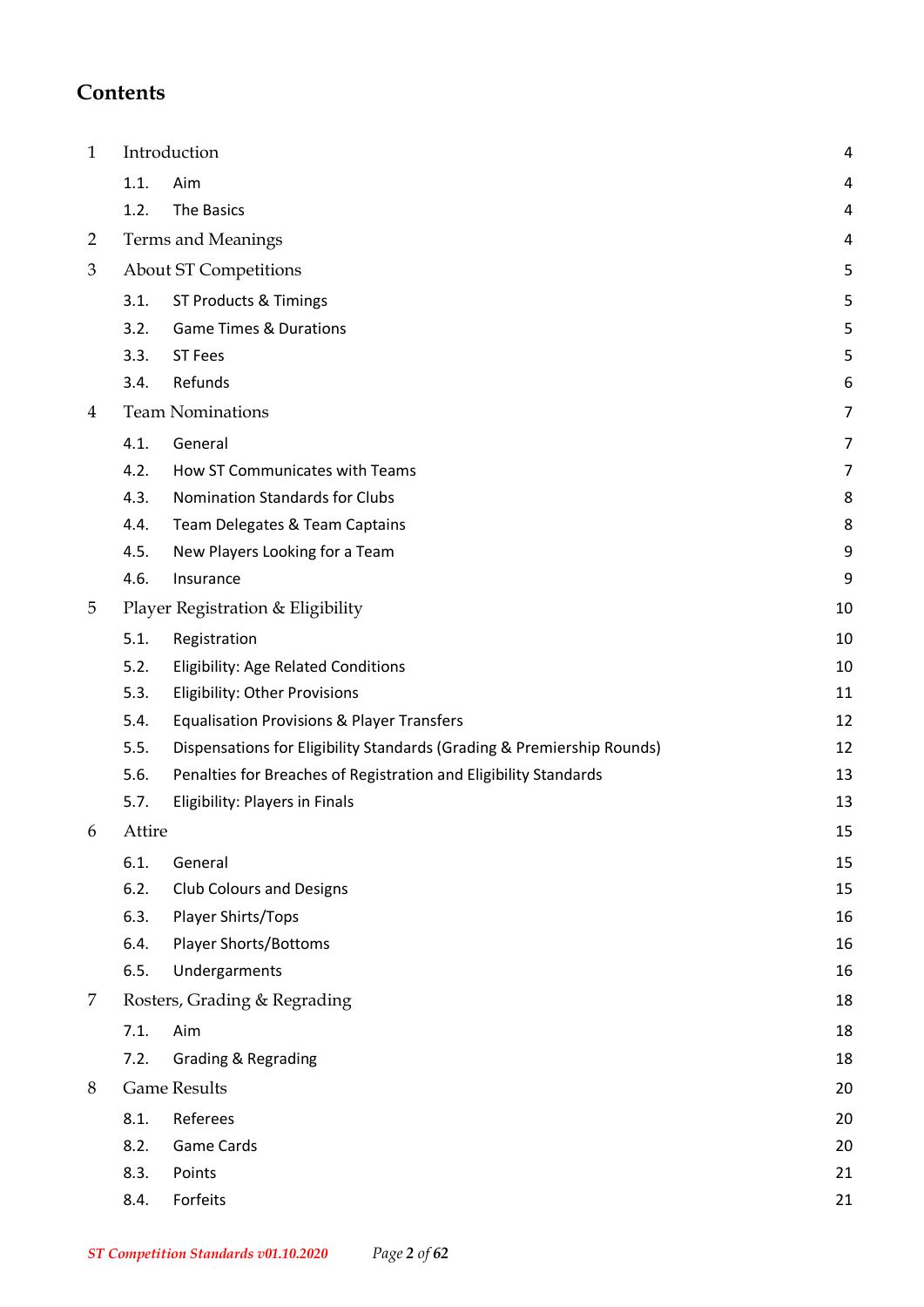# Contents

| | | |
|---|---|---|
| 1 | Introduction | 4 |
| 1.1. | Aim | 4 |
| 1.2. | The Basics | 4 |
| 2 | Terms and Meanings | 4 |
| 3 | About ST Competitions | 5 |
| 3.1. | ST Products & Timings | 5 |
| 3.2. | Game Times & Durations | 5 |
| 3.3. | ST Fees | 5 |
| 3.4. | Refunds | 6 |
| 4 | Team Nominations | 7 |
| 4.1. | General | 7 |
| 4.2. | How ST Communicates with Teams | 7 |
| 4.3. | Nomination Standards for Clubs | 8 |
| 4.4. | Team Delegates & Team Captains | 8 |
| 4.5. | New Players Looking for a Team | 9 |
| 4.6. | Insurance | 9 |
| 5 | Player Registration & Eligibility | 10 |
| 5.1. | Registration | 10 |
| 5.2. | Eligibility: Age Related Conditions | 10 |
| 5.3. | Eligibility: Other Provisions | 11 |
| 5.4. | Equalisation Provisions & Player Transfers | 12 |
| 5.5. | Dispensations for Eligibility Standards (Grading & Premiership Rounds) | 12 |
| 5.6. | Penalties for Breaches of Registration and Eligibility Standards | 13 |
| 5.7. | Eligibility: Players in Finals | 13 |
| 6 | Attire | 15 |
| 6.1. | General | 15 |
| 6.2. | Club Colours and Designs | 15 |
| 6.3. | Player Shirts/Tops | 16 |
| 6.4. | Player Shorts/Bottoms | 16 |
| 6.5. | Undergarments | 16 |
| 7 | Rosters, Grading & Regrading | 18 |
| 7.1. | Aim | 18 |
| 7.2. | Grading & Regrading | 18 |
| 8 | Game Results | 20 |
| 8.1. | Referees | 20 |
| 8.2. | Game Cards | 20 |
| 8.3. | Points | 21 |
| 8.4. | Forfeits | 21 |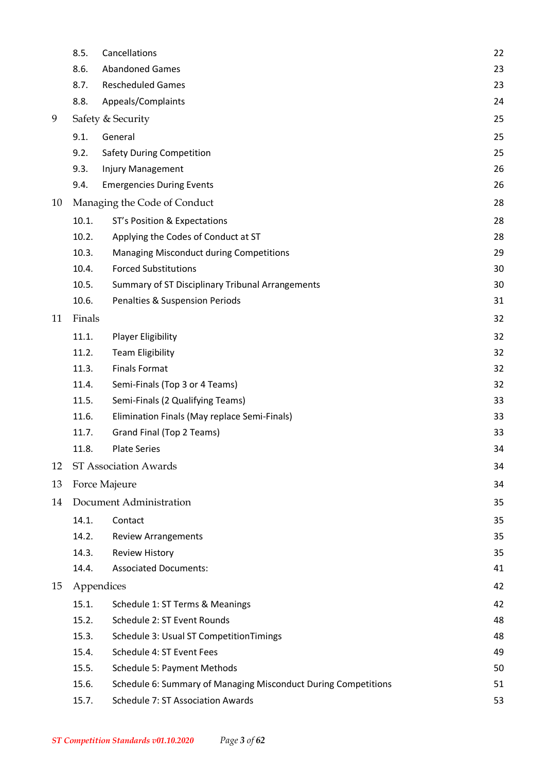| | | |
|---|---|---|
| 8.5. | Cancellations | 22 |
| 8.6. | Abandoned Games | 23 |
| 8.7. | Rescheduled Games | 23 |
| 8.8. | Appeals/Complaints | 24 |
| 9 | Safety & Security | 25 |
| 9.1. | General | 25 |
| 9.2. | Safety During Competition | 25 |
| 9.3. | Injury Management | 26 |
| 9.4. | Emergencies During Events | 26 |
| 10 | Managing the Code of Conduct | 28 |
| 10.1. | ST's Position & Expectations | 28 |
| 10.2. | Applying the Codes of Conduct at ST | 28 |
| 10.3. | Managing Misconduct during Competitions | 29 |
| 10.4. | Forced Substitutions | 30 |
| 10.5. | Summary of ST Disciplinary Tribunal Arrangements | 30 |
| 10.6. | Penalties & Suspension Periods | 31 |
| 11 | Finals | 32 |
| 11.1. | Player Eligibility | 32 |
| 11.2. | Team Eligibility | 32 |
| 11.3. | Finals Format | 32 |
| 11.4. | Semi-Finals (Top 3 or 4 Teams) | 32 |
| 11.5. | Semi-Finals (2 Qualifying Teams) | 33 |
| 11.6. | Elimination Finals (May replace Semi-Finals) | 33 |
| 11.7. | Grand Final (Top 2 Teams) | 33 |
| 11.8. | Plate Series | 34 |
| 12 | ST Association Awards | 34 |
| 13 | Force Majeure | 34 |
| 14 | Document Administration | 35 |
| 14.1. | Contact | 35 |
| 14.2. | Review Arrangements | 35 |
| 14.3. | Review History | 35 |
| 14.4. | Associated Documents: | 41 |
| 15 | Appendices | 42 |
| 15.1. | Schedule 1: ST Terms & Meanings | 42 |
| 15.2. | Schedule 2: ST Event Rounds | 48 |
| 15.3. | Schedule 3: Usual ST CompetitionTimings | 48 |
| 15.4. | Schedule 4: ST Event Fees | 49 |
| 15.5. | Schedule 5: Payment Methods | 50 |
| 15.6. | Schedule 6: Summary of Managing Misconduct During Competitions | 51 |
| 15.7. | Schedule 7: ST Association Awards | 53 |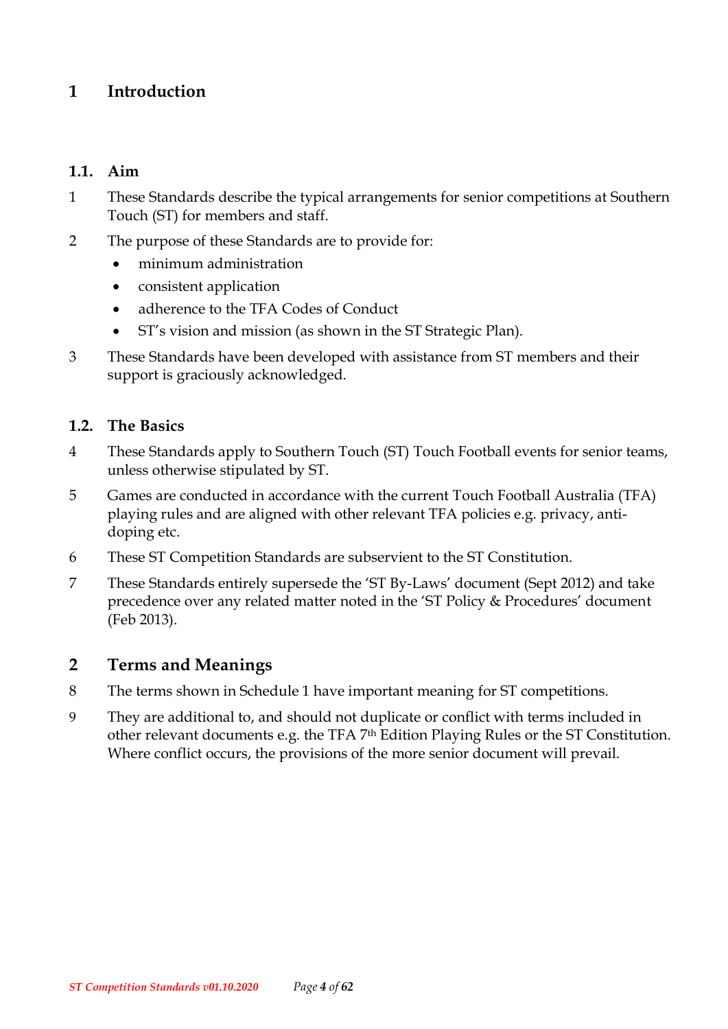# 1 Introduction

## 1.1. Aim

1 These Standards describe the typical arrangements for senior competitions at Southern Touch (ST) for members and staff.

2 The purpose of these Standards are to provide for:

- minimum administration
- consistent application
- adherence to the TFA Codes of Conduct
- ST's vision and mission (as shown in the ST Strategic Plan).

3 These Standards have been developed with assistance from ST members and their support is graciously acknowledged.

## 1.2. The Basics

4 These Standards apply to Southern Touch (ST) Touch Football events for senior teams, unless otherwise stipulated by ST.

5 Games are conducted in accordance with the current Touch Football Australia (TFA) playing rules and are aligned with other relevant TFA policies e.g. privacy, anti-doping etc.

6 These ST Competition Standards are subservient to the ST Constitution.

7 These Standards entirely supersede the 'ST By-Laws' document (Sept 2012) and take precedence over any related matter noted in the 'ST Policy & Procedures' document (Feb 2013).

# 2 Terms and Meanings

8 The terms shown in Schedule 1 have important meaning for ST competitions.

9 They are additional to, and should not duplicate or conflict with terms included in other relevant documents e.g. the TFA 7th Edition Playing Rules or the ST Constitution. Where conflict occurs, the provisions of the more senior document will prevail.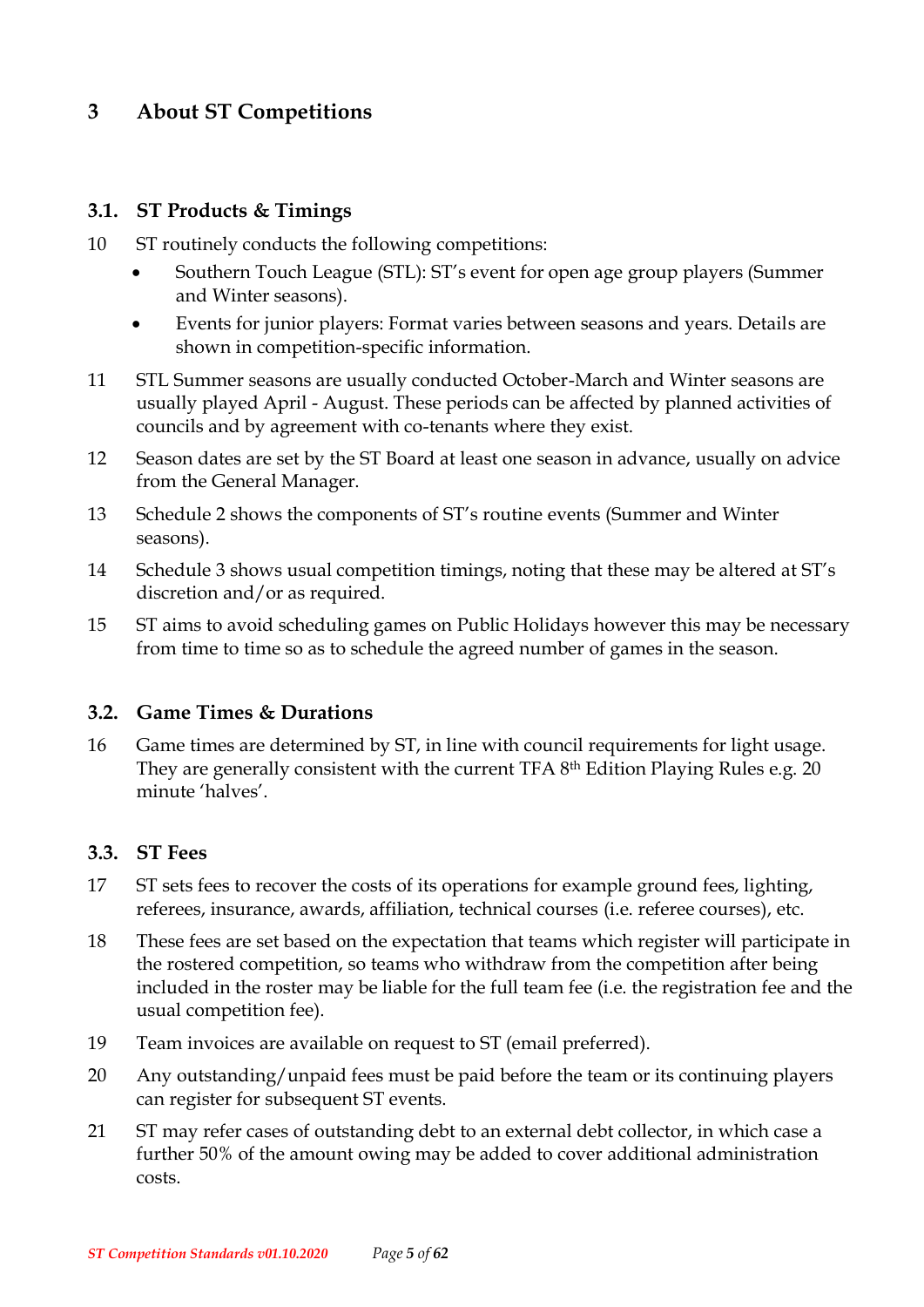# 3 About ST Competitions

## 3.1. ST Products & Timings

10 ST routinely conducts the following competitions:

- Southern Touch League (STL): ST's event for open age group players (Summer and Winter seasons).
- Events for junior players: Format varies between seasons and years. Details are shown in competition-specific information.

11 STL Summer seasons are usually conducted October-March and Winter seasons are usually played April - August. These periods can be affected by planned activities of councils and by agreement with co-tenants where they exist.

12 Season dates are set by the ST Board at least one season in advance, usually on advice from the General Manager.

13 Schedule 2 shows the components of ST's routine events (Summer and Winter seasons).

14 Schedule 3 shows usual competition timings, noting that these may be altered at ST's discretion and/or as required.

15 ST aims to avoid scheduling games on Public Holidays however this may be necessary from time to time so as to schedule the agreed number of games in the season.

## 3.2. Game Times & Durations

16 Game times are determined by ST, in line with council requirements for light usage. They are generally consistent with the current TFA 8th Edition Playing Rules e.g. 20 minute 'halves'.

## 3.3. ST Fees

17 ST sets fees to recover the costs of its operations for example ground fees, lighting, referees, insurance, awards, affiliation, technical courses (i.e. referee courses), etc.

18 These fees are set based on the expectation that teams which register will participate in the rostered competition, so teams who withdraw from the competition after being included in the roster may be liable for the full team fee (i.e. the registration fee and the usual competition fee).

19 Team invoices are available on request to ST (email preferred).

20 Any outstanding/unpaid fees must be paid before the team or its continuing players can register for subsequent ST events.

21 ST may refer cases of outstanding debt to an external debt collector, in which case a further 50% of the amount owing may be added to cover additional administration costs.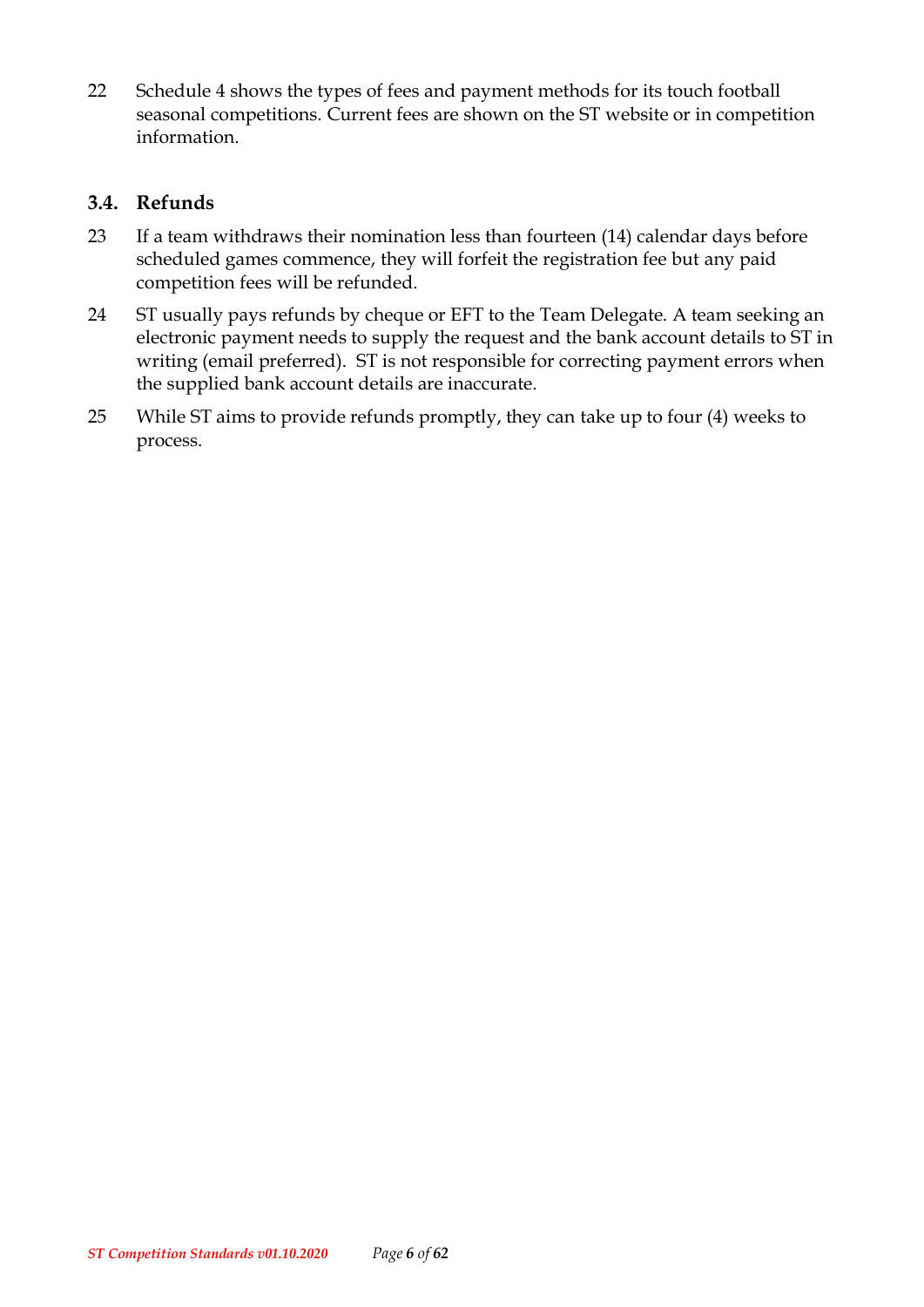22 Schedule 4 shows the types of fees and payment methods for its touch football seasonal competitions. Current fees are shown on the ST website or in competition information.

### 3.4. Refunds

23 If a team withdraws their nomination less than fourteen (14) calendar days before scheduled games commence, they will forfeit the registration fee but any paid competition fees will be refunded.

24 ST usually pays refunds by cheque or EFT to the Team Delegate. A team seeking an electronic payment needs to supply the request and the bank account details to ST in writing (email preferred). ST is not responsible for correcting payment errors when the supplied bank account details are inaccurate.

25 While ST aims to provide refunds promptly, they can take up to four (4) weeks to process.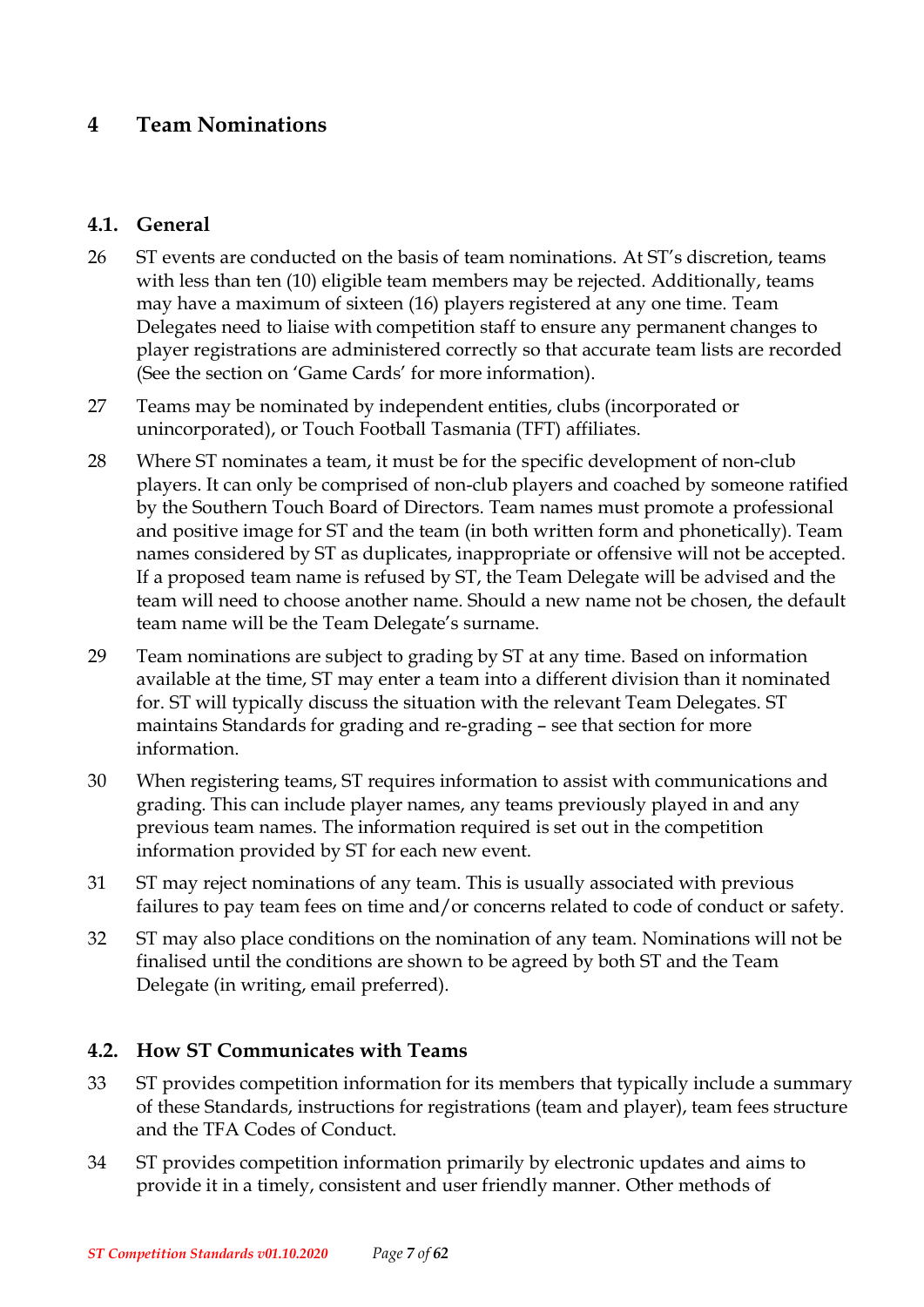# 4 Team Nominations

## 4.1. General

26 ST events are conducted on the basis of team nominations. At ST's discretion, teams with less than ten (10) eligible team members may be rejected. Additionally, teams may have a maximum of sixteen (16) players registered at any one time. Team Delegates need to liaise with competition staff to ensure any permanent changes to player registrations are administered correctly so that accurate team lists are recorded (See the section on 'Game Cards' for more information).

27 Teams may be nominated by independent entities, clubs (incorporated or unincorporated), or Touch Football Tasmania (TFT) affiliates.

28 Where ST nominates a team, it must be for the specific development of non-club players. It can only be comprised of non-club players and coached by someone ratified by the Southern Touch Board of Directors. Team names must promote a professional and positive image for ST and the team (in both written form and phonetically). Team names considered by ST as duplicates, inappropriate or offensive will not be accepted. If a proposed team name is refused by ST, the Team Delegate will be advised and the team will need to choose another name. Should a new name not be chosen, the default team name will be the Team Delegate's surname.

29 Team nominations are subject to grading by ST at any time. Based on information available at the time, ST may enter a team into a different division than it nominated for. ST will typically discuss the situation with the relevant Team Delegates. ST maintains Standards for grading and re-grading – see that section for more information.

30 When registering teams, ST requires information to assist with communications and grading. This can include player names, any teams previously played in and any previous team names. The information required is set out in the competition information provided by ST for each new event.

31 ST may reject nominations of any team. This is usually associated with previous failures to pay team fees on time and/or concerns related to code of conduct or safety.

32 ST may also place conditions on the nomination of any team. Nominations will not be finalised until the conditions are shown to be agreed by both ST and the Team Delegate (in writing, email preferred).

## 4.2. How ST Communicates with Teams

33 ST provides competition information for its members that typically include a summary of these Standards, instructions for registrations (team and player), team fees structure and the TFA Codes of Conduct.

34 ST provides competition information primarily by electronic updates and aims to provide it in a timely, consistent and user friendly manner. Other methods of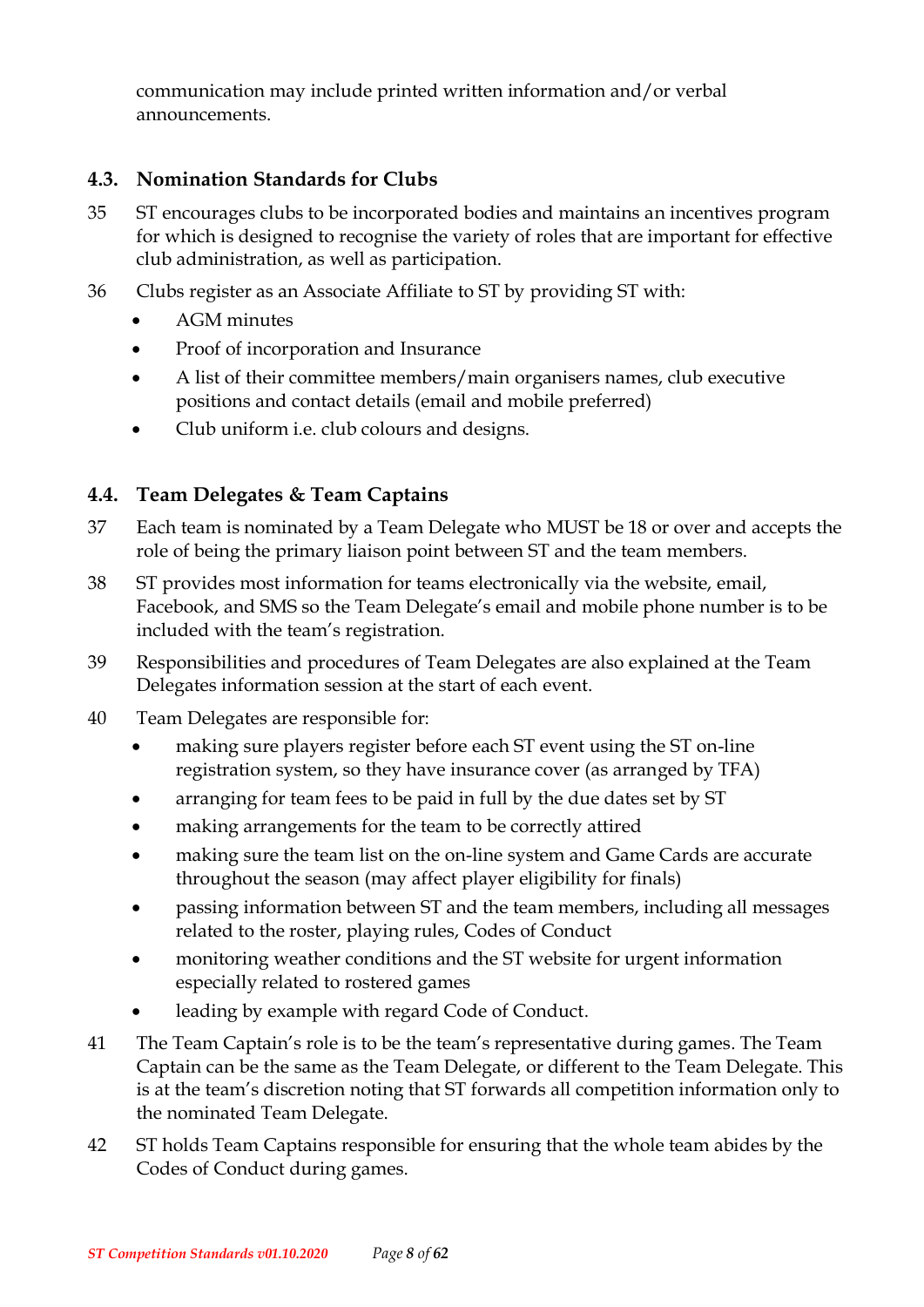communication may include printed written information and/or verbal announcements.

### 4.3. Nomination Standards for Clubs

35 ST encourages clubs to be incorporated bodies and maintains an incentives program for which is designed to recognise the variety of roles that are important for effective club administration, as well as participation.

36 Clubs register as an Associate Affiliate to ST by providing ST with:

- AGM minutes
- Proof of incorporation and Insurance
- A list of their committee members/main organisers names, club executive positions and contact details (email and mobile preferred)
- Club uniform i.e. club colours and designs.

### 4.4. Team Delegates & Team Captains

37 Each team is nominated by a Team Delegate who MUST be 18 or over and accepts the role of being the primary liaison point between ST and the team members.

38 ST provides most information for teams electronically via the website, email, Facebook, and SMS so the Team Delegate's email and mobile phone number is to be included with the team's registration.

39 Responsibilities and procedures of Team Delegates are also explained at the Team Delegates information session at the start of each event.

40 Team Delegates are responsible for:

- making sure players register before each ST event using the ST on-line registration system, so they have insurance cover (as arranged by TFA)
- arranging for team fees to be paid in full by the due dates set by ST
- making arrangements for the team to be correctly attired
- making sure the team list on the on-line system and Game Cards are accurate throughout the season (may affect player eligibility for finals)
- passing information between ST and the team members, including all messages related to the roster, playing rules, Codes of Conduct
- monitoring weather conditions and the ST website for urgent information especially related to rostered games
- leading by example with regard Code of Conduct.

41 The Team Captain's role is to be the team's representative during games. The Team Captain can be the same as the Team Delegate, or different to the Team Delegate. This is at the team's discretion noting that ST forwards all competition information only to the nominated Team Delegate.

42 ST holds Team Captains responsible for ensuring that the whole team abides by the Codes of Conduct during games.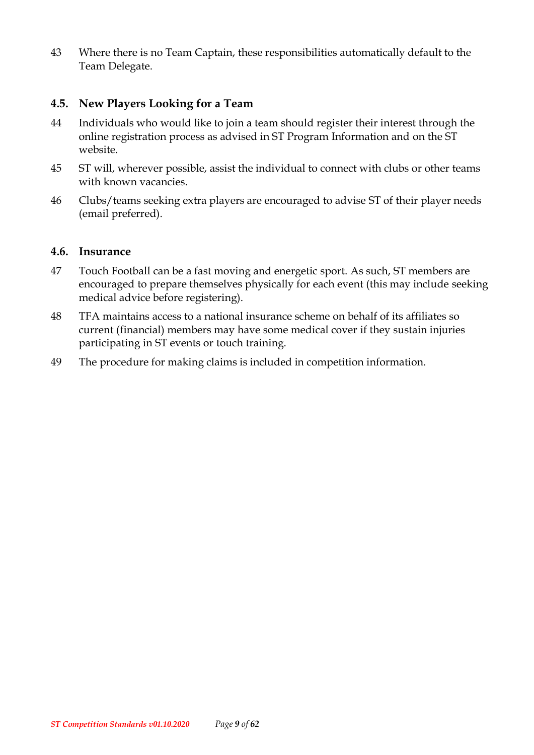43 Where there is no Team Captain, these responsibilities automatically default to the Team Delegate.

### 4.5. New Players Looking for a Team

44 Individuals who would like to join a team should register their interest through the online registration process as advised in ST Program Information and on the ST website.

45 ST will, wherever possible, assist the individual to connect with clubs or other teams with known vacancies.

46 Clubs/teams seeking extra players are encouraged to advise ST of their player needs (email preferred).

### 4.6. Insurance

47 Touch Football can be a fast moving and energetic sport. As such, ST members are encouraged to prepare themselves physically for each event (this may include seeking medical advice before registering).

48 TFA maintains access to a national insurance scheme on behalf of its affiliates so current (financial) members may have some medical cover if they sustain injuries participating in ST events or touch training.

49 The procedure for making claims is included in competition information.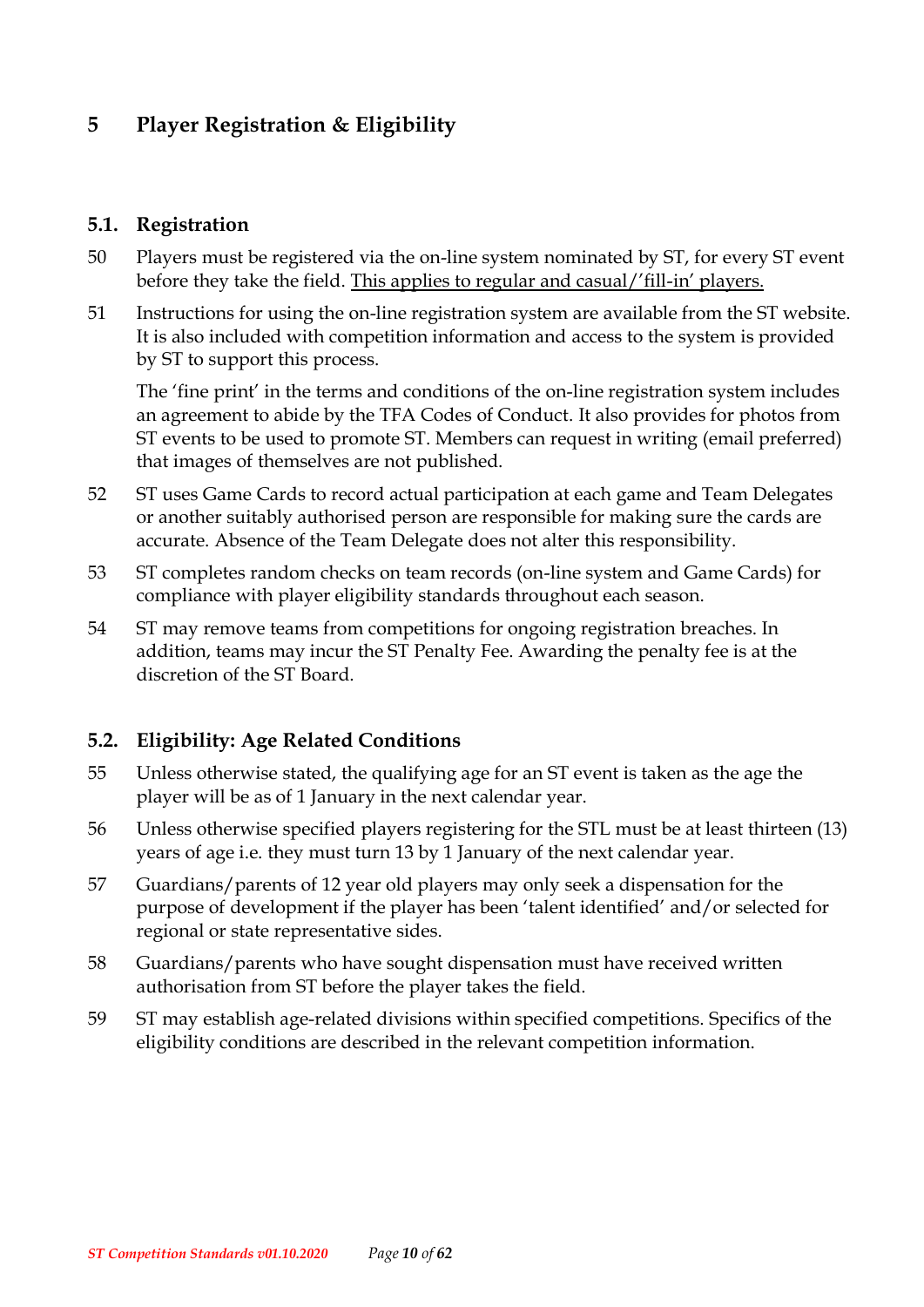# 5 Player Registration & Eligibility

## 5.1. Registration

50 Players must be registered via the on-line system nominated by ST, for every ST event before they take the field. <u>This applies to regular and casual/'fill-in' players.</u>

51 Instructions for using the on-line registration system are available from the ST website. It is also included with competition information and access to the system is provided by ST to support this process.

The 'fine print' in the terms and conditions of the on-line registration system includes an agreement to abide by the TFA Codes of Conduct. It also provides for photos from ST events to be used to promote ST. Members can request in writing (email preferred) that images of themselves are not published.

52 ST uses Game Cards to record actual participation at each game and Team Delegates or another suitably authorised person are responsible for making sure the cards are accurate. Absence of the Team Delegate does not alter this responsibility.

53 ST completes random checks on team records (on-line system and Game Cards) for compliance with player eligibility standards throughout each season.

54 ST may remove teams from competitions for ongoing registration breaches. In addition, teams may incur the ST Penalty Fee. Awarding the penalty fee is at the discretion of the ST Board.

## 5.2. Eligibility: Age Related Conditions

55 Unless otherwise stated, the qualifying age for an ST event is taken as the age the player will be as of 1 January in the next calendar year.

56 Unless otherwise specified players registering for the STL must be at least thirteen (13) years of age i.e. they must turn 13 by 1 January of the next calendar year.

57 Guardians/parents of 12 year old players may only seek a dispensation for the purpose of development if the player has been 'talent identified' and/or selected for regional or state representative sides.

58 Guardians/parents who have sought dispensation must have received written authorisation from ST before the player takes the field.

59 ST may establish age-related divisions within specified competitions. Specifics of the eligibility conditions are described in the relevant competition information.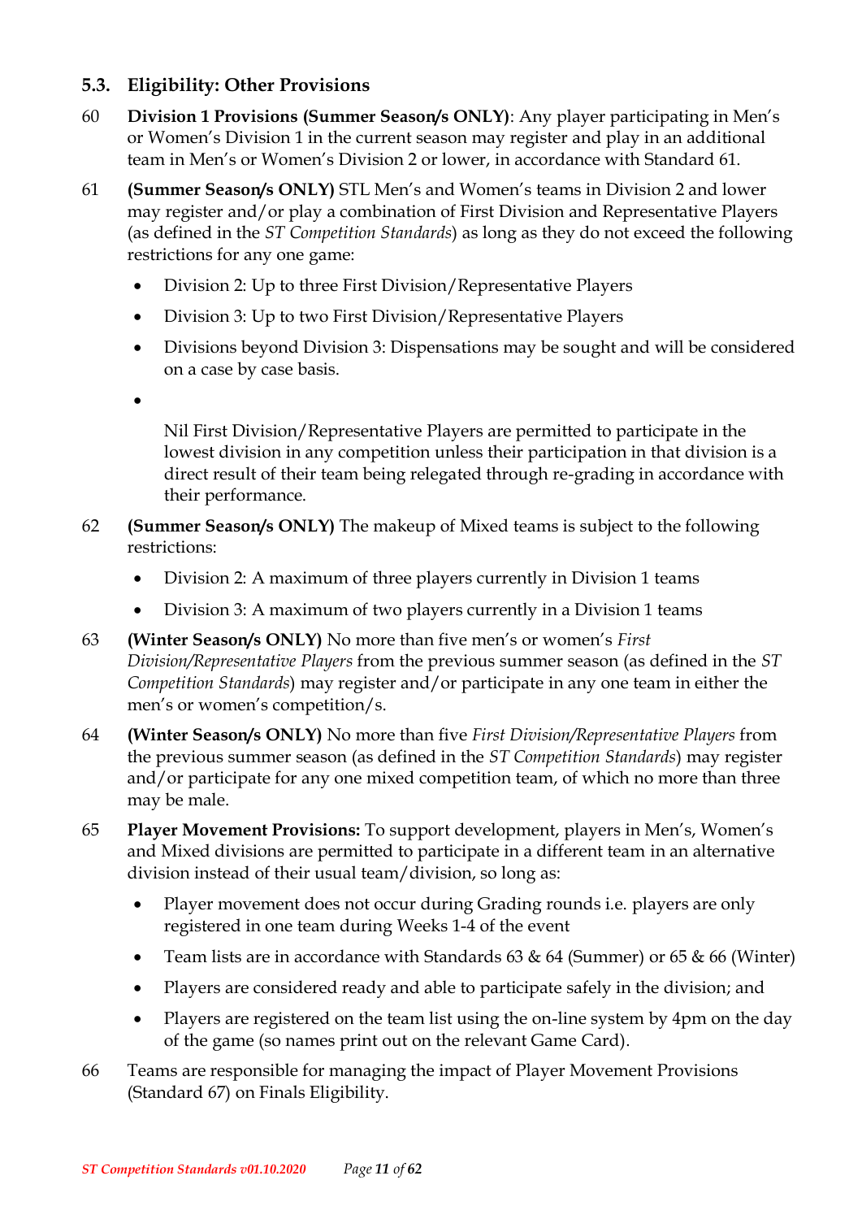### 5.3. Eligibility: Other Provisions

60 **Division 1 Provisions (Summer Season/s ONLY)**: Any player participating in Men's or Women's Division 1 in the current season may register and play in an additional team in Men's or Women's Division 2 or lower, in accordance with Standard 61.

61 **(Summer Season/s ONLY)** STL Men's and Women's teams in Division 2 and lower may register and/or play a combination of First Division and Representative Players (as defined in the *ST Competition Standards*) as long as they do not exceed the following restrictions for any one game:

- Division 2: Up to three First Division/Representative Players
- Division 3: Up to two First Division/Representative Players
- Divisions beyond Division 3: Dispensations may be sought and will be considered on a case by case basis.
- Nil First Division/Representative Players are permitted to participate in the lowest division in any competition unless their participation in that division is a direct result of their team being relegated through re-grading in accordance with their performance.

62 **(Summer Season/s ONLY)** The makeup of Mixed teams is subject to the following restrictions:

- Division 2: A maximum of three players currently in Division 1 teams
- Division 3: A maximum of two players currently in a Division 1 teams

63 **(Winter Season/s ONLY)** No more than five men's or women's *First Division/Representative Players* from the previous summer season (as defined in the *ST Competition Standards*) may register and/or participate in any one team in either the men's or women's competition/s.

64 **(Winter Season/s ONLY)** No more than five *First Division/Representative Players* from the previous summer season (as defined in the *ST Competition Standards*) may register and/or participate for any one mixed competition team, of which no more than three may be male.

65 **Player Movement Provisions:** To support development, players in Men's, Women's and Mixed divisions are permitted to participate in a different team in an alternative division instead of their usual team/division, so long as:

- Player movement does not occur during Grading rounds i.e. players are only registered in one team during Weeks 1-4 of the event
- Team lists are in accordance with Standards 63 & 64 (Summer) or 65 & 66 (Winter)
- Players are considered ready and able to participate safely in the division; and
- Players are registered on the team list using the on-line system by 4pm on the day of the game (so names print out on the relevant Game Card).

66 Teams are responsible for managing the impact of Player Movement Provisions (Standard 67) on Finals Eligibility.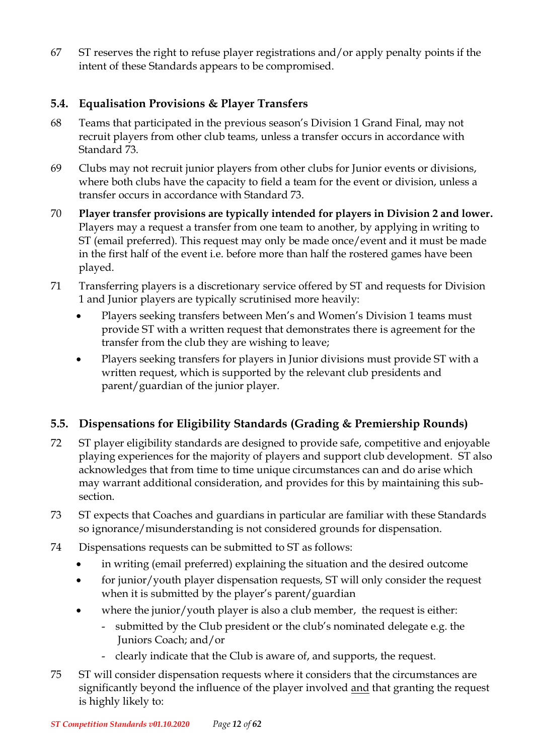67 ST reserves the right to refuse player registrations and/or apply penalty points if the intent of these Standards appears to be compromised.

### 5.4. Equalisation Provisions & Player Transfers

68 Teams that participated in the previous season's Division 1 Grand Final, may not recruit players from other club teams, unless a transfer occurs in accordance with Standard 73.

69 Clubs may not recruit junior players from other clubs for Junior events or divisions, where both clubs have the capacity to field a team for the event or division, unless a transfer occurs in accordance with Standard 73.

70 **Player transfer provisions are typically intended for players in Division 2 and lower.** Players may a request a transfer from one team to another, by applying in writing to ST (email preferred). This request may only be made once/event and it must be made in the first half of the event i.e. before more than half the rostered games have been played.

71 Transferring players is a discretionary service offered by ST and requests for Division 1 and Junior players are typically scrutinised more heavily:

- Players seeking transfers between Men's and Women's Division 1 teams must provide ST with a written request that demonstrates there is agreement for the transfer from the club they are wishing to leave;
- Players seeking transfers for players in Junior divisions must provide ST with a written request, which is supported by the relevant club presidents and parent/guardian of the junior player.

### 5.5. Dispensations for Eligibility Standards (Grading & Premiership Rounds)

72 ST player eligibility standards are designed to provide safe, competitive and enjoyable playing experiences for the majority of players and support club development. ST also acknowledges that from time to time unique circumstances can and do arise which may warrant additional consideration, and provides for this by maintaining this sub-section.

73 ST expects that Coaches and guardians in particular are familiar with these Standards so ignorance/misunderstanding is not considered grounds for dispensation.

74 Dispensations requests can be submitted to ST as follows:

- in writing (email preferred) explaining the situation and the desired outcome
- for junior/youth player dispensation requests, ST will only consider the request when it is submitted by the player's parent/guardian
- where the junior/youth player is also a club member, the request is either:
  - submitted by the Club president or the club's nominated delegate e.g. the Juniors Coach; and/or
  - clearly indicate that the Club is aware of, and supports, the request.

75 ST will consider dispensation requests where it considers that the circumstances are significantly beyond the influence of the player involved <u>and</u> that granting the request is highly likely to: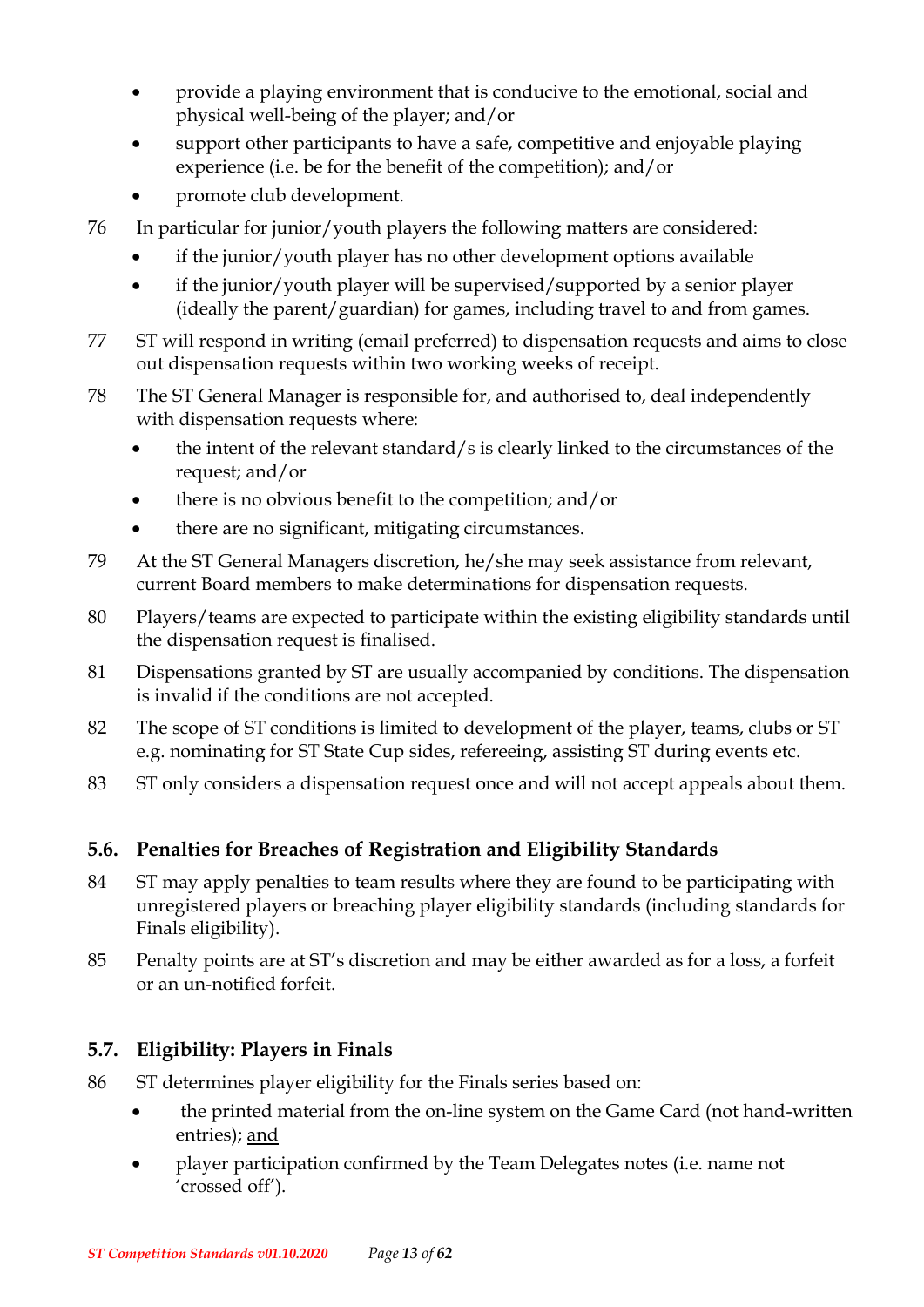- provide a playing environment that is conducive to the emotional, social and physical well-being of the player; and/or
- support other participants to have a safe, competitive and enjoyable playing experience (i.e. be for the benefit of the competition); and/or
- promote club development.

76 In particular for junior/youth players the following matters are considered:

- if the junior/youth player has no other development options available
- if the junior/youth player will be supervised/supported by a senior player (ideally the parent/guardian) for games, including travel to and from games.

77 ST will respond in writing (email preferred) to dispensation requests and aims to close out dispensation requests within two working weeks of receipt.

78 The ST General Manager is responsible for, and authorised to, deal independently with dispensation requests where:

- the intent of the relevant standard/s is clearly linked to the circumstances of the request; and/or
- there is no obvious benefit to the competition; and/or
- there are no significant, mitigating circumstances.

79 At the ST General Managers discretion, he/she may seek assistance from relevant, current Board members to make determinations for dispensation requests.

80 Players/teams are expected to participate within the existing eligibility standards until the dispensation request is finalised.

81 Dispensations granted by ST are usually accompanied by conditions. The dispensation is invalid if the conditions are not accepted.

82 The scope of ST conditions is limited to development of the player, teams, clubs or ST e.g. nominating for ST State Cup sides, refereeing, assisting ST during events etc.

83 ST only considers a dispensation request once and will not accept appeals about them.

## 5.6. Penalties for Breaches of Registration and Eligibility Standards

84 ST may apply penalties to team results where they are found to be participating with unregistered players or breaching player eligibility standards (including standards for Finals eligibility).

85 Penalty points are at ST's discretion and may be either awarded as for a loss, a forfeit or an un-notified forfeit.

## 5.7. Eligibility: Players in Finals

86 ST determines player eligibility for the Finals series based on:

- the printed material from the on-line system on the Game Card (not hand-written entries); <u>and</u>
- player participation confirmed by the Team Delegates notes (i.e. name not 'crossed off').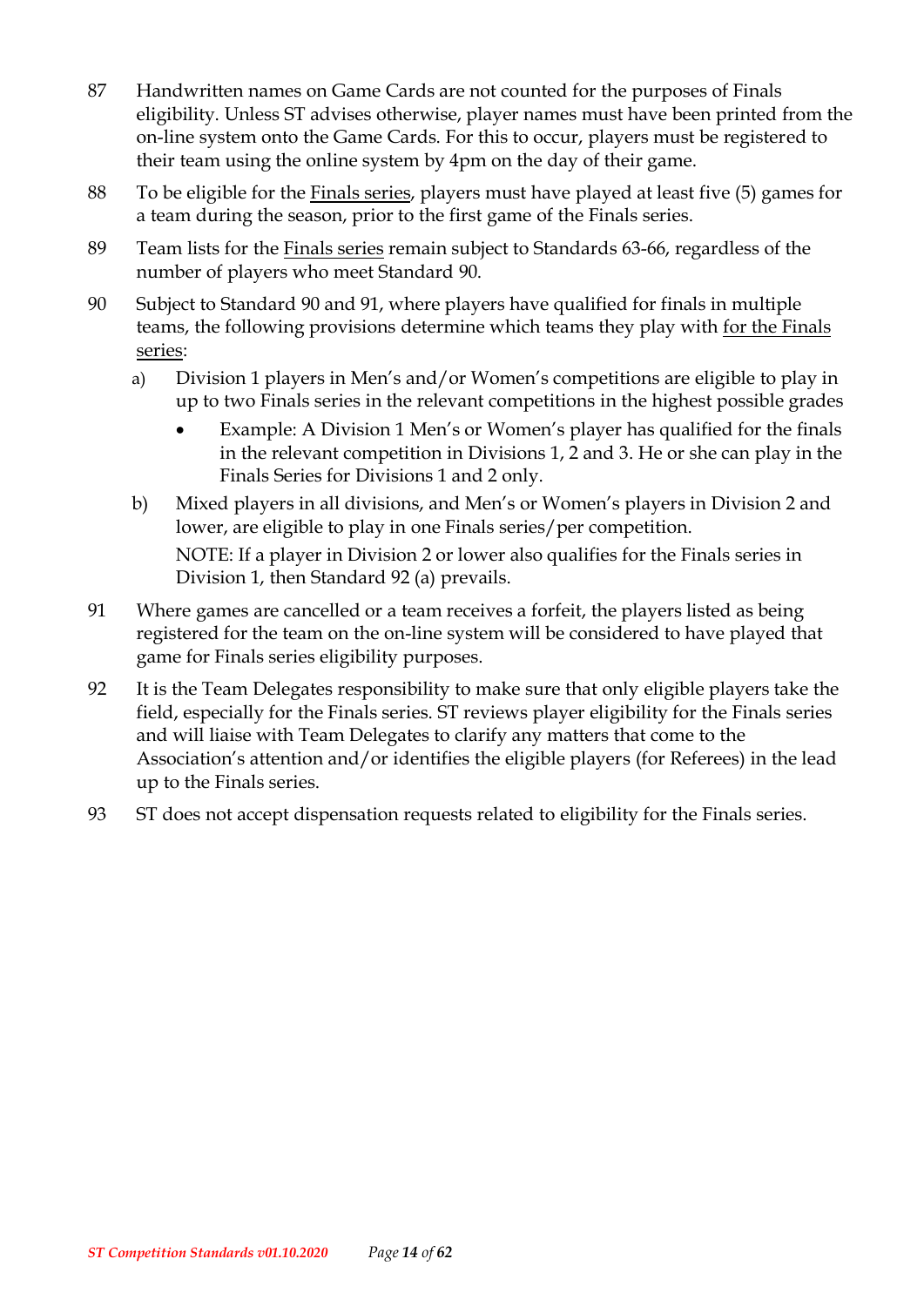87 Handwritten names on Game Cards are not counted for the purposes of Finals eligibility. Unless ST advises otherwise, player names must have been printed from the on-line system onto the Game Cards. For this to occur, players must be registered to their team using the online system by 4pm on the day of their game.

88 To be eligible for the <u>Finals series</u>, players must have played at least five (5) games for a team during the season, prior to the first game of the Finals series.

89 Team lists for the <u>Finals series</u> remain subject to Standards 63-66, regardless of the number of players who meet Standard 90.

90 Subject to Standard 90 and 91, where players have qualified for finals in multiple teams, the following provisions determine which teams they play with <u>for the Finals series</u>:

a) Division 1 players in Men's and/or Women's competitions are eligible to play in up to two Finals series in the relevant competitions in the highest possible grades

- Example: A Division 1 Men's or Women's player has qualified for the finals in the relevant competition in Divisions 1, 2 and 3. He or she can play in the Finals Series for Divisions 1 and 2 only.

b) Mixed players in all divisions, and Men's or Women's players in Division 2 and lower, are eligible to play in one Finals series/per competition.

NOTE: If a player in Division 2 or lower also qualifies for the Finals series in Division 1, then Standard 92 (a) prevails.

91 Where games are cancelled or a team receives a forfeit, the players listed as being registered for the team on the on-line system will be considered to have played that game for Finals series eligibility purposes.

92 It is the Team Delegates responsibility to make sure that only eligible players take the field, especially for the Finals series. ST reviews player eligibility for the Finals series and will liaise with Team Delegates to clarify any matters that come to the Association's attention and/or identifies the eligible players (for Referees) in the lead up to the Finals series.

93 ST does not accept dispensation requests related to eligibility for the Finals series.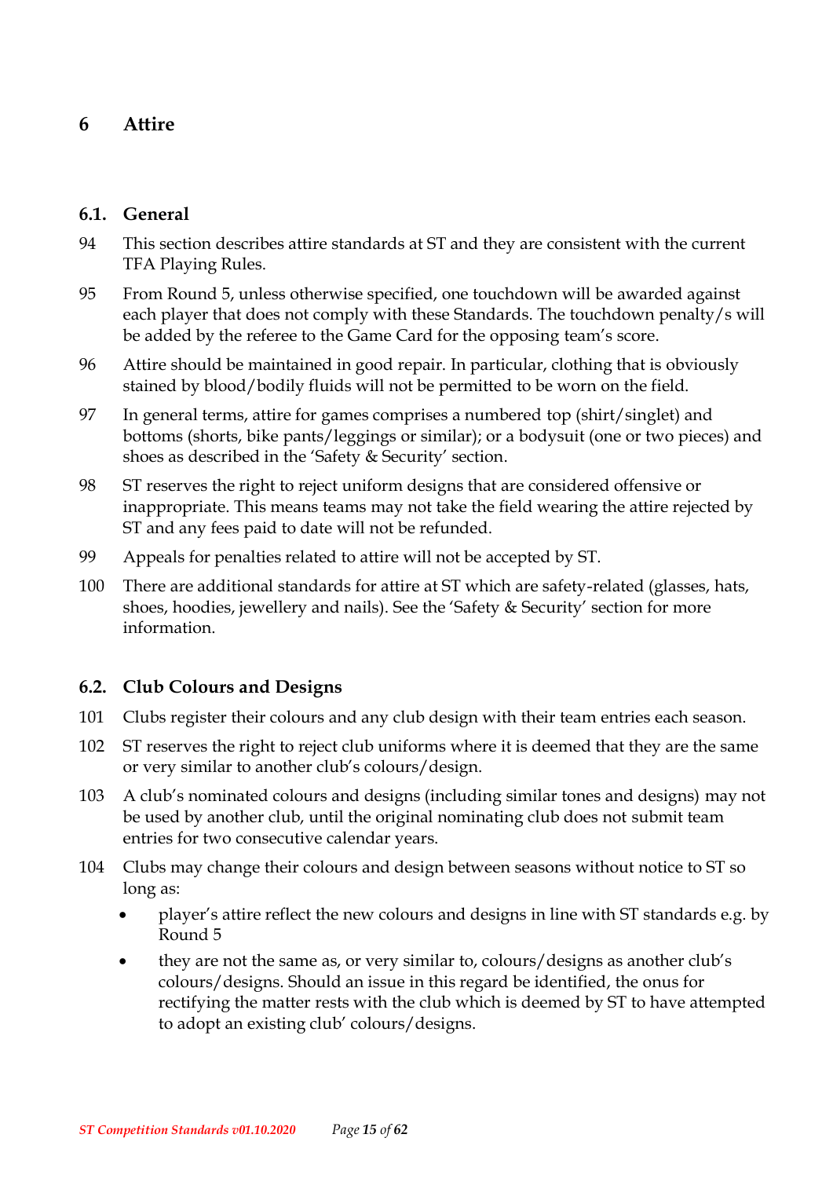# 6 Attire

## 6.1. General

94 This section describes attire standards at ST and they are consistent with the current TFA Playing Rules.

95 From Round 5, unless otherwise specified, one touchdown will be awarded against each player that does not comply with these Standards. The touchdown penalty/s will be added by the referee to the Game Card for the opposing team's score.

96 Attire should be maintained in good repair. In particular, clothing that is obviously stained by blood/bodily fluids will not be permitted to be worn on the field.

97 In general terms, attire for games comprises a numbered top (shirt/singlet) and bottoms (shorts, bike pants/leggings or similar); or a bodysuit (one or two pieces) and shoes as described in the 'Safety & Security' section.

98 ST reserves the right to reject uniform designs that are considered offensive or inappropriate. This means teams may not take the field wearing the attire rejected by ST and any fees paid to date will not be refunded.

99 Appeals for penalties related to attire will not be accepted by ST.

100 There are additional standards for attire at ST which are safety-related (glasses, hats, shoes, hoodies, jewellery and nails). See the 'Safety & Security' section for more information.

## 6.2. Club Colours and Designs

101 Clubs register their colours and any club design with their team entries each season.

102 ST reserves the right to reject club uniforms where it is deemed that they are the same or very similar to another club's colours/design.

103 A club's nominated colours and designs (including similar tones and designs) may not be used by another club, until the original nominating club does not submit team entries for two consecutive calendar years.

104 Clubs may change their colours and design between seasons without notice to ST so long as:

- player's attire reflect the new colours and designs in line with ST standards e.g. by Round 5
- they are not the same as, or very similar to, colours/designs as another club's colours/designs. Should an issue in this regard be identified, the onus for rectifying the matter rests with the club which is deemed by ST to have attempted to adopt an existing club' colours/designs.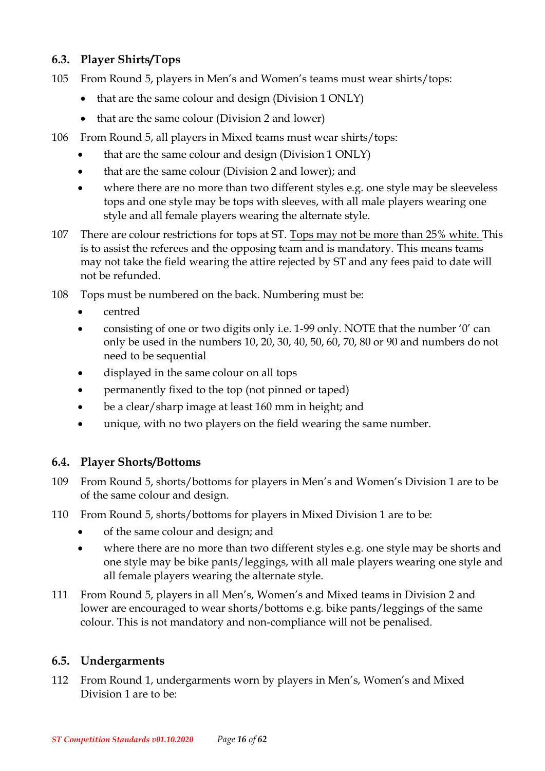### 6.3. Player Shirts/Tops

105 From Round 5, players in Men's and Women's teams must wear shirts/tops:

- that are the same colour and design (Division 1 ONLY)
- that are the same colour (Division 2 and lower)

106 From Round 5, all players in Mixed teams must wear shirts/tops:

- that are the same colour and design (Division 1 ONLY)
- that are the same colour (Division 2 and lower); and
- where there are no more than two different styles e.g. one style may be sleeveless tops and one style may be tops with sleeves, with all male players wearing one style and all female players wearing the alternate style.

107 There are colour restrictions for tops at ST. <u>Tops may not be more than 25% white.</u> This is to assist the referees and the opposing team and is mandatory. This means teams may not take the field wearing the attire rejected by ST and any fees paid to date will not be refunded.

108 Tops must be numbered on the back. Numbering must be:

- centred
- consisting of one or two digits only i.e. 1-99 only. NOTE that the number '0' can only be used in the numbers 10, 20, 30, 40, 50, 60, 70, 80 or 90 and numbers do not need to be sequential
- displayed in the same colour on all tops
- permanently fixed to the top (not pinned or taped)
- be a clear/sharp image at least 160 mm in height; and
- unique, with no two players on the field wearing the same number.

### 6.4. Player Shorts/Bottoms

109 From Round 5, shorts/bottoms for players in Men's and Women's Division 1 are to be of the same colour and design.

110 From Round 5, shorts/bottoms for players in Mixed Division 1 are to be:

- of the same colour and design; and
- where there are no more than two different styles e.g. one style may be shorts and one style may be bike pants/leggings, with all male players wearing one style and all female players wearing the alternate style.

111 From Round 5, players in all Men's, Women's and Mixed teams in Division 2 and lower are encouraged to wear shorts/bottoms e.g. bike pants/leggings of the same colour. This is not mandatory and non-compliance will not be penalised.

### 6.5. Undergarments

112 From Round 1, undergarments worn by players in Men's, Women's and Mixed Division 1 are to be: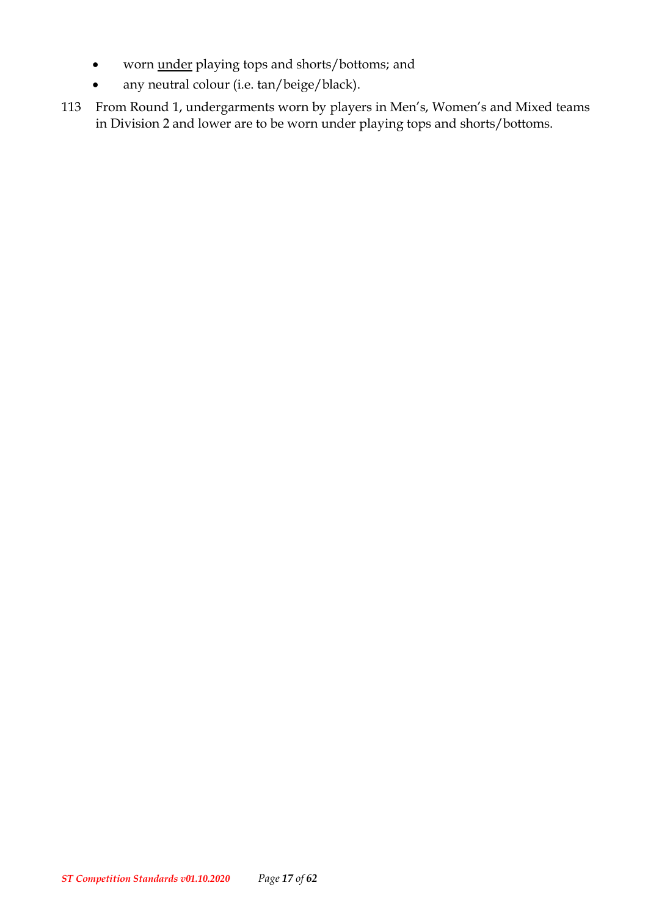- worn <u>under</u> playing tops and shorts/bottoms; and
- any neutral colour (i.e. tan/beige/black).

113 From Round 1, undergarments worn by players in Men's, Women's and Mixed teams in Division 2 and lower are to be worn under playing tops and shorts/bottoms.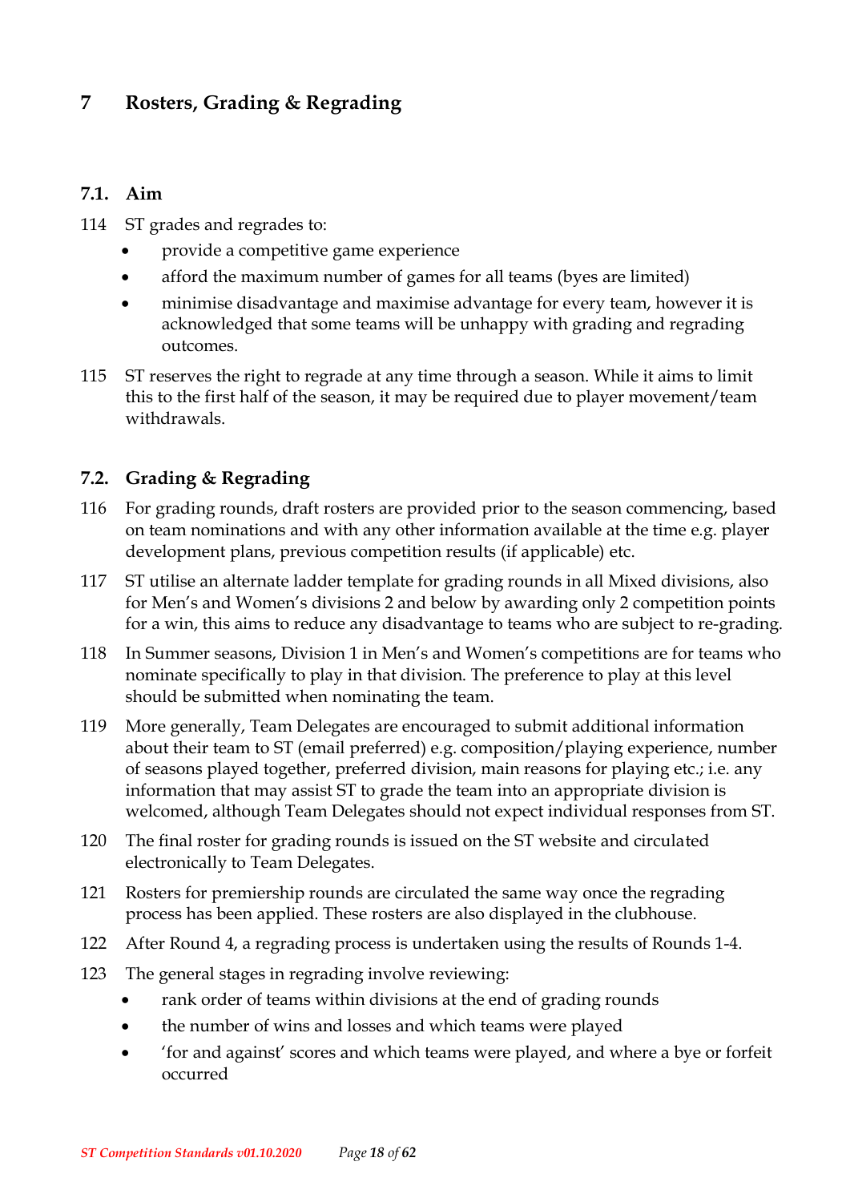# 7 Rosters, Grading & Regrading

## 7.1. Aim

114 ST grades and regrades to:

- provide a competitive game experience
- afford the maximum number of games for all teams (byes are limited)
- minimise disadvantage and maximise advantage for every team, however it is acknowledged that some teams will be unhappy with grading and regrading outcomes.

115 ST reserves the right to regrade at any time through a season. While it aims to limit this to the first half of the season, it may be required due to player movement/team withdrawals.

## 7.2. Grading & Regrading

116 For grading rounds, draft rosters are provided prior to the season commencing, based on team nominations and with any other information available at the time e.g. player development plans, previous competition results (if applicable) etc.

117 ST utilise an alternate ladder template for grading rounds in all Mixed divisions, also for Men's and Women's divisions 2 and below by awarding only 2 competition points for a win, this aims to reduce any disadvantage to teams who are subject to re-grading.

118 In Summer seasons, Division 1 in Men's and Women's competitions are for teams who nominate specifically to play in that division. The preference to play at this level should be submitted when nominating the team.

119 More generally, Team Delegates are encouraged to submit additional information about their team to ST (email preferred) e.g. composition/playing experience, number of seasons played together, preferred division, main reasons for playing etc.; i.e. any information that may assist ST to grade the team into an appropriate division is welcomed, although Team Delegates should not expect individual responses from ST.

120 The final roster for grading rounds is issued on the ST website and circulated electronically to Team Delegates.

121 Rosters for premiership rounds are circulated the same way once the regrading process has been applied. These rosters are also displayed in the clubhouse.

122 After Round 4, a regrading process is undertaken using the results of Rounds 1-4.

123 The general stages in regrading involve reviewing:

- rank order of teams within divisions at the end of grading rounds
- the number of wins and losses and which teams were played
- 'for and against' scores and which teams were played, and where a bye or forfeit occurred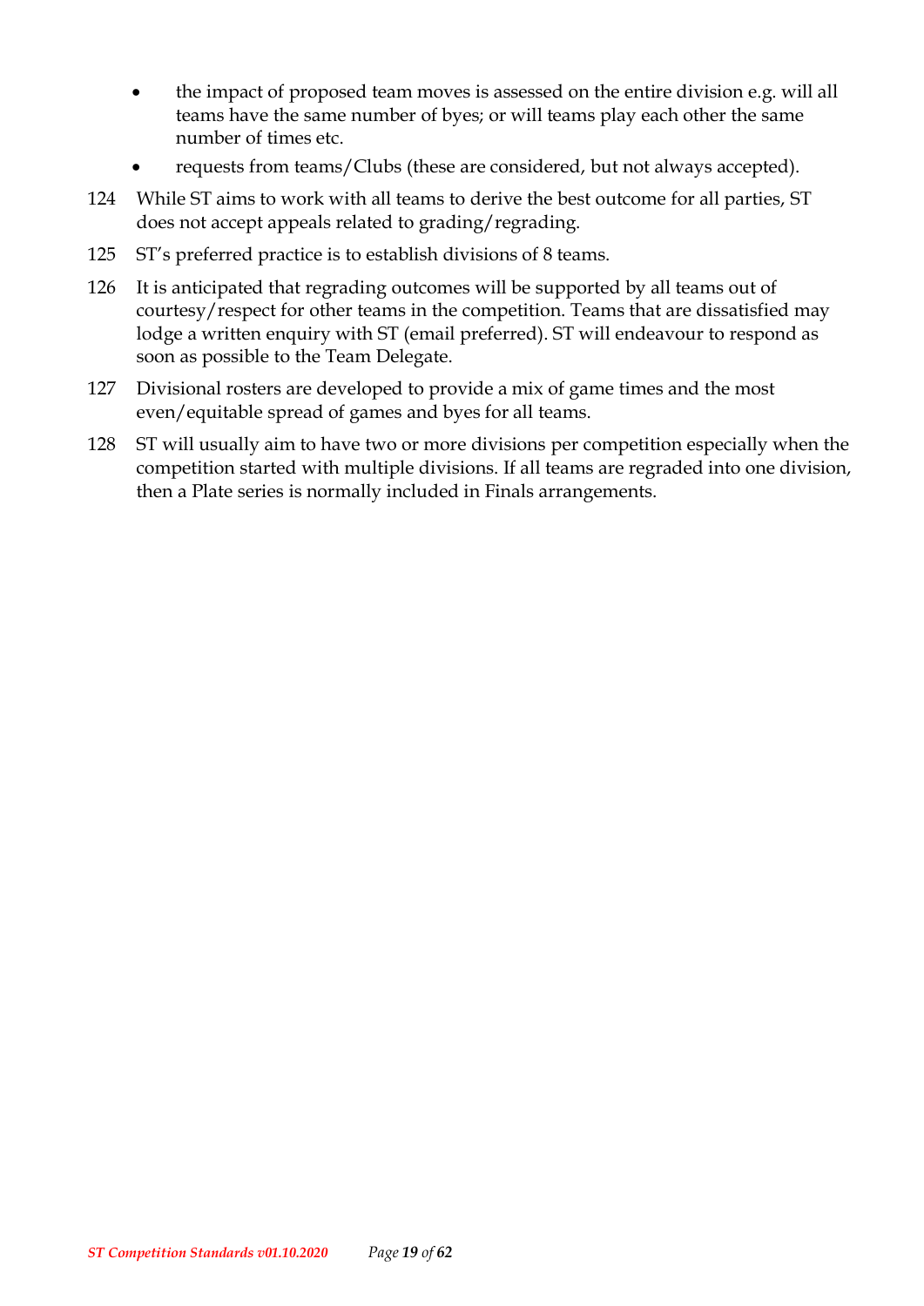- the impact of proposed team moves is assessed on the entire division e.g. will all teams have the same number of byes; or will teams play each other the same number of times etc.
- requests from teams/Clubs (these are considered, but not always accepted).

124 While ST aims to work with all teams to derive the best outcome for all parties, ST does not accept appeals related to grading/regrading.

125 ST's preferred practice is to establish divisions of 8 teams.

126 It is anticipated that regrading outcomes will be supported by all teams out of courtesy/respect for other teams in the competition. Teams that are dissatisfied may lodge a written enquiry with ST (email preferred). ST will endeavour to respond as soon as possible to the Team Delegate.

127 Divisional rosters are developed to provide a mix of game times and the most even/equitable spread of games and byes for all teams.

128 ST will usually aim to have two or more divisions per competition especially when the competition started with multiple divisions. If all teams are regraded into one division, then a Plate series is normally included in Finals arrangements.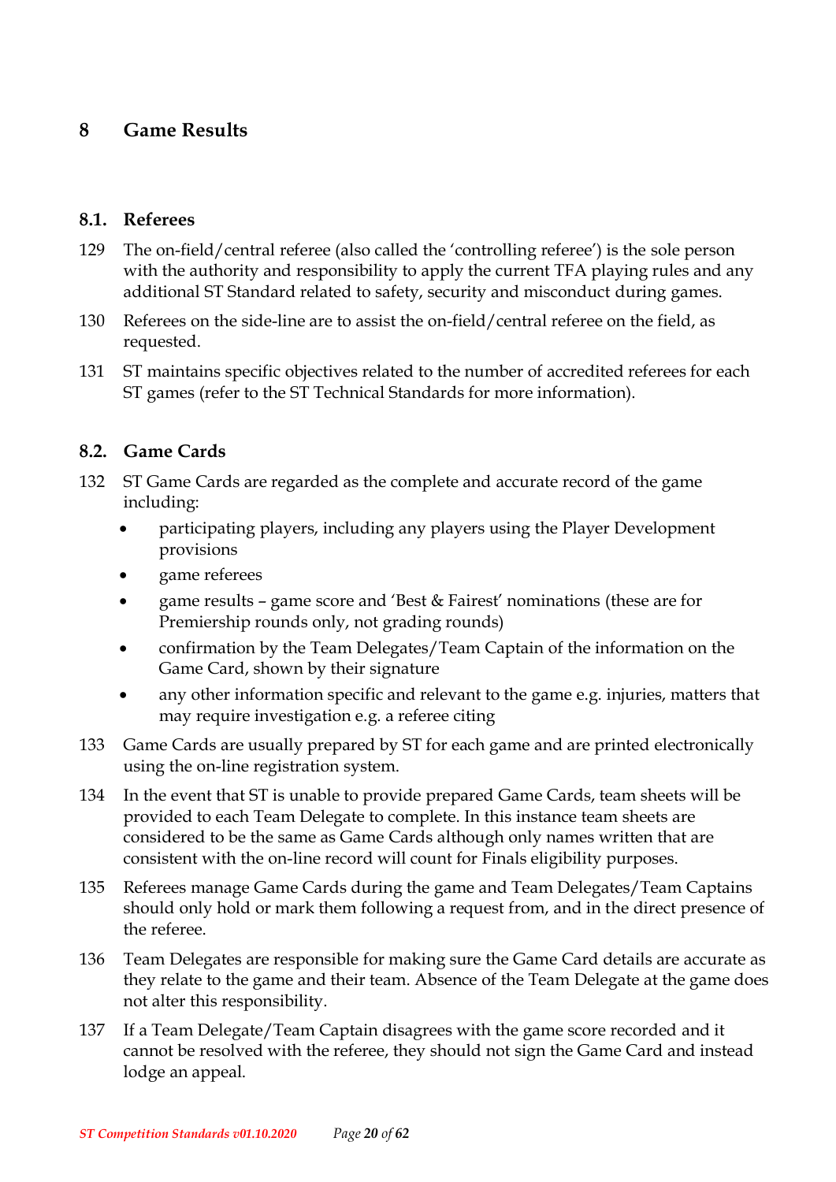# 8 Game Results

## 8.1. Referees

129 The on-field/central referee (also called the 'controlling referee') is the sole person with the authority and responsibility to apply the current TFA playing rules and any additional ST Standard related to safety, security and misconduct during games.

130 Referees on the side-line are to assist the on-field/central referee on the field, as requested.

131 ST maintains specific objectives related to the number of accredited referees for each ST games (refer to the ST Technical Standards for more information).

## 8.2. Game Cards

132 ST Game Cards are regarded as the complete and accurate record of the game including:

- participating players, including any players using the Player Development provisions
- game referees
- game results – game score and 'Best & Fairest' nominations (these are for Premiership rounds only, not grading rounds)
- confirmation by the Team Delegates/Team Captain of the information on the Game Card, shown by their signature
- any other information specific and relevant to the game e.g. injuries, matters that may require investigation e.g. a referee citing

133 Game Cards are usually prepared by ST for each game and are printed electronically using the on-line registration system.

134 In the event that ST is unable to provide prepared Game Cards, team sheets will be provided to each Team Delegate to complete. In this instance team sheets are considered to be the same as Game Cards although only names written that are consistent with the on-line record will count for Finals eligibility purposes.

135 Referees manage Game Cards during the game and Team Delegates/Team Captains should only hold or mark them following a request from, and in the direct presence of the referee.

136 Team Delegates are responsible for making sure the Game Card details are accurate as they relate to the game and their team. Absence of the Team Delegate at the game does not alter this responsibility.

137 If a Team Delegate/Team Captain disagrees with the game score recorded and it cannot be resolved with the referee, they should not sign the Game Card and instead lodge an appeal.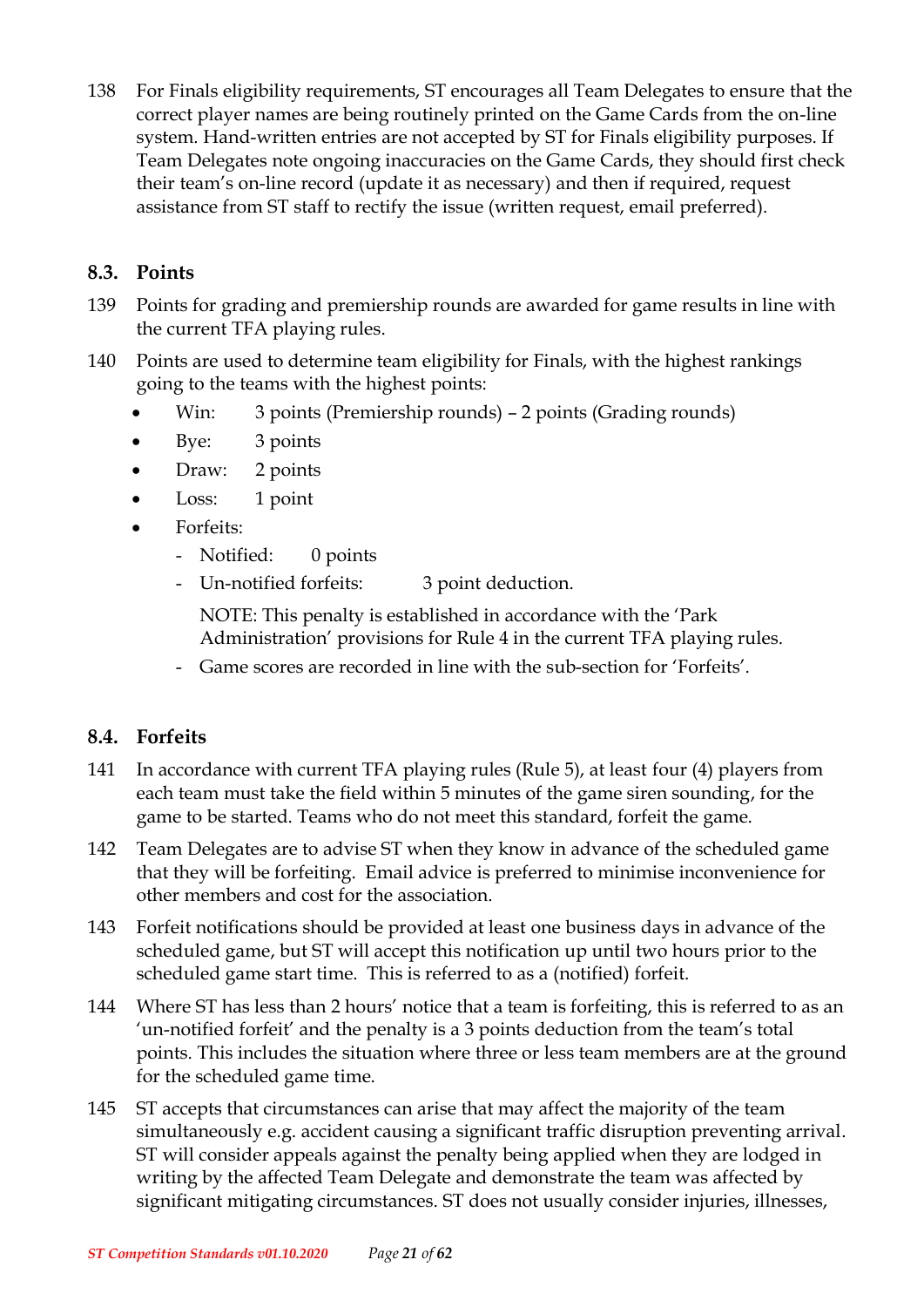138 For Finals eligibility requirements, ST encourages all Team Delegates to ensure that the correct player names are being routinely printed on the Game Cards from the on-line system. Hand-written entries are not accepted by ST for Finals eligibility purposes. If Team Delegates note ongoing inaccuracies on the Game Cards, they should first check their team's on-line record (update it as necessary) and then if required, request assistance from ST staff to rectify the issue (written request, email preferred).

## 8.3. Points

139 Points for grading and premiership rounds are awarded for game results in line with the current TFA playing rules.

140 Points are used to determine team eligibility for Finals, with the highest rankings going to the teams with the highest points:

- Win: 3 points (Premiership rounds) – 2 points (Grading rounds)
- Bye: 3 points
- Draw: 2 points
- Loss: 1 point
- Forfeits:
  - Notified: 0 points
  - Un-notified forfeits: 3 point deduction.

    NOTE: This penalty is established in accordance with the 'Park Administration' provisions for Rule 4 in the current TFA playing rules.
  - Game scores are recorded in line with the sub-section for 'Forfeits'.

## 8.4. Forfeits

141 In accordance with current TFA playing rules (Rule 5), at least four (4) players from each team must take the field within 5 minutes of the game siren sounding, for the game to be started. Teams who do not meet this standard, forfeit the game.

142 Team Delegates are to advise ST when they know in advance of the scheduled game that they will be forfeiting. Email advice is preferred to minimise inconvenience for other members and cost for the association.

143 Forfeit notifications should be provided at least one business days in advance of the scheduled game, but ST will accept this notification up until two hours prior to the scheduled game start time. This is referred to as a (notified) forfeit.

144 Where ST has less than 2 hours' notice that a team is forfeiting, this is referred to as an 'un-notified forfeit' and the penalty is a 3 points deduction from the team's total points. This includes the situation where three or less team members are at the ground for the scheduled game time.

145 ST accepts that circumstances can arise that may affect the majority of the team simultaneously e.g. accident causing a significant traffic disruption preventing arrival. ST will consider appeals against the penalty being applied when they are lodged in writing by the affected Team Delegate and demonstrate the team was affected by significant mitigating circumstances. ST does not usually consider injuries, illnesses,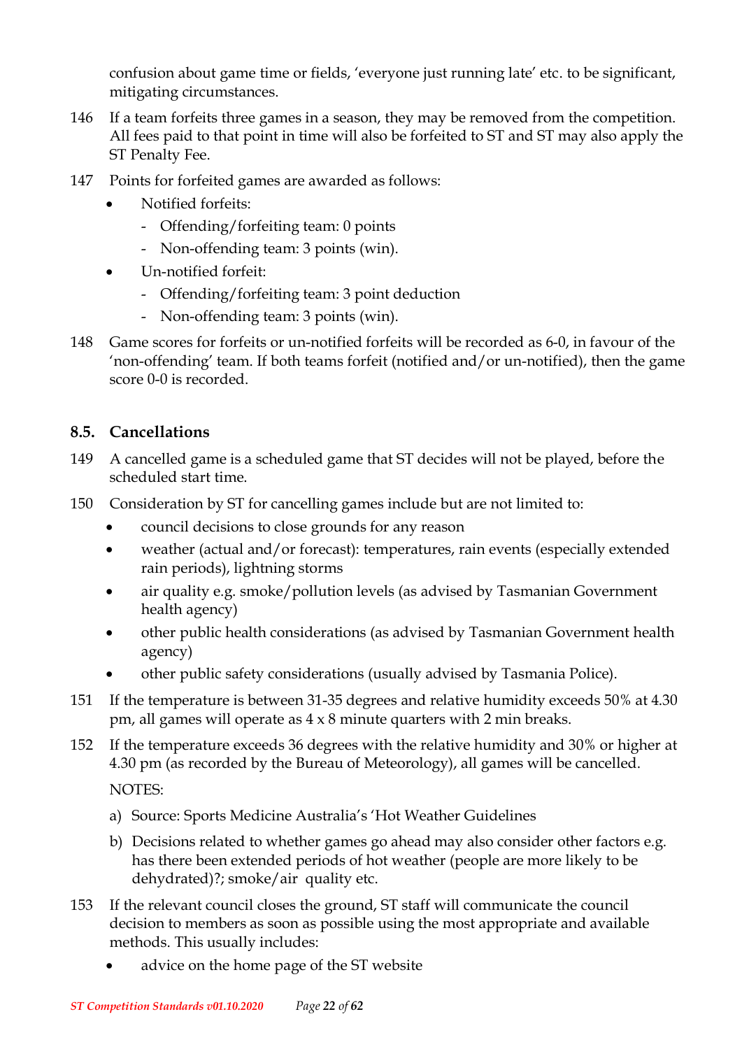confusion about game time or fields, 'everyone just running late' etc. to be significant, mitigating circumstances.

146 If a team forfeits three games in a season, they may be removed from the competition. All fees paid to that point in time will also be forfeited to ST and ST may also apply the ST Penalty Fee.

147 Points for forfeited games are awarded as follows:

- Notified forfeits:
  - Offending/forfeiting team: 0 points
  - Non-offending team: 3 points (win).
- Un-notified forfeit:
  - Offending/forfeiting team: 3 point deduction
  - Non-offending team: 3 points (win).

148 Game scores for forfeits or un-notified forfeits will be recorded as 6-0, in favour of the 'non-offending' team. If both teams forfeit (notified and/or un-notified), then the game score 0-0 is recorded.

## 8.5. Cancellations

149 A cancelled game is a scheduled game that ST decides will not be played, before the scheduled start time.

150 Consideration by ST for cancelling games include but are not limited to:

- council decisions to close grounds for any reason
- weather (actual and/or forecast): temperatures, rain events (especially extended rain periods), lightning storms
- air quality e.g. smoke/pollution levels (as advised by Tasmanian Government health agency)
- other public health considerations (as advised by Tasmanian Government health agency)
- other public safety considerations (usually advised by Tasmania Police).

151 If the temperature is between 31-35 degrees and relative humidity exceeds 50% at 4.30 pm, all games will operate as 4 x 8 minute quarters with 2 min breaks.

152 If the temperature exceeds 36 degrees with the relative humidity and 30% or higher at 4.30 pm (as recorded by the Bureau of Meteorology), all games will be cancelled.

NOTES:

a) Source: Sports Medicine Australia's 'Hot Weather Guidelines

b) Decisions related to whether games go ahead may also consider other factors e.g. has there been extended periods of hot weather (people are more likely to be dehydrated)?; smoke/air quality etc.

153 If the relevant council closes the ground, ST staff will communicate the council decision to members as soon as possible using the most appropriate and available methods. This usually includes:

- advice on the home page of the ST website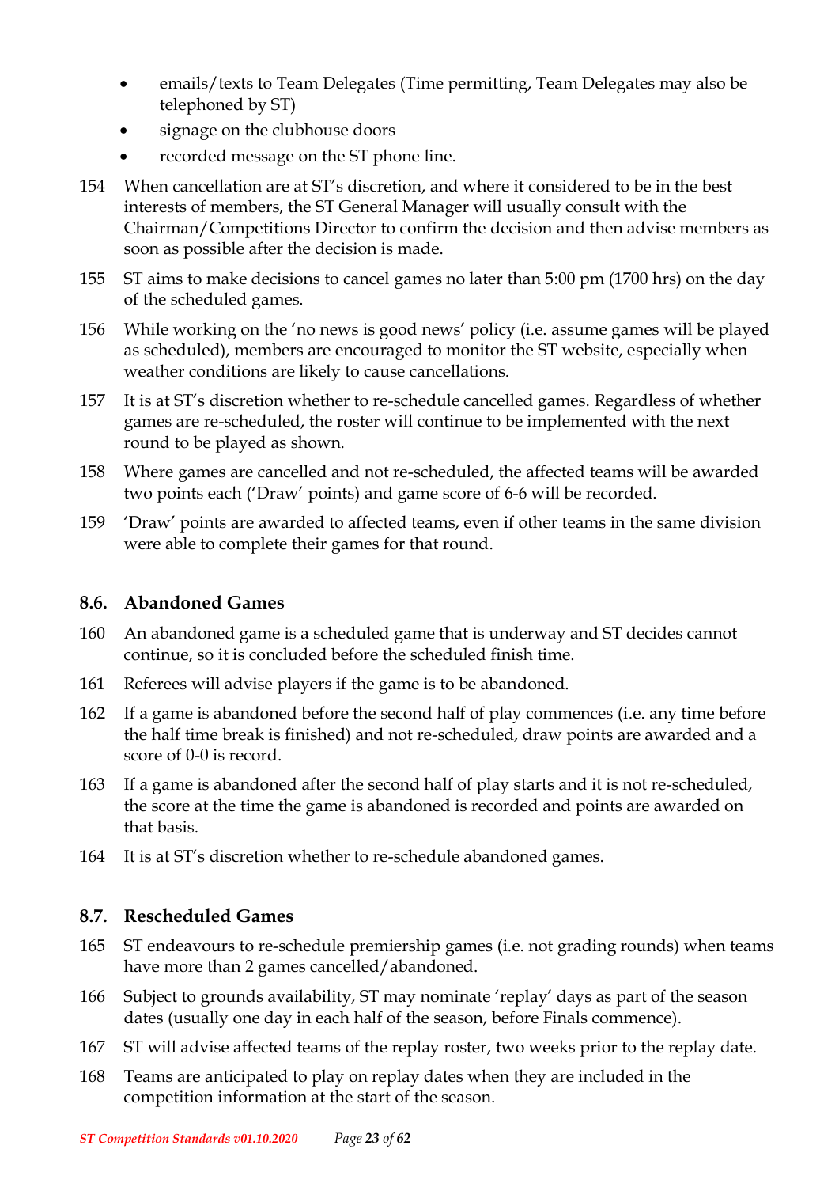- emails/texts to Team Delegates (Time permitting, Team Delegates may also be telephoned by ST)
- signage on the clubhouse doors
- recorded message on the ST phone line.

154 When cancellation are at ST's discretion, and where it considered to be in the best interests of members, the ST General Manager will usually consult with the Chairman/Competitions Director to confirm the decision and then advise members as soon as possible after the decision is made.

155 ST aims to make decisions to cancel games no later than 5:00 pm (1700 hrs) on the day of the scheduled games.

156 While working on the 'no news is good news' policy (i.e. assume games will be played as scheduled), members are encouraged to monitor the ST website, especially when weather conditions are likely to cause cancellations.

157 It is at ST's discretion whether to re-schedule cancelled games. Regardless of whether games are re-scheduled, the roster will continue to be implemented with the next round to be played as shown.

158 Where games are cancelled and not re-scheduled, the affected teams will be awarded two points each ('Draw' points) and game score of 6-6 will be recorded.

159 'Draw' points are awarded to affected teams, even if other teams in the same division were able to complete their games for that round.

### 8.6. Abandoned Games

160 An abandoned game is a scheduled game that is underway and ST decides cannot continue, so it is concluded before the scheduled finish time.

161 Referees will advise players if the game is to be abandoned.

162 If a game is abandoned before the second half of play commences (i.e. any time before the half time break is finished) and not re-scheduled, draw points are awarded and a score of 0-0 is record.

163 If a game is abandoned after the second half of play starts and it is not re-scheduled, the score at the time the game is abandoned is recorded and points are awarded on that basis.

164 It is at ST's discretion whether to re-schedule abandoned games.

### 8.7. Rescheduled Games

165 ST endeavours to re-schedule premiership games (i.e. not grading rounds) when teams have more than 2 games cancelled/abandoned.

166 Subject to grounds availability, ST may nominate 'replay' days as part of the season dates (usually one day in each half of the season, before Finals commence).

167 ST will advise affected teams of the replay roster, two weeks prior to the replay date.

168 Teams are anticipated to play on replay dates when they are included in the competition information at the start of the season.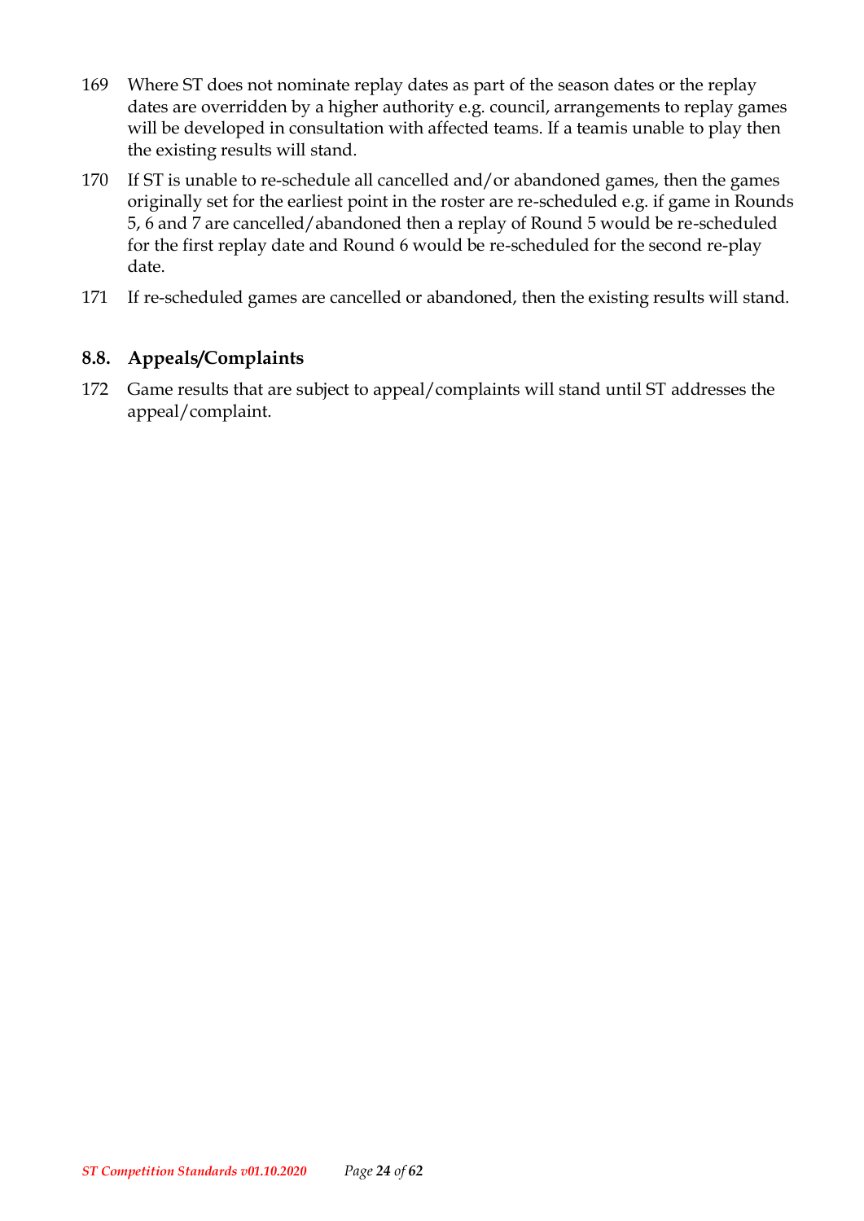169 Where ST does not nominate replay dates as part of the season dates or the replay dates are overridden by a higher authority e.g. council, arrangements to replay games will be developed in consultation with affected teams. If a teamis unable to play then the existing results will stand.

170 If ST is unable to re-schedule all cancelled and/or abandoned games, then the games originally set for the earliest point in the roster are re-scheduled e.g. if game in Rounds 5, 6 and 7 are cancelled/abandoned then a replay of Round 5 would be re-scheduled for the first replay date and Round 6 would be re-scheduled for the second re-play date.

171 If re-scheduled games are cancelled or abandoned, then the existing results will stand.

### 8.8. Appeals/Complaints

172 Game results that are subject to appeal/complaints will stand until ST addresses the appeal/complaint.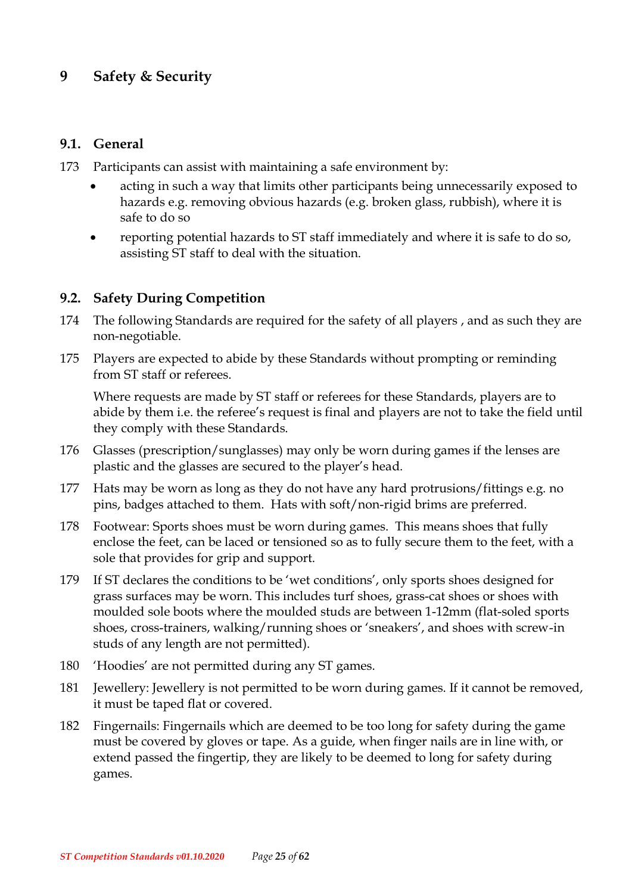# 9 Safety & Security

## 9.1. General

173 Participants can assist with maintaining a safe environment by:

- acting in such a way that limits other participants being unnecessarily exposed to hazards e.g. removing obvious hazards (e.g. broken glass, rubbish), where it is safe to do so
- reporting potential hazards to ST staff immediately and where it is safe to do so, assisting ST staff to deal with the situation.

## 9.2. Safety During Competition

174 The following Standards are required for the safety of all players , and as such they are non-negotiable.

175 Players are expected to abide by these Standards without prompting or reminding from ST staff or referees.

Where requests are made by ST staff or referees for these Standards, players are to abide by them i.e. the referee's request is final and players are not to take the field until they comply with these Standards.

176 Glasses (prescription/sunglasses) may only be worn during games if the lenses are plastic and the glasses are secured to the player's head.

177 Hats may be worn as long as they do not have any hard protrusions/fittings e.g. no pins, badges attached to them. Hats with soft/non-rigid brims are preferred.

178 Footwear: Sports shoes must be worn during games. This means shoes that fully enclose the feet, can be laced or tensioned so as to fully secure them to the feet, with a sole that provides for grip and support.

179 If ST declares the conditions to be 'wet conditions', only sports shoes designed for grass surfaces may be worn. This includes turf shoes, grass-cat shoes or shoes with moulded sole boots where the moulded studs are between 1-12mm (flat-soled sports shoes, cross-trainers, walking/running shoes or 'sneakers', and shoes with screw-in studs of any length are not permitted).

180 'Hoodies' are not permitted during any ST games.

181 Jewellery: Jewellery is not permitted to be worn during games. If it cannot be removed, it must be taped flat or covered.

182 Fingernails: Fingernails which are deemed to be too long for safety during the game must be covered by gloves or tape. As a guide, when finger nails are in line with, or extend passed the fingertip, they are likely to be deemed to long for safety during games.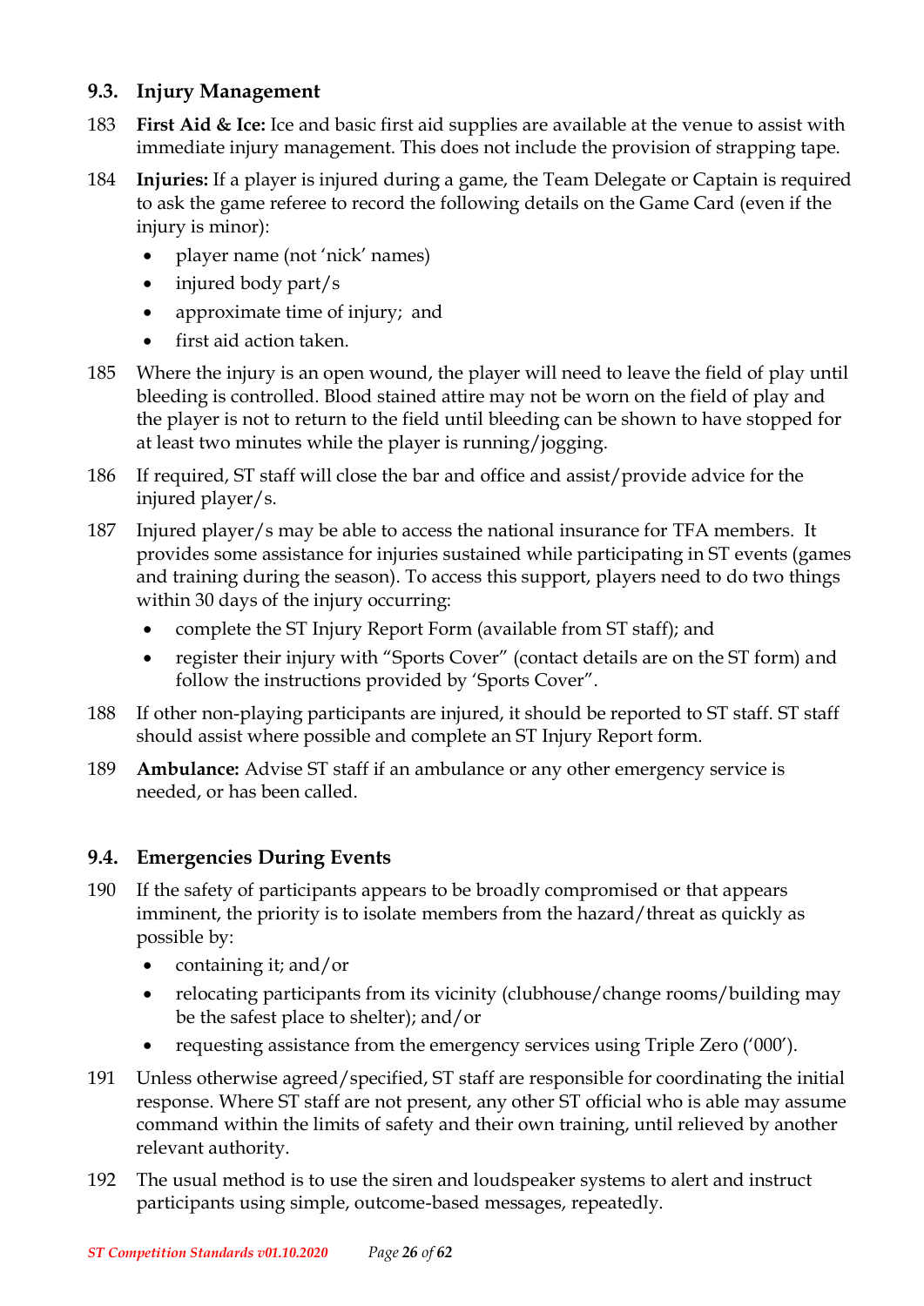## 9.3. Injury Management

183 **First Aid & Ice:** Ice and basic first aid supplies are available at the venue to assist with immediate injury management. This does not include the provision of strapping tape.

184 **Injuries:** If a player is injured during a game, the Team Delegate or Captain is required to ask the game referee to record the following details on the Game Card (even if the injury is minor):

- player name (not 'nick' names)
- injured body part/s
- approximate time of injury; and
- first aid action taken.

185 Where the injury is an open wound, the player will need to leave the field of play until bleeding is controlled. Blood stained attire may not be worn on the field of play and the player is not to return to the field until bleeding can be shown to have stopped for at least two minutes while the player is running/jogging.

186 If required, ST staff will close the bar and office and assist/provide advice for the injured player/s.

187 Injured player/s may be able to access the national insurance for TFA members. It provides some assistance for injuries sustained while participating in ST events (games and training during the season). To access this support, players need to do two things within 30 days of the injury occurring:

- complete the ST Injury Report Form (available from ST staff); and
- register their injury with "Sports Cover" (contact details are on the ST form) and follow the instructions provided by 'Sports Cover".

188 If other non-playing participants are injured, it should be reported to ST staff. ST staff should assist where possible and complete an ST Injury Report form.

189 **Ambulance:** Advise ST staff if an ambulance or any other emergency service is needed, or has been called.

## 9.4. Emergencies During Events

190 If the safety of participants appears to be broadly compromised or that appears imminent, the priority is to isolate members from the hazard/threat as quickly as possible by:

- containing it; and/or
- relocating participants from its vicinity (clubhouse/change rooms/building may be the safest place to shelter); and/or
- requesting assistance from the emergency services using Triple Zero ('000').

191 Unless otherwise agreed/specified, ST staff are responsible for coordinating the initial response. Where ST staff are not present, any other ST official who is able may assume command within the limits of safety and their own training, until relieved by another relevant authority.

192 The usual method is to use the siren and loudspeaker systems to alert and instruct participants using simple, outcome-based messages, repeatedly.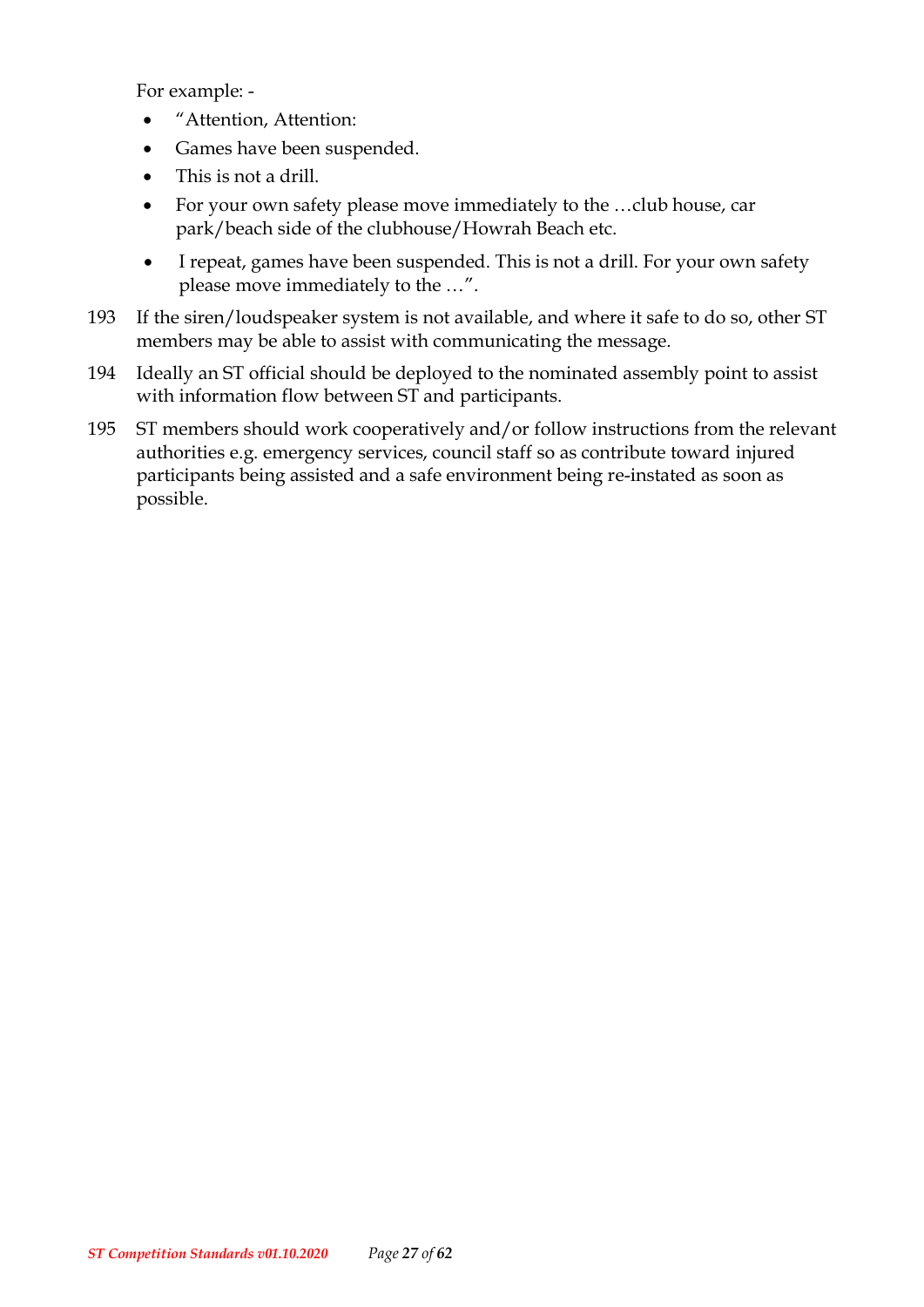For example: -

- "Attention, Attention:
- Games have been suspended.
- This is not a drill.
- For your own safety please move immediately to the …club house, car park/beach side of the clubhouse/Howrah Beach etc.
- I repeat, games have been suspended. This is not a drill. For your own safety please move immediately to the …".

193 If the siren/loudspeaker system is not available, and where it safe to do so, other ST members may be able to assist with communicating the message.

194 Ideally an ST official should be deployed to the nominated assembly point to assist with information flow between ST and participants.

195 ST members should work cooperatively and/or follow instructions from the relevant authorities e.g. emergency services, council staff so as contribute toward injured participants being assisted and a safe environment being re-instated as soon as possible.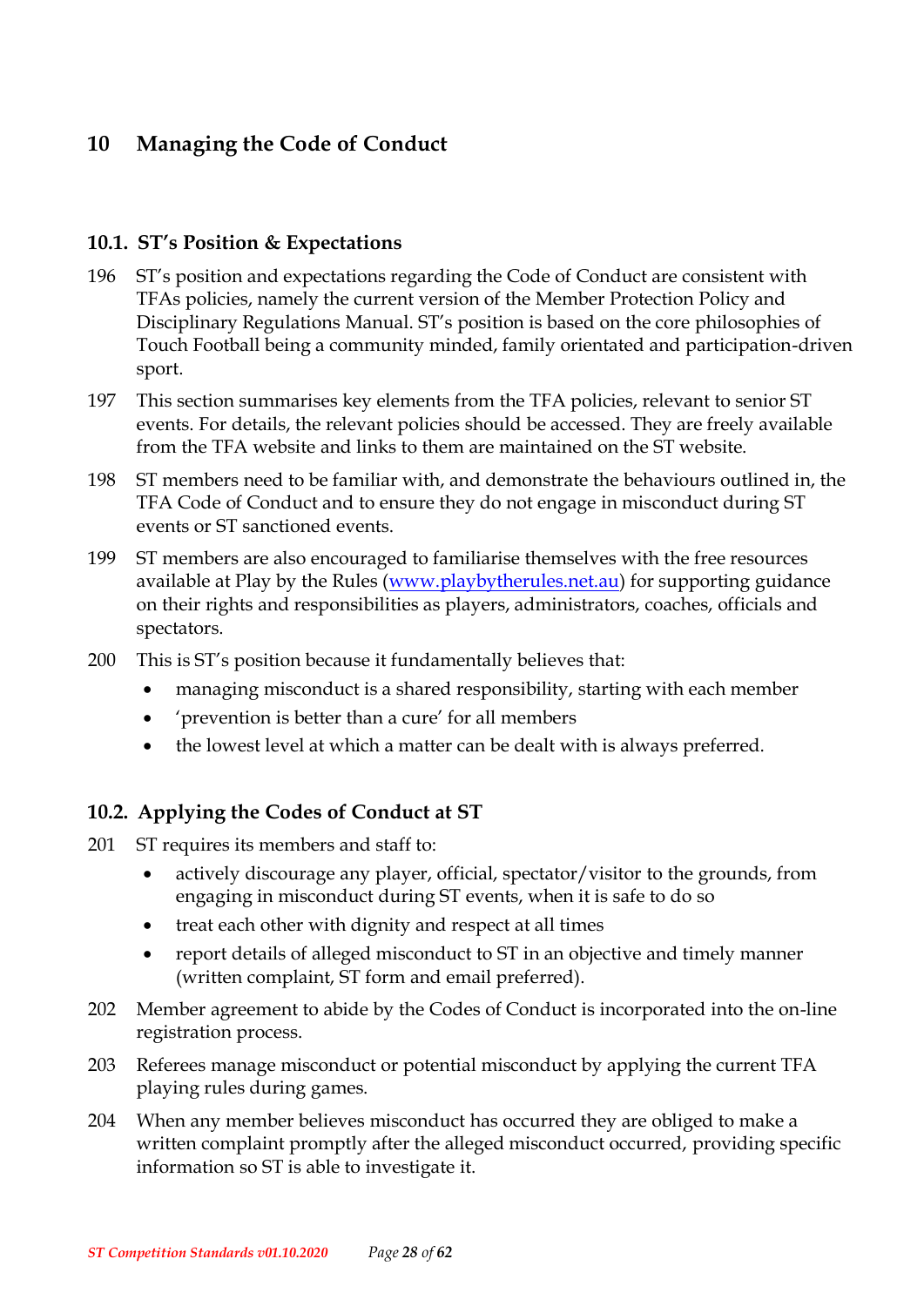# 10 Managing the Code of Conduct

## 10.1. ST's Position & Expectations

196 ST's position and expectations regarding the Code of Conduct are consistent with TFAs policies, namely the current version of the Member Protection Policy and Disciplinary Regulations Manual. ST's position is based on the core philosophies of Touch Football being a community minded, family orientated and participation-driven sport.

197 This section summarises key elements from the TFA policies, relevant to senior ST events. For details, the relevant policies should be accessed. They are freely available from the TFA website and links to them are maintained on the ST website.

198 ST members need to be familiar with, and demonstrate the behaviours outlined in, the TFA Code of Conduct and to ensure they do not engage in misconduct during ST events or ST sanctioned events.

199 ST members are also encouraged to familiarise themselves with the free resources available at Play by the Rules ([www.playbytherules.net.au](http://www.playbytherules.net.au)) for supporting guidance on their rights and responsibilities as players, administrators, coaches, officials and spectators.

200 This is ST's position because it fundamentally believes that:

- managing misconduct is a shared responsibility, starting with each member
- 'prevention is better than a cure' for all members
- the lowest level at which a matter can be dealt with is always preferred.

## 10.2. Applying the Codes of Conduct at ST

201 ST requires its members and staff to:

- actively discourage any player, official, spectator/visitor to the grounds, from engaging in misconduct during ST events, when it is safe to do so
- treat each other with dignity and respect at all times
- report details of alleged misconduct to ST in an objective and timely manner (written complaint, ST form and email preferred).

202 Member agreement to abide by the Codes of Conduct is incorporated into the on-line registration process.

203 Referees manage misconduct or potential misconduct by applying the current TFA playing rules during games.

204 When any member believes misconduct has occurred they are obliged to make a written complaint promptly after the alleged misconduct occurred, providing specific information so ST is able to investigate it.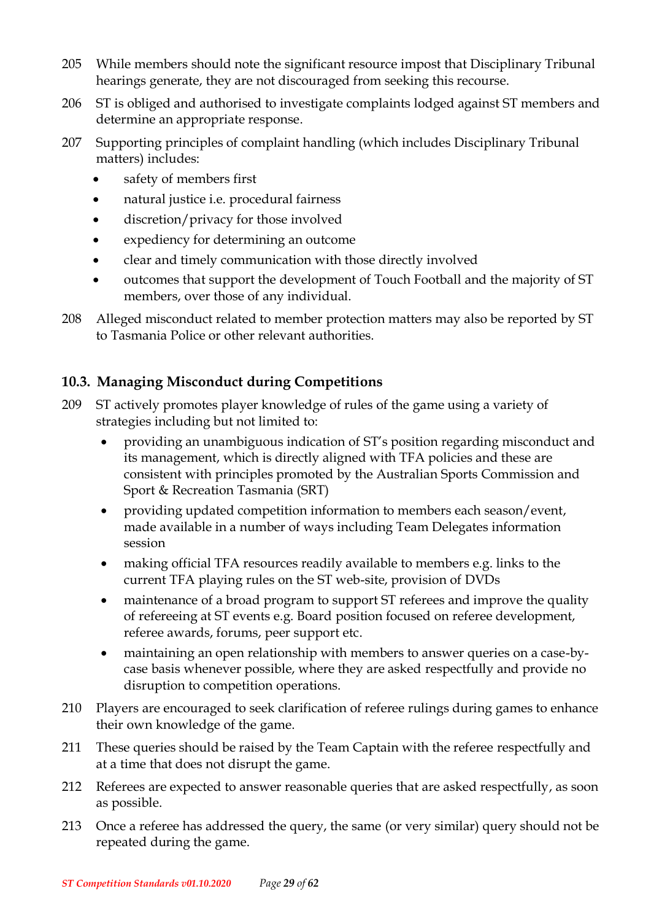205 While members should note the significant resource impost that Disciplinary Tribunal hearings generate, they are not discouraged from seeking this recourse.

206 ST is obliged and authorised to investigate complaints lodged against ST members and determine an appropriate response.

207 Supporting principles of complaint handling (which includes Disciplinary Tribunal matters) includes:

- safety of members first
- natural justice i.e. procedural fairness
- discretion/privacy for those involved
- expediency for determining an outcome
- clear and timely communication with those directly involved
- outcomes that support the development of Touch Football and the majority of ST members, over those of any individual.

208 Alleged misconduct related to member protection matters may also be reported by ST to Tasmania Police or other relevant authorities.

### 10.3. Managing Misconduct during Competitions

209 ST actively promotes player knowledge of rules of the game using a variety of strategies including but not limited to:

- providing an unambiguous indication of ST's position regarding misconduct and its management, which is directly aligned with TFA policies and these are consistent with principles promoted by the Australian Sports Commission and Sport & Recreation Tasmania (SRT)
- providing updated competition information to members each season/event, made available in a number of ways including Team Delegates information session
- making official TFA resources readily available to members e.g. links to the current TFA playing rules on the ST web-site, provision of DVDs
- maintenance of a broad program to support ST referees and improve the quality of refereeing at ST events e.g. Board position focused on referee development, referee awards, forums, peer support etc.
- maintaining an open relationship with members to answer queries on a case-by-case basis whenever possible, where they are asked respectfully and provide no disruption to competition operations.

210 Players are encouraged to seek clarification of referee rulings during games to enhance their own knowledge of the game.

211 These queries should be raised by the Team Captain with the referee respectfully and at a time that does not disrupt the game.

212 Referees are expected to answer reasonable queries that are asked respectfully, as soon as possible.

213 Once a referee has addressed the query, the same (or very similar) query should not be repeated during the game.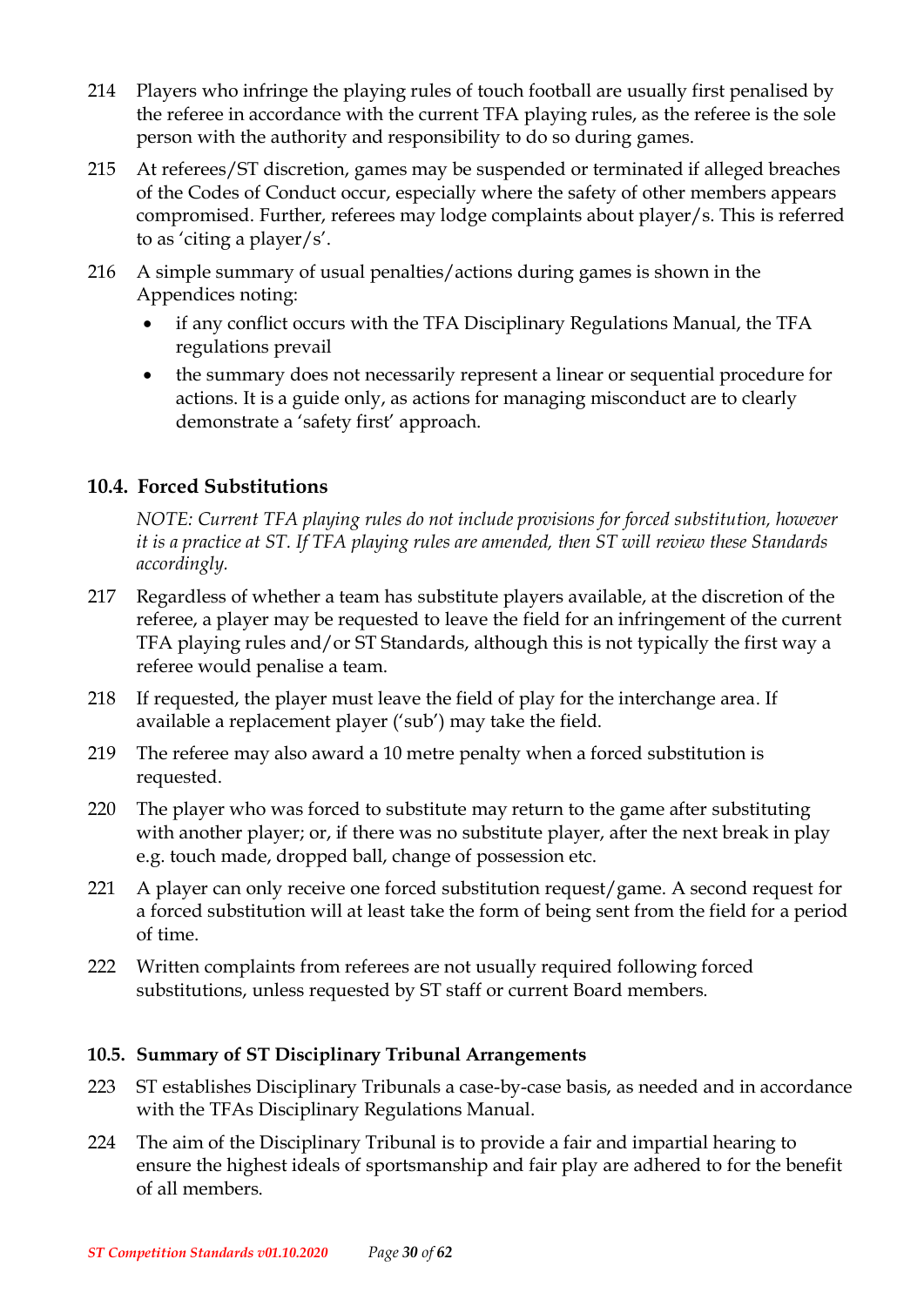214 Players who infringe the playing rules of touch football are usually first penalised by the referee in accordance with the current TFA playing rules, as the referee is the sole person with the authority and responsibility to do so during games.

215 At referees/ST discretion, games may be suspended or terminated if alleged breaches of the Codes of Conduct occur, especially where the safety of other members appears compromised. Further, referees may lodge complaints about player/s. This is referred to as 'citing a player/s'.

216 A simple summary of usual penalties/actions during games is shown in the Appendices noting:

- if any conflict occurs with the TFA Disciplinary Regulations Manual, the TFA regulations prevail
- the summary does not necessarily represent a linear or sequential procedure for actions. It is a guide only, as actions for managing misconduct are to clearly demonstrate a 'safety first' approach.

## 10.4. Forced Substitutions

*NOTE: Current TFA playing rules do not include provisions for forced substitution, however it is a practice at ST. If TFA playing rules are amended, then ST will review these Standards accordingly.*

217 Regardless of whether a team has substitute players available, at the discretion of the referee, a player may be requested to leave the field for an infringement of the current TFA playing rules and/or ST Standards, although this is not typically the first way a referee would penalise a team.

218 If requested, the player must leave the field of play for the interchange area. If available a replacement player ('sub') may take the field.

219 The referee may also award a 10 metre penalty when a forced substitution is requested.

220 The player who was forced to substitute may return to the game after substituting with another player; or, if there was no substitute player, after the next break in play e.g. touch made, dropped ball, change of possession etc.

221 A player can only receive one forced substitution request/game. A second request for a forced substitution will at least take the form of being sent from the field for a period of time.

222 Written complaints from referees are not usually required following forced substitutions, unless requested by ST staff or current Board members.

### 10.5. Summary of ST Disciplinary Tribunal Arrangements

223 ST establishes Disciplinary Tribunals a case-by-case basis, as needed and in accordance with the TFAs Disciplinary Regulations Manual.

224 The aim of the Disciplinary Tribunal is to provide a fair and impartial hearing to ensure the highest ideals of sportsmanship and fair play are adhered to for the benefit of all members.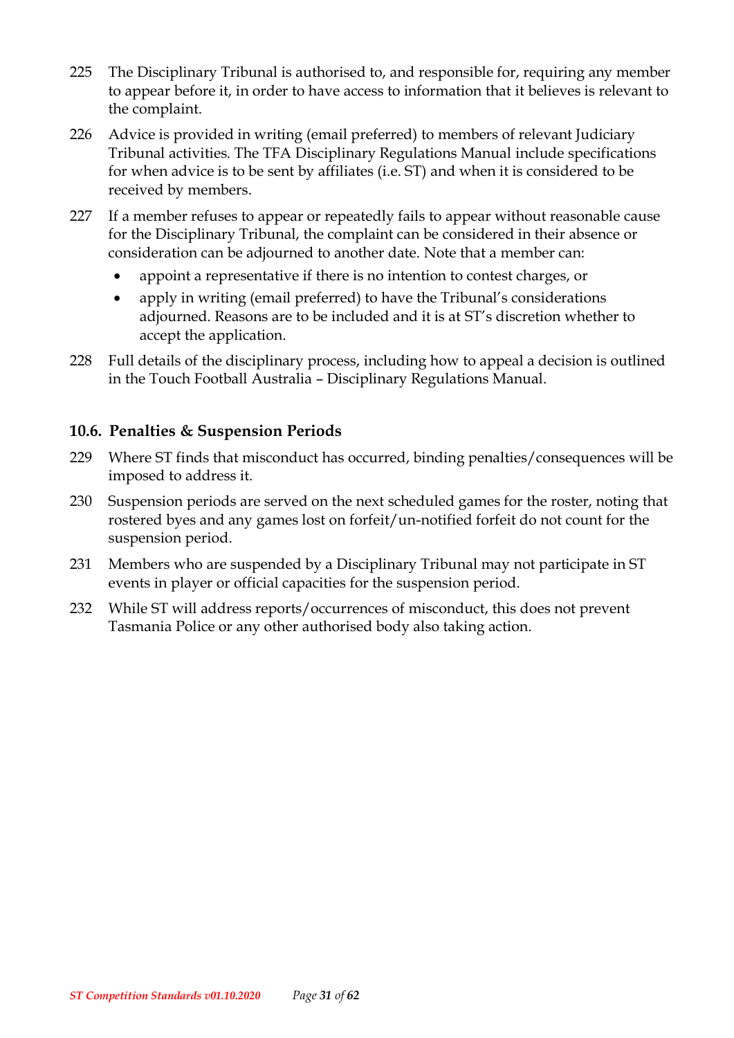225 The Disciplinary Tribunal is authorised to, and responsible for, requiring any member to appear before it, in order to have access to information that it believes is relevant to the complaint.

226 Advice is provided in writing (email preferred) to members of relevant Judiciary Tribunal activities. The TFA Disciplinary Regulations Manual include specifications for when advice is to be sent by affiliates (i.e. ST) and when it is considered to be received by members.

227 If a member refuses to appear or repeatedly fails to appear without reasonable cause for the Disciplinary Tribunal, the complaint can be considered in their absence or consideration can be adjourned to another date. Note that a member can:

- appoint a representative if there is no intention to contest charges, or
- apply in writing (email preferred) to have the Tribunal's considerations adjourned. Reasons are to be included and it is at ST's discretion whether to accept the application.

228 Full details of the disciplinary process, including how to appeal a decision is outlined in the Touch Football Australia – Disciplinary Regulations Manual.

### 10.6. Penalties & Suspension Periods

229 Where ST finds that misconduct has occurred, binding penalties/consequences will be imposed to address it.

230 Suspension periods are served on the next scheduled games for the roster, noting that rostered byes and any games lost on forfeit/un-notified forfeit do not count for the suspension period.

231 Members who are suspended by a Disciplinary Tribunal may not participate in ST events in player or official capacities for the suspension period.

232 While ST will address reports/occurrences of misconduct, this does not prevent Tasmania Police or any other authorised body also taking action.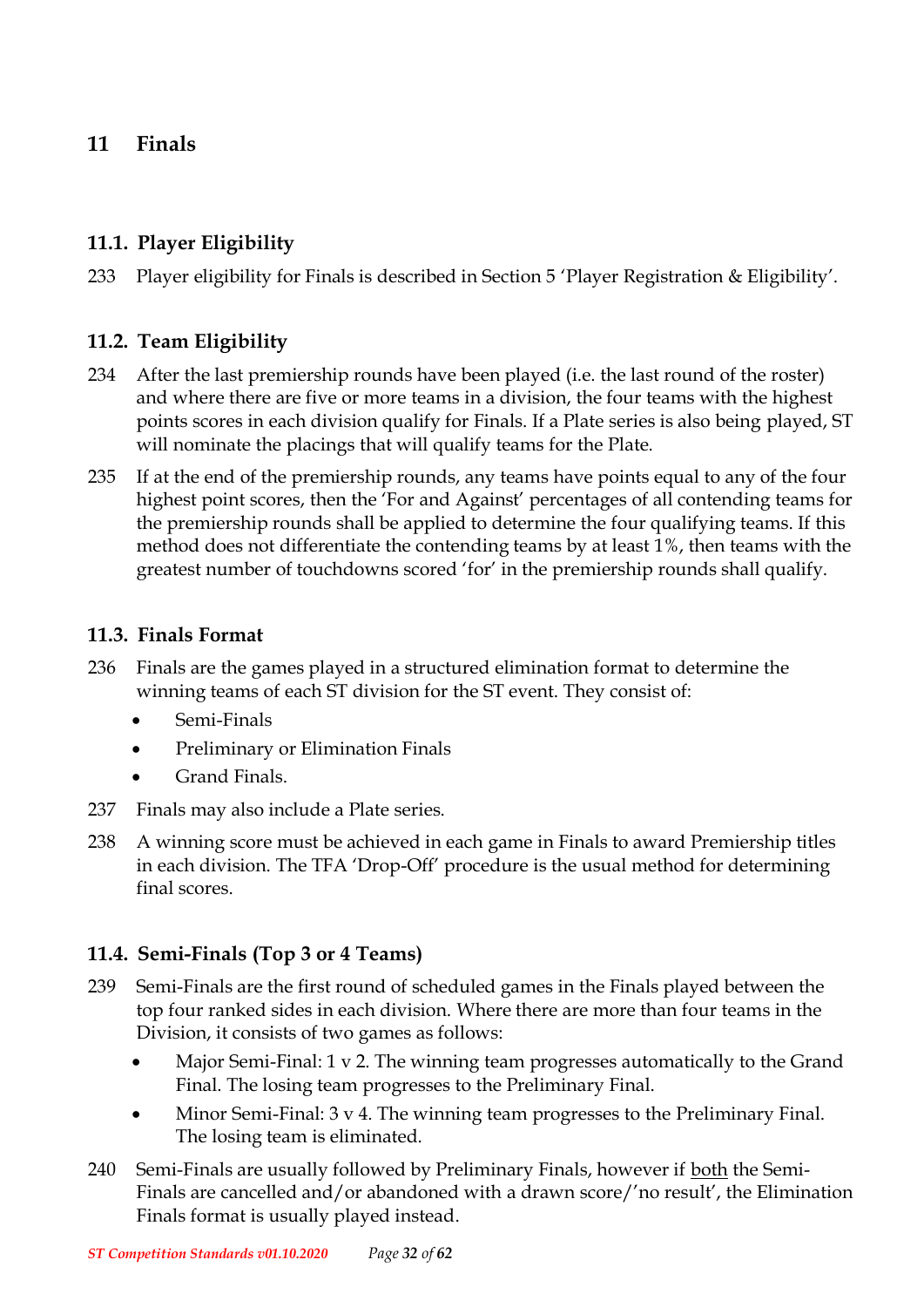# 11 Finals

## 11.1. Player Eligibility

233 Player eligibility for Finals is described in Section 5 'Player Registration & Eligibility'.

## 11.2. Team Eligibility

234 After the last premiership rounds have been played (i.e. the last round of the roster) and where there are five or more teams in a division, the four teams with the highest points scores in each division qualify for Finals. If a Plate series is also being played, ST will nominate the placings that will qualify teams for the Plate.

235 If at the end of the premiership rounds, any teams have points equal to any of the four highest point scores, then the 'For and Against' percentages of all contending teams for the premiership rounds shall be applied to determine the four qualifying teams. If this method does not differentiate the contending teams by at least 1%, then teams with the greatest number of touchdowns scored 'for' in the premiership rounds shall qualify.

## 11.3. Finals Format

236 Finals are the games played in a structured elimination format to determine the winning teams of each ST division for the ST event. They consist of:

- Semi-Finals
- Preliminary or Elimination Finals
- Grand Finals.

237 Finals may also include a Plate series.

238 A winning score must be achieved in each game in Finals to award Premiership titles in each division. The TFA 'Drop-Off' procedure is the usual method for determining final scores.

## 11.4. Semi-Finals (Top 3 or 4 Teams)

239 Semi-Finals are the first round of scheduled games in the Finals played between the top four ranked sides in each division. Where there are more than four teams in the Division, it consists of two games as follows:

- Major Semi-Final: 1 v 2. The winning team progresses automatically to the Grand Final. The losing team progresses to the Preliminary Final.
- Minor Semi-Final: 3 v 4. The winning team progresses to the Preliminary Final. The losing team is eliminated.

240 Semi-Finals are usually followed by Preliminary Finals, however if <u>both</u> the Semi-Finals are cancelled and/or abandoned with a drawn score/'no result', the Elimination Finals format is usually played instead.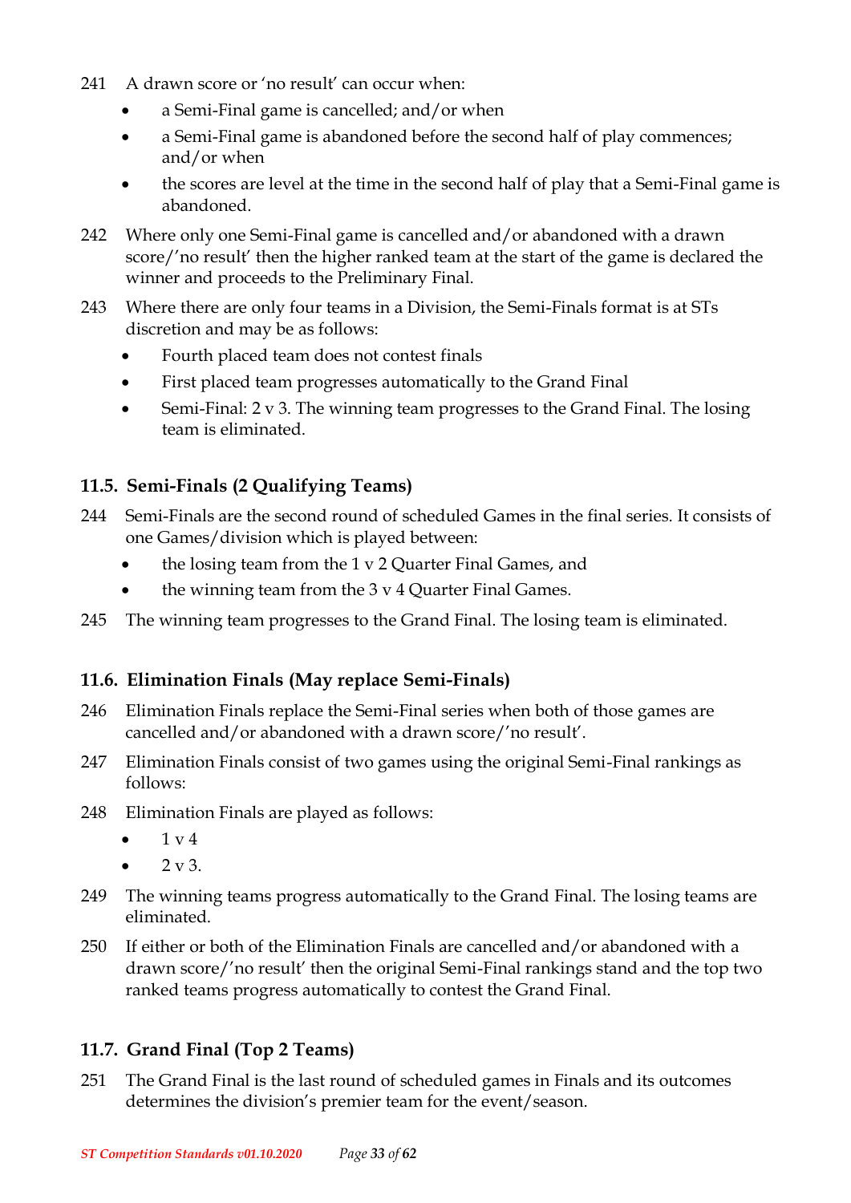241 A drawn score or 'no result' can occur when:

- a Semi-Final game is cancelled; and/or when
- a Semi-Final game is abandoned before the second half of play commences; and/or when
- the scores are level at the time in the second half of play that a Semi-Final game is abandoned.

242 Where only one Semi-Final game is cancelled and/or abandoned with a drawn score/'no result' then the higher ranked team at the start of the game is declared the winner and proceeds to the Preliminary Final.

243 Where there are only four teams in a Division, the Semi-Finals format is at STs discretion and may be as follows:

- Fourth placed team does not contest finals
- First placed team progresses automatically to the Grand Final
- Semi-Final: 2 v 3. The winning team progresses to the Grand Final. The losing team is eliminated.

## 11.5. Semi-Finals (2 Qualifying Teams)

244 Semi-Finals are the second round of scheduled Games in the final series. It consists of one Games/division which is played between:

- the losing team from the 1 v 2 Quarter Final Games, and
- the winning team from the 3 v 4 Quarter Final Games.

245 The winning team progresses to the Grand Final. The losing team is eliminated.

## 11.6. Elimination Finals (May replace Semi-Finals)

246 Elimination Finals replace the Semi-Final series when both of those games are cancelled and/or abandoned with a drawn score/'no result'.

247 Elimination Finals consist of two games using the original Semi-Final rankings as follows:

248 Elimination Finals are played as follows:

- 1 v 4
- 2 v 3.

249 The winning teams progress automatically to the Grand Final. The losing teams are eliminated.

250 If either or both of the Elimination Finals are cancelled and/or abandoned with a drawn score/'no result' then the original Semi-Final rankings stand and the top two ranked teams progress automatically to contest the Grand Final.

## 11.7. Grand Final (Top 2 Teams)

251 The Grand Final is the last round of scheduled games in Finals and its outcomes determines the division's premier team for the event/season.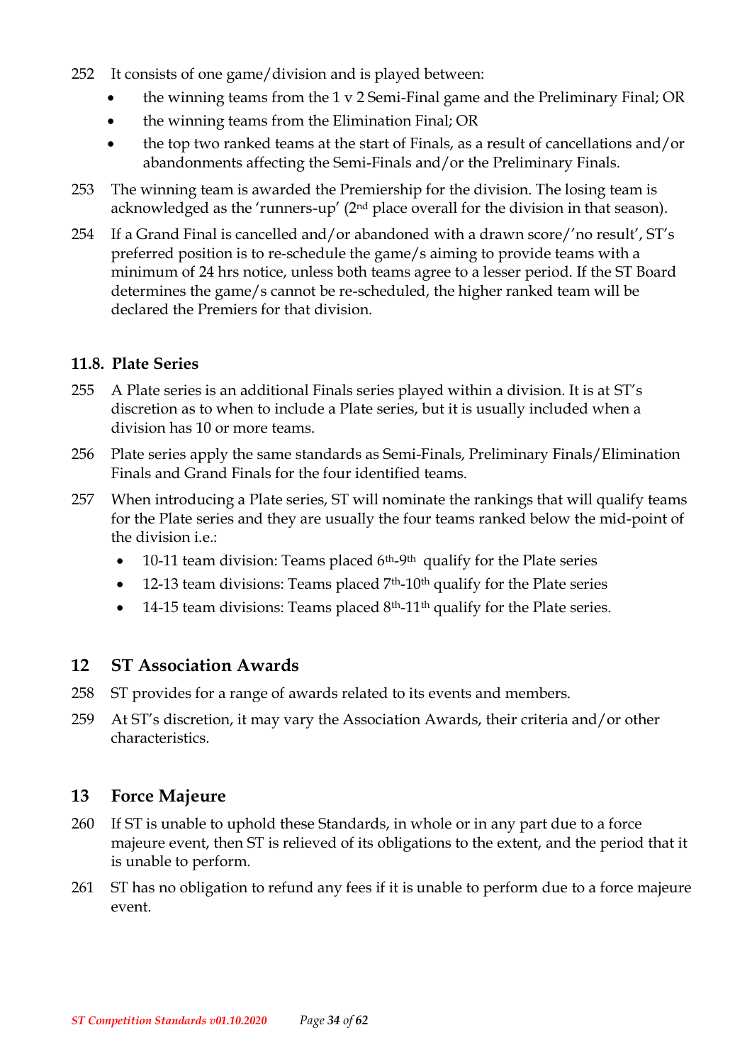252 It consists of one game/division and is played between:

- the winning teams from the 1 v 2 Semi-Final game and the Preliminary Final; OR
- the winning teams from the Elimination Final; OR
- the top two ranked teams at the start of Finals, as a result of cancellations and/or abandonments affecting the Semi-Finals and/or the Preliminary Finals.

253 The winning team is awarded the Premiership for the division. The losing team is acknowledged as the 'runners-up' (2nd place overall for the division in that season).

254 If a Grand Final is cancelled and/or abandoned with a drawn score/'no result', ST's preferred position is to re-schedule the game/s aiming to provide teams with a minimum of 24 hrs notice, unless both teams agree to a lesser period. If the ST Board determines the game/s cannot be re-scheduled, the higher ranked team will be declared the Premiers for that division.

### 11.8. Plate Series

255 A Plate series is an additional Finals series played within a division. It is at ST's discretion as to when to include a Plate series, but it is usually included when a division has 10 or more teams.

256 Plate series apply the same standards as Semi-Finals, Preliminary Finals/Elimination Finals and Grand Finals for the four identified teams.

257 When introducing a Plate series, ST will nominate the rankings that will qualify teams for the Plate series and they are usually the four teams ranked below the mid-point of the division i.e.:

- 10-11 team division: Teams placed 6th-9th qualify for the Plate series
- 12-13 team divisions: Teams placed 7th-10th qualify for the Plate series
- 14-15 team divisions: Teams placed 8th-11th qualify for the Plate series.

## 12 ST Association Awards

258 ST provides for a range of awards related to its events and members.

259 At ST's discretion, it may vary the Association Awards, their criteria and/or other characteristics.

## 13 Force Majeure

260 If ST is unable to uphold these Standards, in whole or in any part due to a force majeure event, then ST is relieved of its obligations to the extent, and the period that it is unable to perform.

261 ST has no obligation to refund any fees if it is unable to perform due to a force majeure event.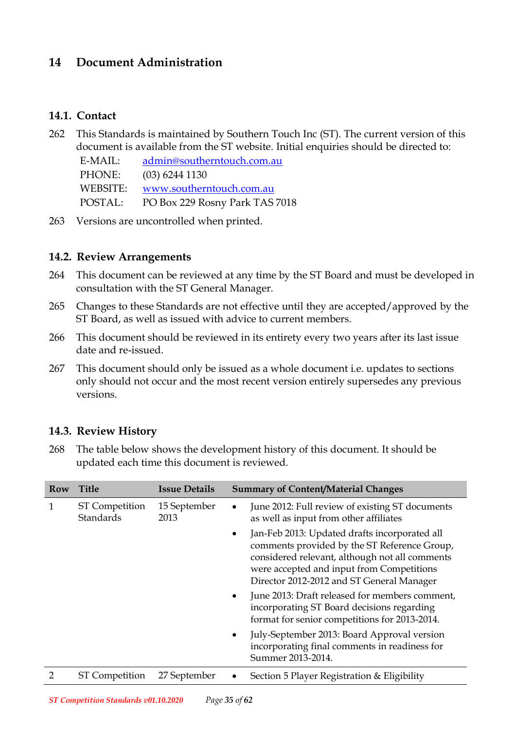# 14 Document Administration

## 14.1. Contact

262 This Standards is maintained by Southern Touch Inc (ST). The current version of this document is available from the ST website. Initial enquiries should be directed to:

E-MAIL: admin@southerntouch.com.au
PHONE: (03) 6244 1130
WEBSITE: www.southerntouch.com.au
POSTAL: PO Box 229 Rosny Park TAS 7018

263 Versions are uncontrolled when printed.

## 14.2. Review Arrangements

264 This document can be reviewed at any time by the ST Board and must be developed in consultation with the ST General Manager.

265 Changes to these Standards are not effective until they are accepted/approved by the ST Board, as well as issued with advice to current members.

266 This document should be reviewed in its entirety every two years after its last issue date and re-issued.

267 This document should only be issued as a whole document i.e. updates to sections only should not occur and the most recent version entirely supersedes any previous versions.

## 14.3. Review History

268 The table below shows the development history of this document. It should be updated each time this document is reviewed.

| Row | Title | Issue Details | Summary of Content/Material Changes |
|---|---|---|---|
| 1 | ST Competition Standards | 15 September 2013 | • June 2012: Full review of existing ST documents as well as input from other affiliates<br>• Jan-Feb 2013: Updated drafts incorporated all comments provided by the ST Reference Group, considered relevant, although not all comments were accepted and input from Competitions Director 2012-2012 and ST General Manager<br>• June 2013: Draft released for members comment, incorporating ST Board decisions regarding format for senior competitions for 2013-2014.<br>• July-September 2013: Board Approval version incorporating final comments in readiness for Summer 2013-2014. |
| 2 | ST Competition | 27 September | • Section 5 Player Registration & Eligibility |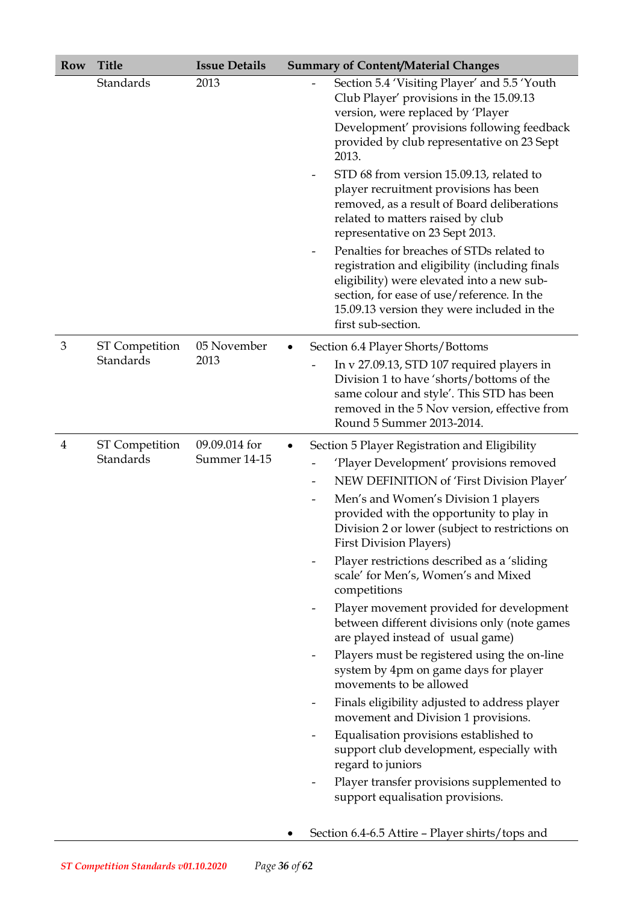| Row | Title | Issue Details | Summary of Content/Material Changes |
|---|---|---|---|
| | Standards | 2013 | - Section 5.4 'Visiting Player' and 5.5 'Youth Club Player' provisions in the 15.09.13 version, were replaced by 'Player Development' provisions following feedback provided by club representative on 23 Sept 2013.<br>- STD 68 from version 15.09.13, related to player recruitment provisions has been removed, as a result of Board deliberations related to matters raised by club representative on 23 Sept 2013.<br>- Penalties for breaches of STDs related to registration and eligibility (including finals eligibility) were elevated into a new sub-section, for ease of use/reference. In the 15.09.13 version they were included in the first sub-section. |
| 3 | ST Competition Standards | 05 November 2013 | • Section 6.4 Player Shorts/Bottoms<br>- In v 27.09.13, STD 107 required players in Division 1 to have 'shorts/bottoms of the same colour and style'. This STD has been removed in the 5 Nov version, effective from Round 5 Summer 2013-2014. |
| 4 | ST Competition Standards | 09.09.014 for Summer 14-15 | • Section 5 Player Registration and Eligibility<br>- 'Player Development' provisions removed<br>- NEW DEFINITION of 'First Division Player'<br>- Men's and Women's Division 1 players provided with the opportunity to play in Division 2 or lower (subject to restrictions on First Division Players)<br>- Player restrictions described as a 'sliding scale' for Men's, Women's and Mixed competitions<br>- Player movement provided for development between different divisions only (note games are played instead of usual game)<br>- Players must be registered using the on-line system by 4pm on game days for player movements to be allowed<br>- Finals eligibility adjusted to address player movement and Division 1 provisions.<br>- Equalisation provisions established to support club development, especially with regard to juniors<br>- Player transfer provisions supplemented to support equalisation provisions.<br><br>• Section 6.4-6.5 Attire – Player shirts/tops and |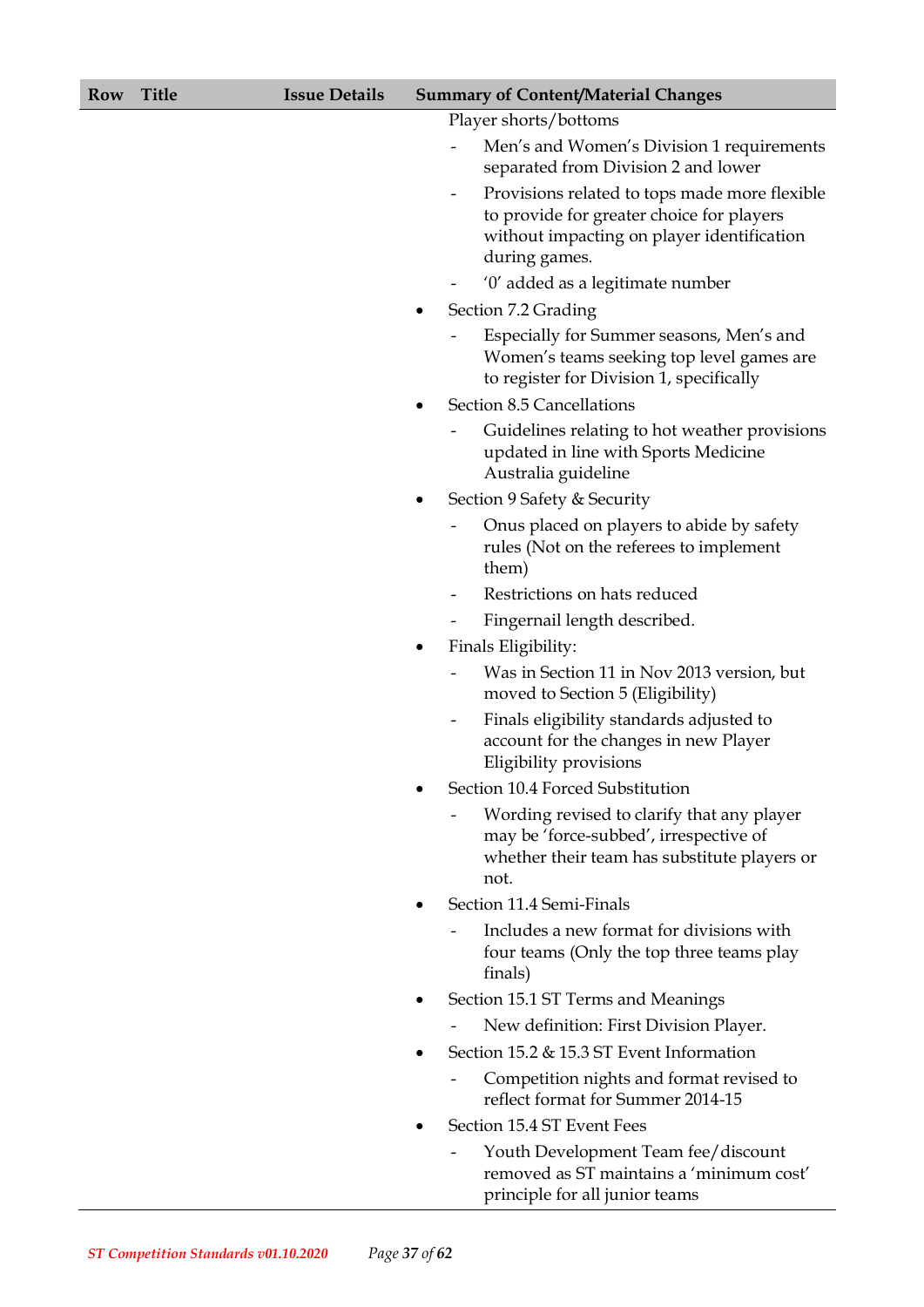| Row | Title | Issue Details | Summary of Content/Material Changes |
|---|---|---|---|
| | | | Player shorts/bottoms<br>- Men's and Women's Division 1 requirements separated from Division 2 and lower<br>- Provisions related to tops made more flexible to provide for greater choice for players without impacting on player identification during games.<br>- '0' added as a legitimate number<br>• Section 7.2 Grading<br>- Especially for Summer seasons, Men's and Women's teams seeking top level games are to register for Division 1, specifically<br>• Section 8.5 Cancellations<br>- Guidelines relating to hot weather provisions updated in line with Sports Medicine Australia guideline<br>• Section 9 Safety & Security<br>- Onus placed on players to abide by safety rules (Not on the referees to implement them)<br>- Restrictions on hats reduced<br>- Fingernail length described.<br>• Finals Eligibility:<br>- Was in Section 11 in Nov 2013 version, but moved to Section 5 (Eligibility)<br>- Finals eligibility standards adjusted to account for the changes in new Player Eligibility provisions<br>• Section 10.4 Forced Substitution<br>- Wording revised to clarify that any player may be 'force-subbed', irrespective of whether their team has substitute players or not.<br>• Section 11.4 Semi-Finals<br>- Includes a new format for divisions with four teams (Only the top three teams play finals)<br>• Section 15.1 ST Terms and Meanings<br>- New definition: First Division Player.<br>• Section 15.2 & 15.3 ST Event Information<br>- Competition nights and format revised to reflect format for Summer 2014-15<br>• Section 15.4 ST Event Fees<br>- Youth Development Team fee/discount removed as ST maintains a 'minimum cost' principle for all junior teams |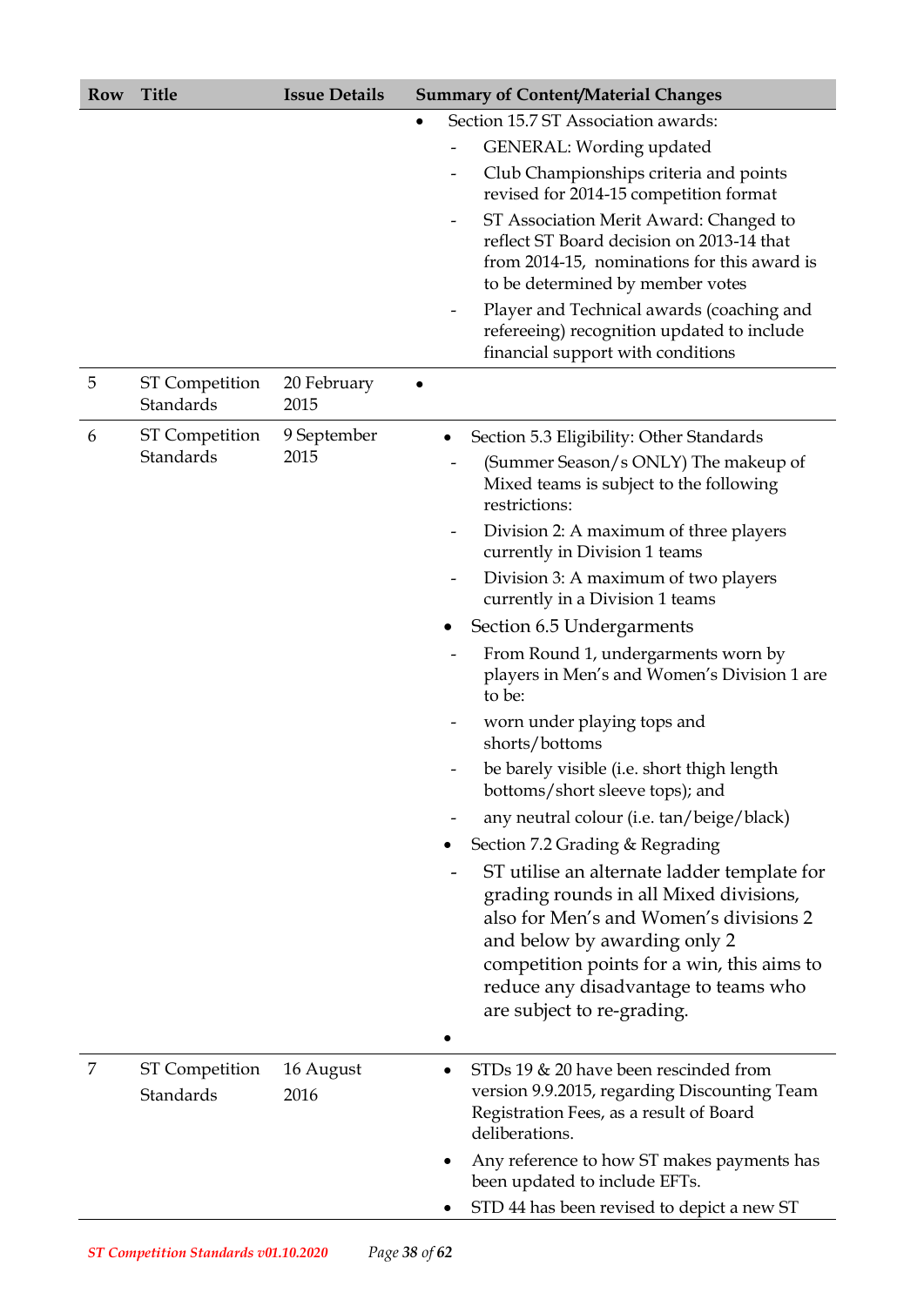| Row | Title | Issue Details | Summary of Content/Material Changes |
|---|---|---|---|
| | | | • Section 15.7 ST Association awards:<br>- GENERAL: Wording updated<br>- Club Championships criteria and points revised for 2014-15 competition format<br>- ST Association Merit Award: Changed to reflect ST Board decision on 2013-14 that from 2014-15, nominations for this award is to be determined by member votes<br>- Player and Technical awards (coaching and refereeing) recognition updated to include financial support with conditions |
| 5 | ST Competition Standards | 20 February 2015 | • |
| 6 | ST Competition Standards | 9 September 2015 | • Section 5.3 Eligibility: Other Standards<br>- (Summer Season/s ONLY) The makeup of Mixed teams is subject to the following restrictions:<br>- Division 2: A maximum of three players currently in Division 1 teams<br>- Division 3: A maximum of two players currently in a Division 1 teams<br>• Section 6.5 Undergarments<br>- From Round 1, undergarments worn by players in Men's and Women's Division 1 are to be:<br>- worn under playing tops and shorts/bottoms<br>- be barely visible (i.e. short thigh length bottoms/short sleeve tops); and<br>- any neutral colour (i.e. tan/beige/black)<br>• Section 7.2 Grading & Regrading<br>- ST utilise an alternate ladder template for grading rounds in all Mixed divisions, also for Men's and Women's divisions 2 and below by awarding only 2 competition points for a win, this aims to reduce any disadvantage to teams who are subject to re-grading.<br>• |
| 7 | ST Competition Standards | 16 August 2016 | • STDs 19 & 20 have been rescinded from version 9.9.2015, regarding Discounting Team Registration Fees, as a result of Board deliberations.<br>• Any reference to how ST makes payments has been updated to include EFTs.<br>• STD 44 has been revised to depict a new ST |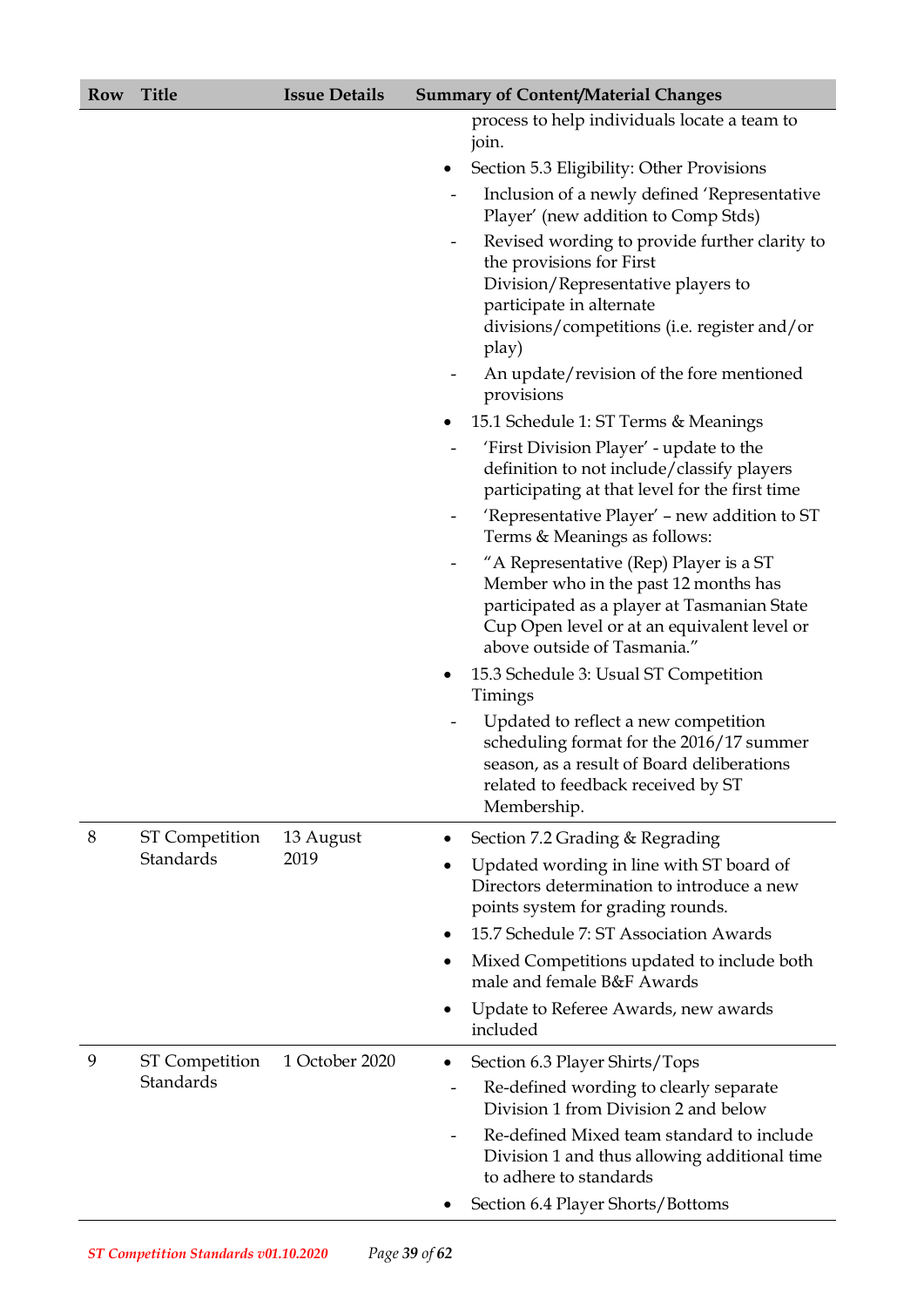| Row | Title | Issue Details | Summary of Content/Material Changes |
|---|---|---|---|
| | | | process to help individuals locate a team to join.<br>• Section 5.3 Eligibility: Other Provisions<br>- Inclusion of a newly defined 'Representative Player' (new addition to Comp Stds)<br>- Revised wording to provide further clarity to the provisions for First Division/Representative players to participate in alternate divisions/competitions (i.e. register and/or play)<br>- An update/revision of the fore mentioned provisions<br>• 15.1 Schedule 1: ST Terms & Meanings<br>- 'First Division Player' - update to the definition to not include/classify players participating at that level for the first time<br>- 'Representative Player' – new addition to ST Terms & Meanings as follows:<br>- "A Representative (Rep) Player is a ST Member who in the past 12 months has participated as a player at Tasmanian State Cup Open level or at an equivalent level or above outside of Tasmania."<br>• 15.3 Schedule 3: Usual ST Competition Timings<br>- Updated to reflect a new competition scheduling format for the 2016/17 summer season, as a result of Board deliberations related to feedback received by ST Membership. |
| 8 | ST Competition Standards | 13 August 2019 | • Section 7.2 Grading & Regrading<br>• Updated wording in line with ST board of Directors determination to introduce a new points system for grading rounds.<br>• 15.7 Schedule 7: ST Association Awards<br>• Mixed Competitions updated to include both male and female B&F Awards<br>• Update to Referee Awards, new awards included |
| 9 | ST Competition Standards | 1 October 2020 | • Section 6.3 Player Shirts/Tops<br>- Re-defined wording to clearly separate Division 1 from Division 2 and below<br>- Re-defined Mixed team standard to include Division 1 and thus allowing additional time to adhere to standards<br>• Section 6.4 Player Shorts/Bottoms |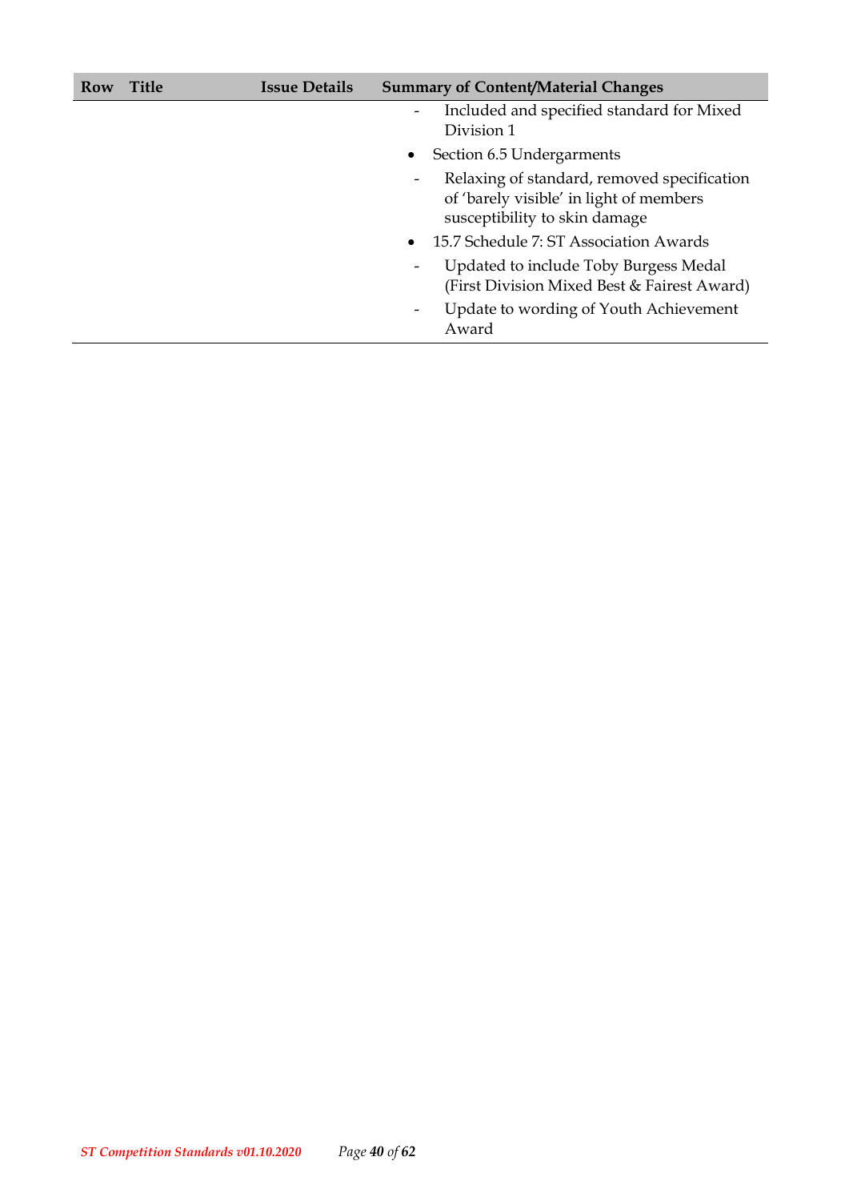| Row | Title | Issue Details | Summary of Content/Material Changes |
| --- | --- | --- | --- |
| | | | - Included and specified standard for Mixed Division 1<br>• Section 6.5 Undergarments<br>- Relaxing of standard, removed specification of 'barely visible' in light of members susceptibility to skin damage<br>• 15.7 Schedule 7: ST Association Awards<br>- Updated to include Toby Burgess Medal (First Division Mixed Best & Fairest Award)<br>- Update to wording of Youth Achievement Award |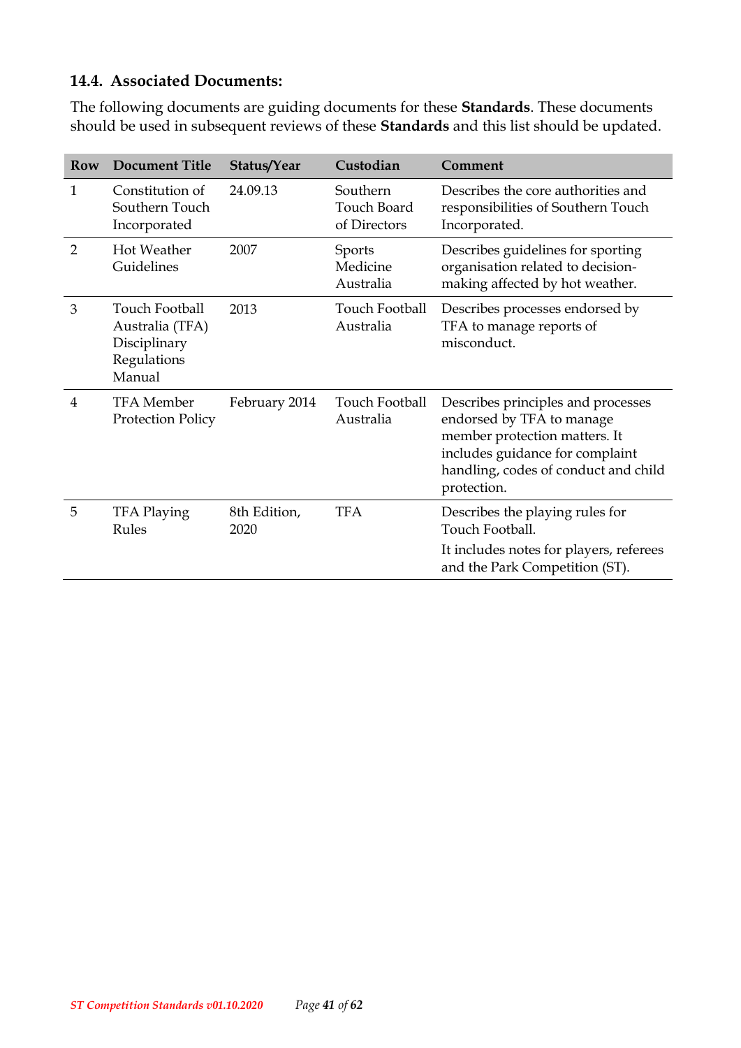### 14.4. Associated Documents:

The following documents are guiding documents for these **Standards**. These documents should be used in subsequent reviews of these **Standards** and this list should be updated.

| Row | Document Title | Status/Year | Custodian | Comment |
|---|---|---|---|---|
| 1 | Constitution of Southern Touch Incorporated | 24.09.13 | Southern Touch Board of Directors | Describes the core authorities and responsibilities of Southern Touch Incorporated. |
| 2 | Hot Weather Guidelines | 2007 | Sports Medicine Australia | Describes guidelines for sporting organisation related to decision-making affected by hot weather. |
| 3 | Touch Football Australia (TFA) Disciplinary Regulations Manual | 2013 | Touch Football Australia | Describes processes endorsed by TFA to manage reports of misconduct. |
| 4 | TFA Member Protection Policy | February 2014 | Touch Football Australia | Describes principles and processes endorsed by TFA to manage member protection matters. It includes guidance for complaint handling, codes of conduct and child protection. |
| 5 | TFA Playing Rules | 8th Edition, 2020 | TFA | Describes the playing rules for Touch Football. It includes notes for players, referees and the Park Competition (ST). |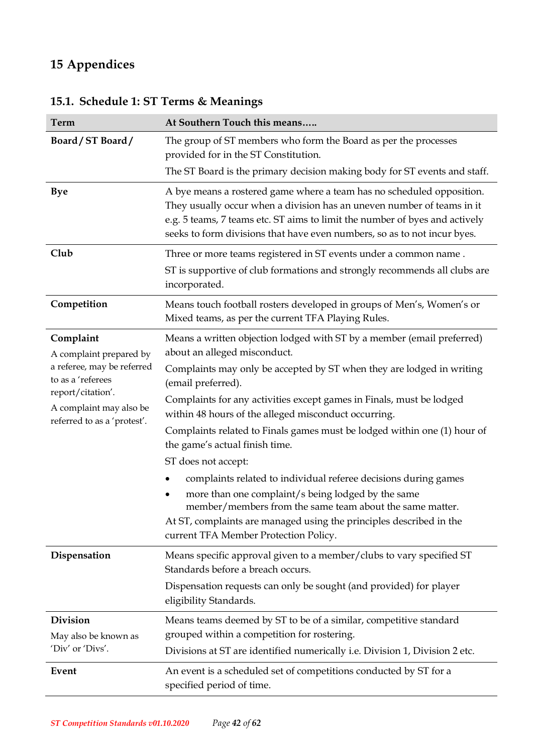# 15 Appendices

## 15.1. Schedule 1: ST Terms & Meanings

| Term | At Southern Touch this means….. |
|---|---|
| **Board / ST Board /** | The group of ST members who form the Board as per the processes provided for in the ST Constitution.<br>The ST Board is the primary decision making body for ST events and staff. |
| **Bye** | A bye means a rostered game where a team has no scheduled opposition. They usually occur when a division has an uneven number of teams in it e.g. 5 teams, 7 teams etc. ST aims to limit the number of byes and actively seeks to form divisions that have even numbers, so as to not incur byes. |
| **Club** | Three or more teams registered in ST events under a common name .<br>ST is supportive of club formations and strongly recommends all clubs are incorporated. |
| **Competition** | Means touch football rosters developed in groups of Men's, Women's or Mixed teams, as per the current TFA Playing Rules. |
| **Complaint**<br>A complaint prepared by a referee, may be referred to as a 'referees report/citation'.<br>A complaint may also be referred to as a 'protest'. | Means a written objection lodged with ST by a member (email preferred) about an alleged misconduct.<br>Complaints may only be accepted by ST when they are lodged in writing (email preferred).<br>Complaints for any activities except games in Finals, must be lodged within 48 hours of the alleged misconduct occurring.<br>Complaints related to Finals games must be lodged within one (1) hour of the game's actual finish time.<br>ST does not accept:<br>• complaints related to individual referee decisions during games<br>• more than one complaint/s being lodged by the same member/members from the same team about the same matter.<br>At ST, complaints are managed using the principles described in the current TFA Member Protection Policy. |
| **Dispensation** | Means specific approval given to a member/clubs to vary specified ST Standards before a breach occurs.<br>Dispensation requests can only be sought (and provided) for player eligibility Standards. |
| **Division**<br>May also be known as 'Div' or 'Divs'. | Means teams deemed by ST to be of a similar, competitive standard grouped within a competition for rostering.<br>Divisions at ST are identified numerically i.e. Division 1, Division 2 etc. |
| **Event** | An event is a scheduled set of competitions conducted by ST for a specified period of time. |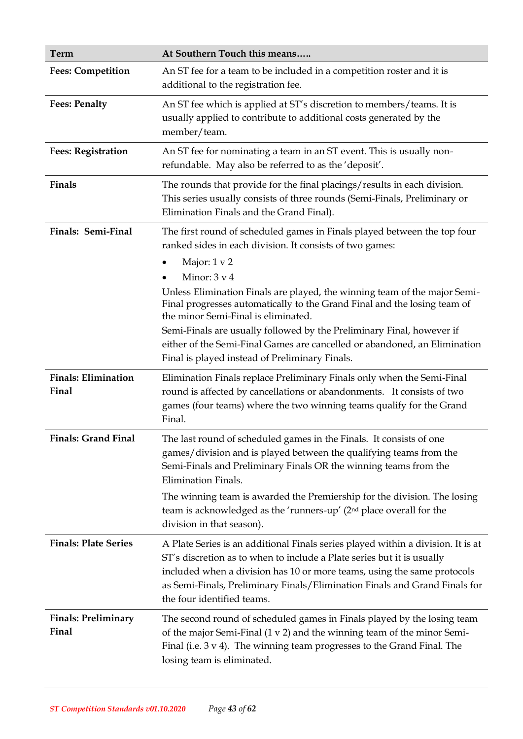| Term | At Southern Touch this means….. |
|---|---|
| **Fees: Competition** | An ST fee for a team to be included in a competition roster and it is additional to the registration fee. |
| **Fees: Penalty** | An ST fee which is applied at ST's discretion to members/teams. It is usually applied to contribute to additional costs generated by the member/team. |
| **Fees: Registration** | An ST fee for nominating a team in an ST event. This is usually non-refundable. May also be referred to as the 'deposit'. |
| **Finals** | The rounds that provide for the final placings/results in each division. This series usually consists of three rounds (Semi-Finals, Preliminary or Elimination Finals and the Grand Final). |
| **Finals: Semi-Final** | The first round of scheduled games in Finals played between the top four ranked sides in each division. It consists of two games:<br>• Major: 1 v 2<br>• Minor: 3 v 4<br>Unless Elimination Finals are played, the winning team of the major Semi-Final progresses automatically to the Grand Final and the losing team of the minor Semi-Final is eliminated.<br>Semi-Finals are usually followed by the Preliminary Final, however if either of the Semi-Final Games are cancelled or abandoned, an Elimination Final is played instead of Preliminary Finals. |
| **Finals: Elimination Final** | Elimination Finals replace Preliminary Finals only when the Semi-Final round is affected by cancellations or abandonments. It consists of two games (four teams) where the two winning teams qualify for the Grand Final. |
| **Finals: Grand Final** | The last round of scheduled games in the Finals. It consists of one games/division and is played between the qualifying teams from the Semi-Finals and Preliminary Finals OR the winning teams from the Elimination Finals.<br>The winning team is awarded the Premiership for the division. The losing team is acknowledged as the 'runners-up' (2nd place overall for the division in that season). |
| **Finals: Plate Series** | A Plate Series is an additional Finals series played within a division. It is at ST's discretion as to when to include a Plate series but it is usually included when a division has 10 or more teams, using the same protocols as Semi-Finals, Preliminary Finals/Elimination Finals and Grand Finals for the four identified teams. |
| **Finals: Preliminary Final** | The second round of scheduled games in Finals played by the losing team of the major Semi-Final (1 v 2) and the winning team of the minor Semi-Final (i.e. 3 v 4). The winning team progresses to the Grand Final. The losing team is eliminated. |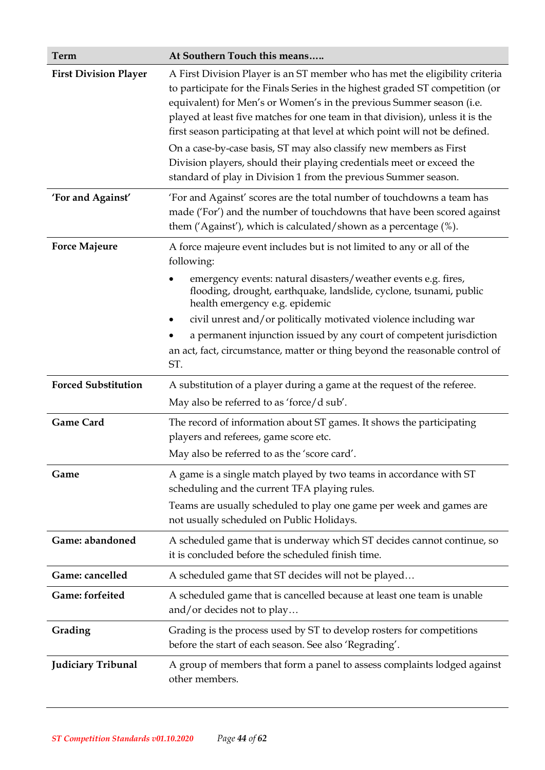| Term | At Southern Touch this means….. |
| --- | --- |
| **First Division Player** | A First Division Player is an ST member who has met the eligibility criteria to participate for the Finals Series in the highest graded ST competition (or equivalent) for Men's or Women's in the previous Summer season (i.e. played at least five matches for one team in that division), unless it is the first season participating at that level at which point will not be defined.<br><br>On a case-by-case basis, ST may also classify new members as First Division players, should their playing credentials meet or exceed the standard of play in Division 1 from the previous Summer season. |
| **'For and Against'** | 'For and Against' scores are the total number of touchdowns a team has made ('For') and the number of touchdowns that have been scored against them ('Against'), which is calculated/shown as a percentage (%). |
| **Force Majeure** | A force majeure event includes but is not limited to any or all of the following:<br>• emergency events: natural disasters/weather events e.g. fires, flooding, drought, earthquake, landslide, cyclone, tsunami, public health emergency e.g. epidemic<br>• civil unrest and/or politically motivated violence including war<br>• a permanent injunction issued by any court of competent jurisdiction<br>an act, fact, circumstance, matter or thing beyond the reasonable control of ST. |
| **Forced Substitution** | A substitution of a player during a game at the request of the referee.<br><br>May also be referred to as 'force/d sub'. |
| **Game Card** | The record of information about ST games. It shows the participating players and referees, game score etc.<br><br>May also be referred to as the 'score card'. |
| **Game** | A game is a single match played by two teams in accordance with ST scheduling and the current TFA playing rules.<br><br>Teams are usually scheduled to play one game per week and games are not usually scheduled on Public Holidays. |
| **Game: abandoned** | A scheduled game that is underway which ST decides cannot continue, so it is concluded before the scheduled finish time. |
| **Game: cancelled** | A scheduled game that ST decides will not be played… |
| **Game: forfeited** | A scheduled game that is cancelled because at least one team is unable and/or decides not to play… |
| **Grading** | Grading is the process used by ST to develop rosters for competitions before the start of each season. See also 'Regrading'. |
| **Judiciary Tribunal** | A group of members that form a panel to assess complaints lodged against other members. |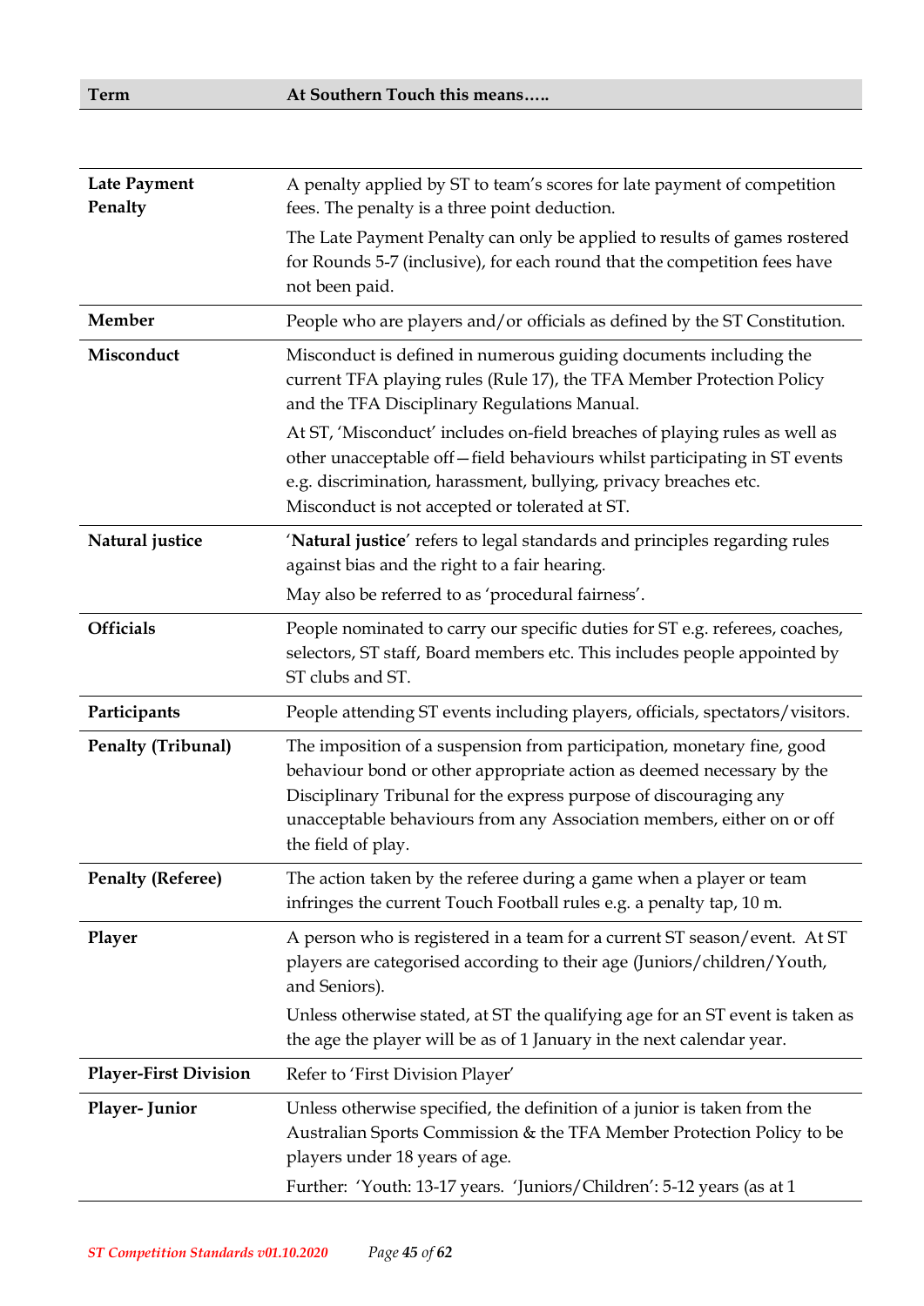| Term | At Southern Touch this means….. |
|---|---|
| **Late Payment Penalty** | A penalty applied by ST to team's scores for late payment of competition fees. The penalty is a three point deduction.<br>The Late Payment Penalty can only be applied to results of games rostered for Rounds 5-7 (inclusive), for each round that the competition fees have not been paid. |
| **Member** | People who are players and/or officials as defined by the ST Constitution. |
| **Misconduct** | Misconduct is defined in numerous guiding documents including the current TFA playing rules (Rule 17), the TFA Member Protection Policy and the TFA Disciplinary Regulations Manual.<br>At ST, 'Misconduct' includes on-field breaches of playing rules as well as other unacceptable off—field behaviours whilst participating in ST events e.g. discrimination, harassment, bullying, privacy breaches etc. Misconduct is not accepted or tolerated at ST. |
| **Natural justice** | '**Natural justice**' refers to legal standards and principles regarding rules against bias and the right to a fair hearing.<br>May also be referred to as 'procedural fairness'. |
| **Officials** | People nominated to carry our specific duties for ST e.g. referees, coaches, selectors, ST staff, Board members etc. This includes people appointed by ST clubs and ST. |
| **Participants** | People attending ST events including players, officials, spectators/visitors. |
| **Penalty (Tribunal)** | The imposition of a suspension from participation, monetary fine, good behaviour bond or other appropriate action as deemed necessary by the Disciplinary Tribunal for the express purpose of discouraging any unacceptable behaviours from any Association members, either on or off the field of play. |
| **Penalty (Referee)** | The action taken by the referee during a game when a player or team infringes the current Touch Football rules e.g. a penalty tap, 10 m. |
| **Player** | A person who is registered in a team for a current ST season/event. At ST players are categorised according to their age (Juniors/children/Youth, and Seniors).<br>Unless otherwise stated, at ST the qualifying age for an ST event is taken as the age the player will be as of 1 January in the next calendar year. |
| **Player-First Division** | Refer to 'First Division Player' |
| **Player- Junior** | Unless otherwise specified, the definition of a junior is taken from the Australian Sports Commission & the TFA Member Protection Policy to be players under 18 years of age.<br>Further: 'Youth: 13-17 years. 'Juniors/Children': 5-12 years (as at 1 |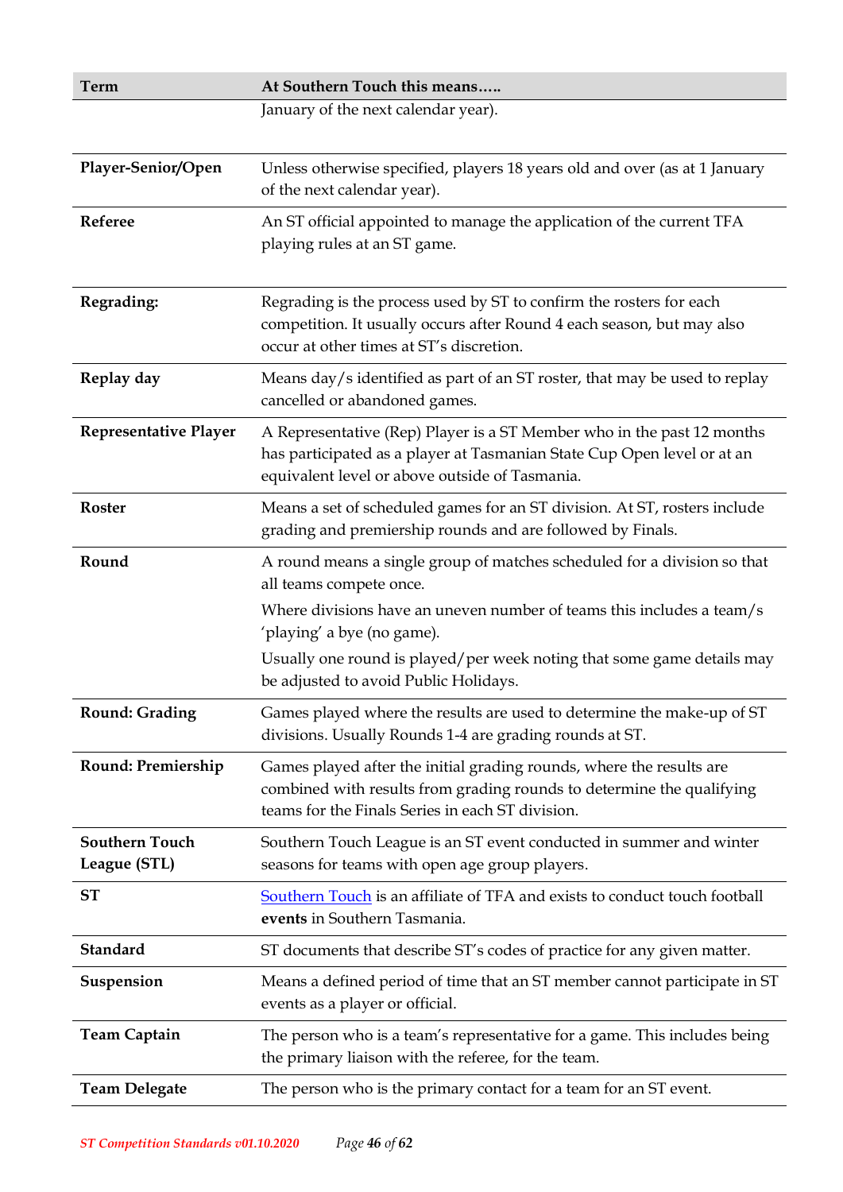| Term | At Southern Touch this means….. |
|---|---|
| | January of the next calendar year). |
| **Player-Senior/Open** | Unless otherwise specified, players 18 years old and over (as at 1 January of the next calendar year). |
| **Referee** | An ST official appointed to manage the application of the current TFA playing rules at an ST game. |
| **Regrading:** | Regrading is the process used by ST to confirm the rosters for each competition. It usually occurs after Round 4 each season, but may also occur at other times at ST's discretion. |
| **Replay day** | Means day/s identified as part of an ST roster, that may be used to replay cancelled or abandoned games. |
| **Representative Player** | A Representative (Rep) Player is a ST Member who in the past 12 months has participated as a player at Tasmanian State Cup Open level or at an equivalent level or above outside of Tasmania. |
| **Roster** | Means a set of scheduled games for an ST division. At ST, rosters include grading and premiership rounds and are followed by Finals. |
| **Round** | A round means a single group of matches scheduled for a division so that all teams compete once.<br>Where divisions have an uneven number of teams this includes a team/s 'playing' a bye (no game).<br>Usually one round is played/per week noting that some game details may be adjusted to avoid Public Holidays. |
| **Round: Grading** | Games played where the results are used to determine the make-up of ST divisions. Usually Rounds 1-4 are grading rounds at ST. |
| **Round: Premiership** | Games played after the initial grading rounds, where the results are combined with results from grading rounds to determine the qualifying teams for the Finals Series in each ST division. |
| **Southern Touch League (STL)** | Southern Touch League is an ST event conducted in summer and winter seasons for teams with open age group players. |
| **ST** | Southern Touch is an affiliate of TFA and exists to conduct touch football **events** in Southern Tasmania. |
| **Standard** | ST documents that describe ST's codes of practice for any given matter. |
| **Suspension** | Means a defined period of time that an ST member cannot participate in ST events as a player or official. |
| **Team Captain** | The person who is a team's representative for a game. This includes being the primary liaison with the referee, for the team. |
| **Team Delegate** | The person who is the primary contact for a team for an ST event. |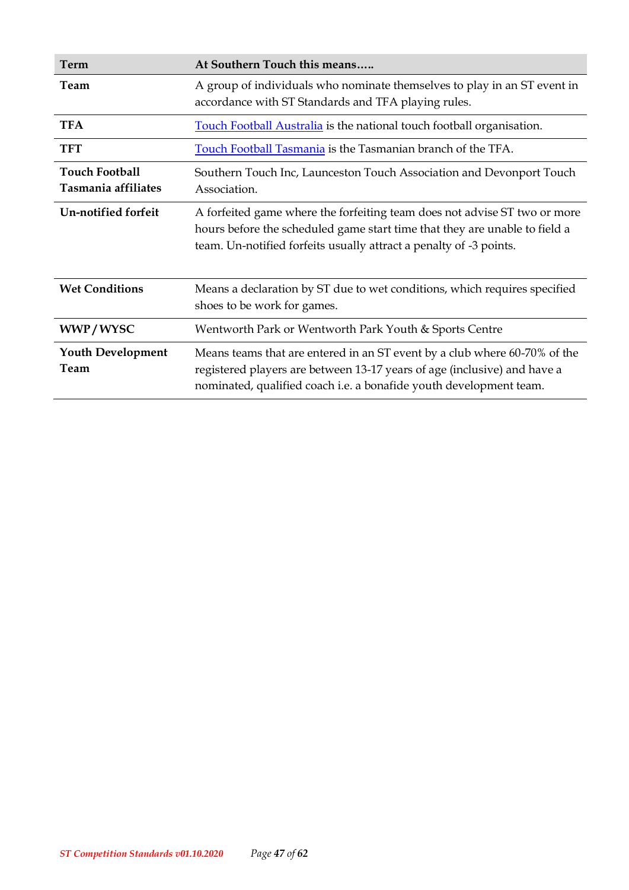| Term | At Southern Touch this means….. |
|---|---|
| **Team** | A group of individuals who nominate themselves to play in an ST event in accordance with ST Standards and TFA playing rules. |
| **TFA** | [Touch Football Australia](#) is the national touch football organisation. |
| **TFT** | [Touch Football Tasmania](#) is the Tasmanian branch of the TFA. |
| **Touch Football Tasmania affiliates** | Southern Touch Inc, Launceston Touch Association and Devonport Touch Association. |
| **Un-notified forfeit** | A forfeited game where the forfeiting team does not advise ST two or more hours before the scheduled game start time that they are unable to field a team. Un-notified forfeits usually attract a penalty of -3 points. |
| **Wet Conditions** | Means a declaration by ST due to wet conditions, which requires specified shoes to be work for games. |
| **WWP / WYSC** | Wentworth Park or Wentworth Park Youth & Sports Centre |
| **Youth Development Team** | Means teams that are entered in an ST event by a club where 60-70% of the registered players are between 13-17 years of age (inclusive) and have a nominated, qualified coach i.e. a bonafide youth development team. |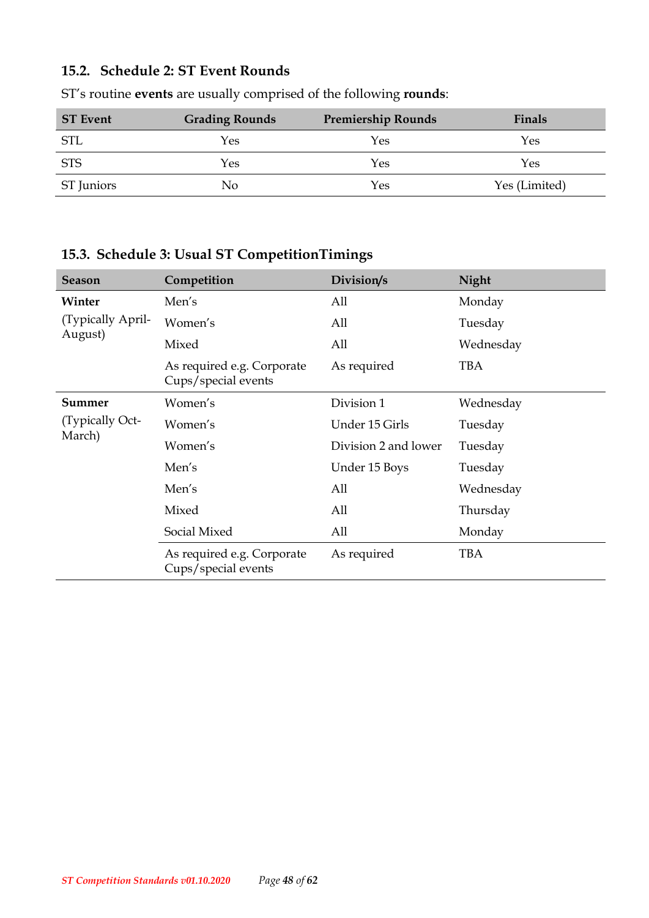### 15.2. Schedule 2: ST Event Rounds

ST's routine **events** are usually comprised of the following **rounds**:

| ST Event | Grading Rounds | Premiership Rounds | Finals |
|---|---|---|---|
| STL | Yes | Yes | Yes |
| STS | Yes | Yes | Yes |
| ST Juniors | No | Yes | Yes (Limited) |

### 15.3. Schedule 3: Usual ST CompetitionTimings

| Season | Competition | Division/s | Night |
|---|---|---|---|
| **Winter** (Typically April-August) | Men's | All | Monday |
| | Women's | All | Tuesday |
| | Mixed | All | Wednesday |
| | As required e.g. Corporate Cups/special events | As required | TBA |
| **Summer** (Typically Oct-March) | Women's | Division 1 | Wednesday |
| | Women's | Under 15 Girls | Tuesday |
| | Women's | Division 2 and lower | Tuesday |
| | Men's | Under 15 Boys | Tuesday |
| | Men's | All | Wednesday |
| | Mixed | All | Thursday |
| | Social Mixed | All | Monday |
| | As required e.g. Corporate Cups/special events | As required | TBA |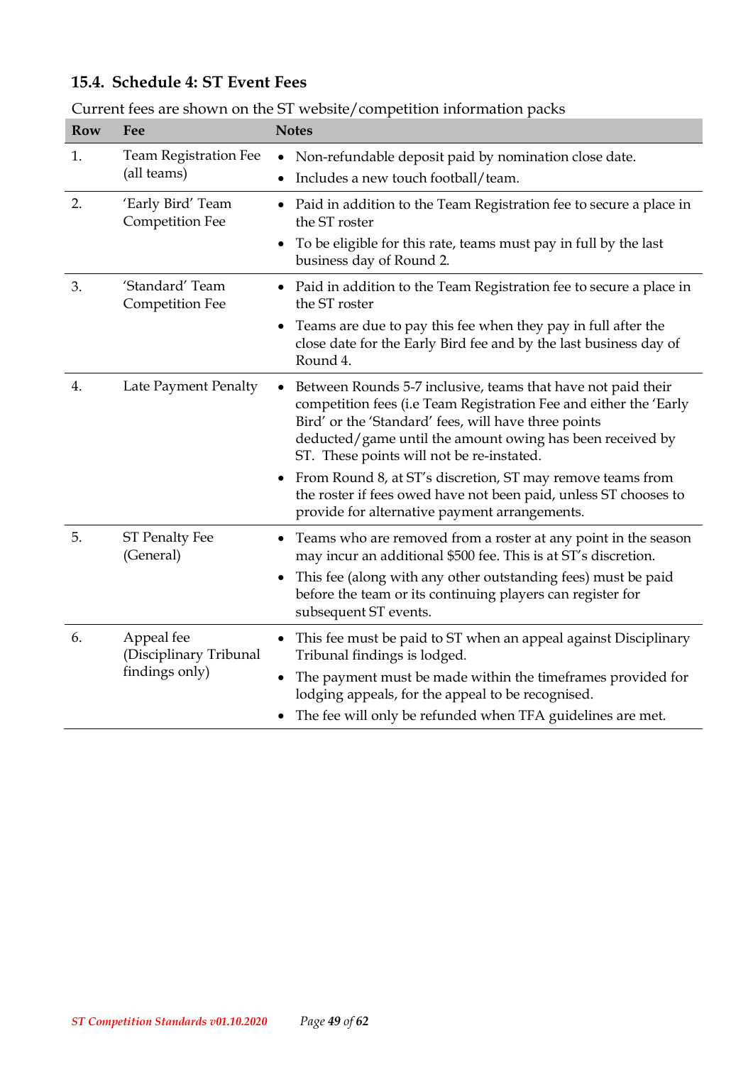## 15.4. Schedule 4: ST Event Fees

Current fees are shown on the ST website/competition information packs

| Row | Fee | Notes |
|---|---|---|
| 1. | Team Registration Fee (all teams) | • Non-refundable deposit paid by nomination close date.<br>• Includes a new touch football/team. |
| 2. | 'Early Bird' Team Competition Fee | • Paid in addition to the Team Registration fee to secure a place in the ST roster<br>• To be eligible for this rate, teams must pay in full by the last business day of Round 2. |
| 3. | 'Standard' Team Competition Fee | • Paid in addition to the Team Registration fee to secure a place in the ST roster<br>• Teams are due to pay this fee when they pay in full after the close date for the Early Bird fee and by the last business day of Round 4. |
| 4. | Late Payment Penalty | • Between Rounds 5-7 inclusive, teams that have not paid their competition fees (i.e Team Registration Fee and either the 'Early Bird' or the 'Standard' fees, will have three points deducted/game until the amount owing has been received by ST. These points will not be re-instated.<br>• From Round 8, at ST's discretion, ST may remove teams from the roster if fees owed have not been paid, unless ST chooses to provide for alternative payment arrangements. |
| 5. | ST Penalty Fee (General) | • Teams who are removed from a roster at any point in the season may incur an additional $500 fee. This is at ST's discretion.<br>• This fee (along with any other outstanding fees) must be paid before the team or its continuing players can register for subsequent ST events. |
| 6. | Appeal fee (Disciplinary Tribunal findings only) | • This fee must be paid to ST when an appeal against Disciplinary Tribunal findings is lodged.<br>• The payment must be made within the timeframes provided for lodging appeals, for the appeal to be recognised.<br>• The fee will only be refunded when TFA guidelines are met. |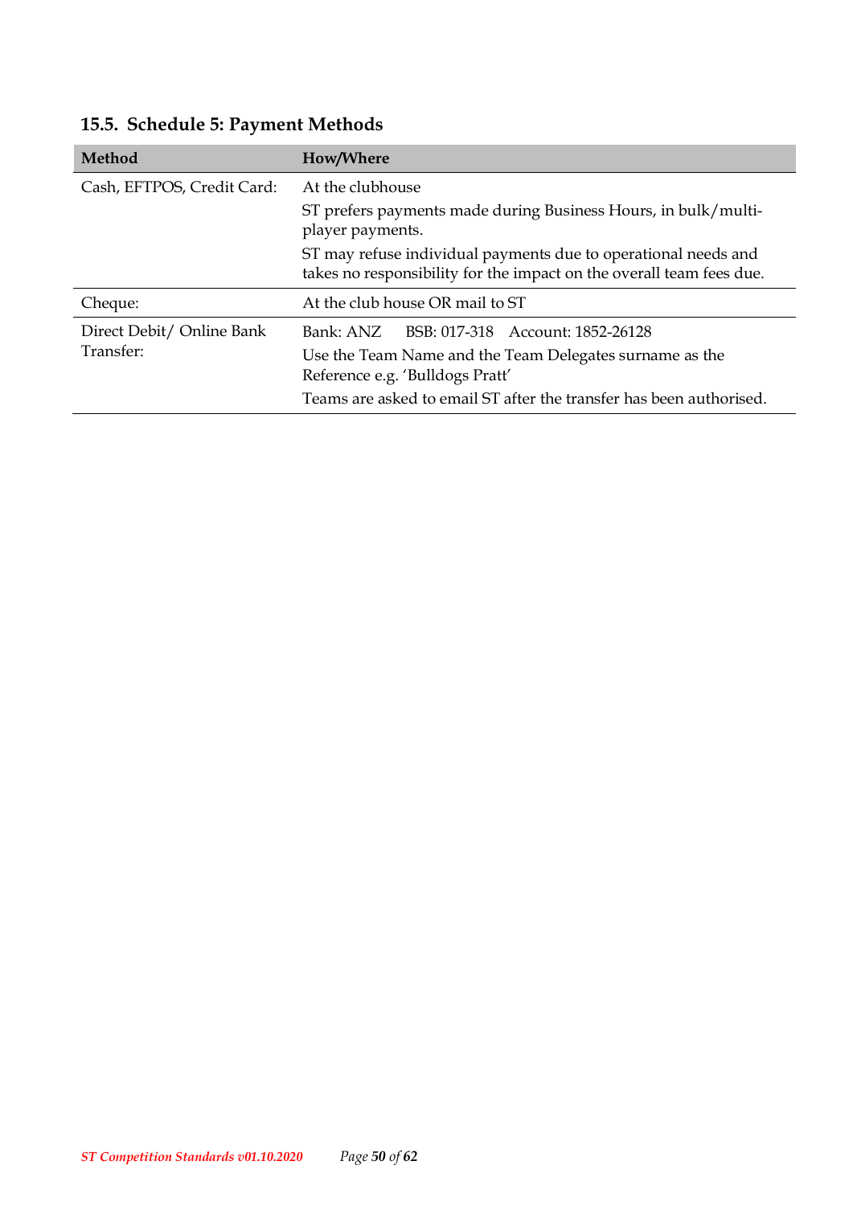### 15.5. Schedule 5: Payment Methods

| Method | How/Where |
|---|---|
| Cash, EFTPOS, Credit Card: | At the clubhouse<br>ST prefers payments made during Business Hours, in bulk/multi-player payments.<br>ST may refuse individual payments due to operational needs and takes no responsibility for the impact on the overall team fees due. |
| Cheque: | At the club house OR mail to ST |
| Direct Debit/ Online Bank Transfer: | Bank: ANZ BSB: 017-318 Account: 1852-26128<br>Use the Team Name and the Team Delegates surname as the Reference e.g. 'Bulldogs Pratt'<br>Teams are asked to email ST after the transfer has been authorised. |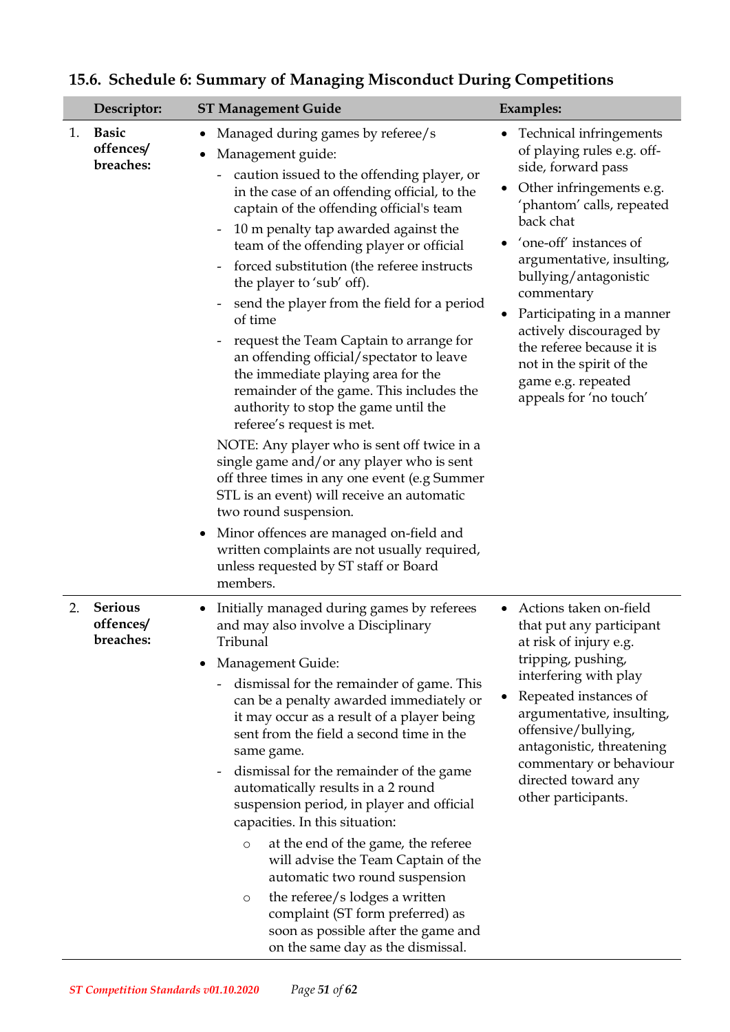## 15.6. Schedule 6: Summary of Managing Misconduct During Competitions

| | Descriptor: | ST Management Guide | Examples: |
|---|---|---|---|
| 1. | **Basic offences/ breaches:** | • Managed during games by referee/s<br>• Management guide:<br>- caution issued to the offending player, or in the case of an offending official, to the captain of the offending official's team<br>- 10 m penalty tap awarded against the team of the offending player or official<br>- forced substitution (the referee instructs the player to 'sub' off).<br>- send the player from the field for a period of time<br>- request the Team Captain to arrange for an offending official/spectator to leave the immediate playing area for the remainder of the game. This includes the authority to stop the game until the referee's request is met.<br>NOTE: Any player who is sent off twice in a single game and/or any player who is sent off three times in any one event (e.g Summer STL is an event) will receive an automatic two round suspension.<br>• Minor offences are managed on-field and written complaints are not usually required, unless requested by ST staff or Board members. | • Technical infringements of playing rules e.g. off-side, forward pass<br>• Other infringements e.g. 'phantom' calls, repeated back chat<br>• 'one-off' instances of argumentative, insulting, bullying/antagonistic commentary<br>• Participating in a manner actively discouraged by the referee because it is not in the spirit of the game e.g. repeated appeals for 'no touch' |
| 2. | **Serious offences/ breaches:** | • Initially managed during games by referees and may also involve a Disciplinary Tribunal<br>• Management Guide:<br>- dismissal for the remainder of game. This can be a penalty awarded immediately or it may occur as a result of a player being sent from the field a second time in the same game.<br>- dismissal for the remainder of the game automatically results in a 2 round suspension period, in player and official capacities. In this situation:<br>○ at the end of the game, the referee will advise the Team Captain of the automatic two round suspension<br>○ the referee/s lodges a written complaint (ST form preferred) as soon as possible after the game and on the same day as the dismissal. | • Actions taken on-field that put any participant at risk of injury e.g. tripping, pushing, interfering with play<br>• Repeated instances of argumentative, insulting, offensive/bullying, antagonistic, threatening commentary or behaviour directed toward any other participants. |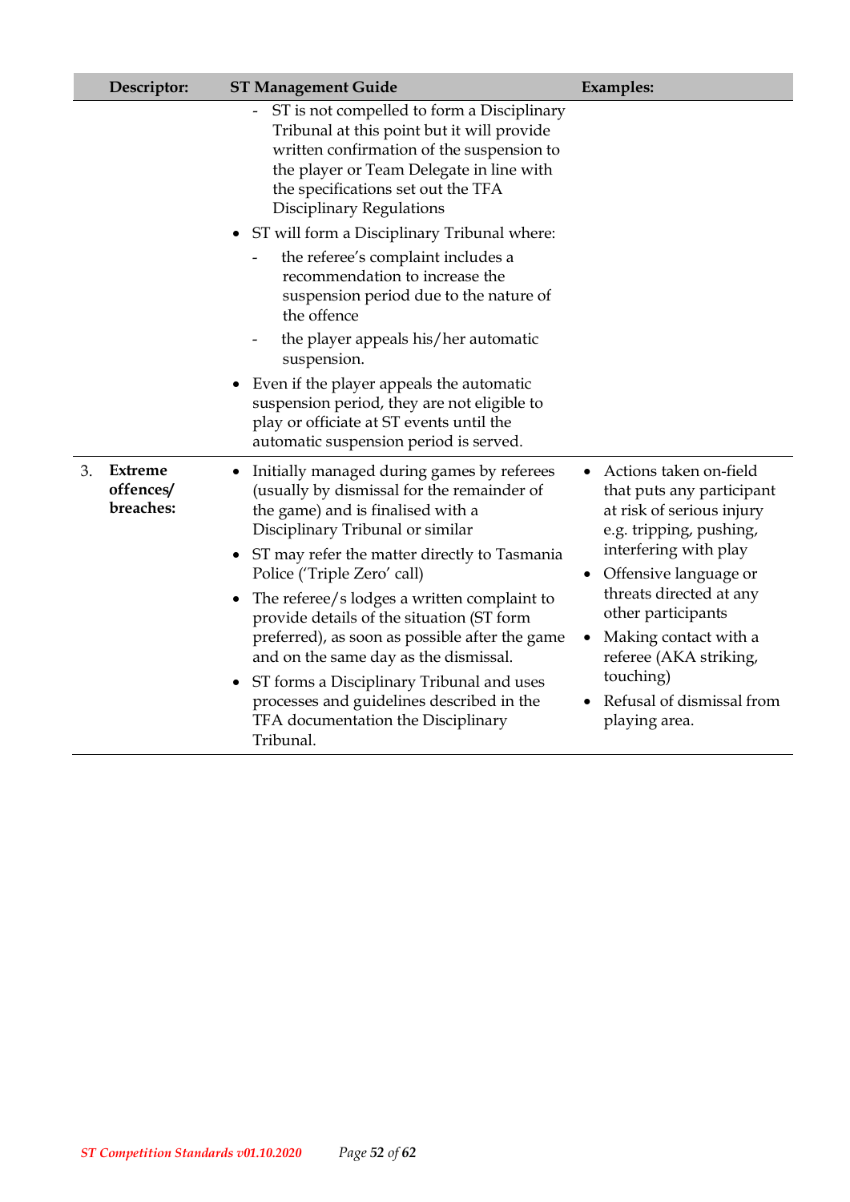| | Descriptor: | ST Management Guide | Examples: |
|---|---|---|---|
| | | - ST is not compelled to form a Disciplinary Tribunal at this point but it will provide written confirmation of the suspension to the player or Team Delegate in line with the specifications set out the TFA Disciplinary Regulations<br>• ST will form a Disciplinary Tribunal where:<br>  - the referee's complaint includes a recommendation to increase the suspension period due to the nature of the offence<br>  - the player appeals his/her automatic suspension.<br>• Even if the player appeals the automatic suspension period, they are not eligible to play or officiate at ST events until the automatic suspension period is served. | |
| 3. | **Extreme offences/ breaches:** | • Initially managed during games by referees (usually by dismissal for the remainder of the game) and is finalised with a Disciplinary Tribunal or similar<br>• ST may refer the matter directly to Tasmania Police ('Triple Zero' call)<br>• The referee/s lodges a written complaint to provide details of the situation (ST form preferred), as soon as possible after the game and on the same day as the dismissal.<br>• ST forms a Disciplinary Tribunal and uses processes and guidelines described in the TFA documentation the Disciplinary Tribunal. | • Actions taken on-field that puts any participant at risk of serious injury e.g. tripping, pushing, interfering with play<br>• Offensive language or threats directed at any other participants<br>• Making contact with a referee (AKA striking, touching)<br>• Refusal of dismissal from playing area. |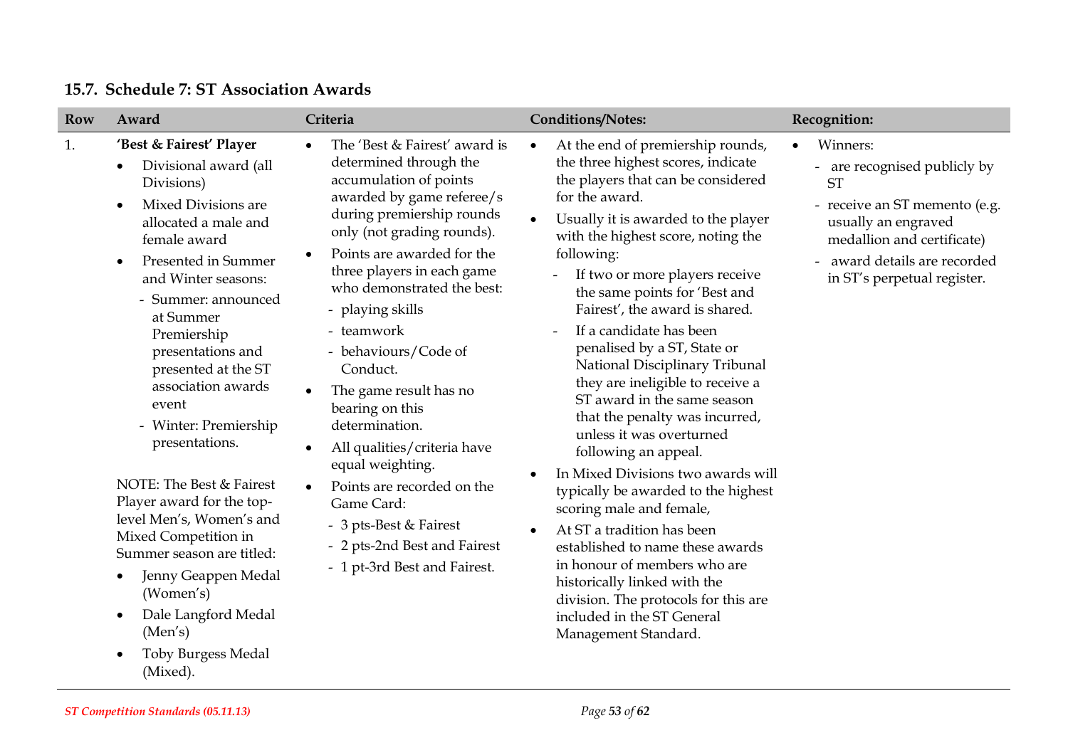### 15.7. Schedule 7: ST Association Awards

| Row | Award | Criteria | Conditions/Notes: | Recognition: |
|---|---|---|---|---|
| 1. | **'Best & Fairest' Player**<br>• Divisional award (all Divisions)<br>• Mixed Divisions are allocated a male and female award<br>• Presented in Summer and Winter seasons:<br>- Summer: announced at Summer Premiership presentations and presented at the ST association awards event<br>- Winter: Premiership presentations.<br><br>NOTE: The Best & Fairest Player award for the top-level Men's, Women's and Mixed Competition in Summer season are titled:<br>• Jenny Geappen Medal (Women's)<br>• Dale Langford Medal (Men's)<br>• Toby Burgess Medal (Mixed). | • The 'Best & Fairest' award is determined through the accumulation of points awarded by game referee/s during premiership rounds only (not grading rounds).<br>• Points are awarded for the three players in each game who demonstrated the best:<br>- playing skills<br>- teamwork<br>- behaviours/Code of Conduct.<br>• The game result has no bearing on this determination.<br>• All qualities/criteria have equal weighting.<br>• Points are recorded on the Game Card:<br>- 3 pts-Best & Fairest<br>- 2 pts-2nd Best and Fairest<br>- 1 pt-3rd Best and Fairest. | • At the end of premiership rounds, the three highest scores, indicate the players that can be considered for the award.<br>• Usually it is awarded to the player with the highest score, noting the following:<br>- If two or more players receive the same points for 'Best and Fairest', the award is shared.<br>- If a candidate has been penalised by a ST, State or National Disciplinary Tribunal they are ineligible to receive a ST award in the same season that the penalty was incurred, unless it was overturned following an appeal.<br>• In Mixed Divisions two awards will typically be awarded to the highest scoring male and female,<br>• At ST a tradition has been established to name these awards in honour of members who are historically linked with the division. The protocols for this are included in the ST General Management Standard. | • Winners:<br>- are recognised publicly by ST<br>- receive an ST memento (e.g. usually an engraved medallion and certificate)<br>- award details are recorded in ST's perpetual register. |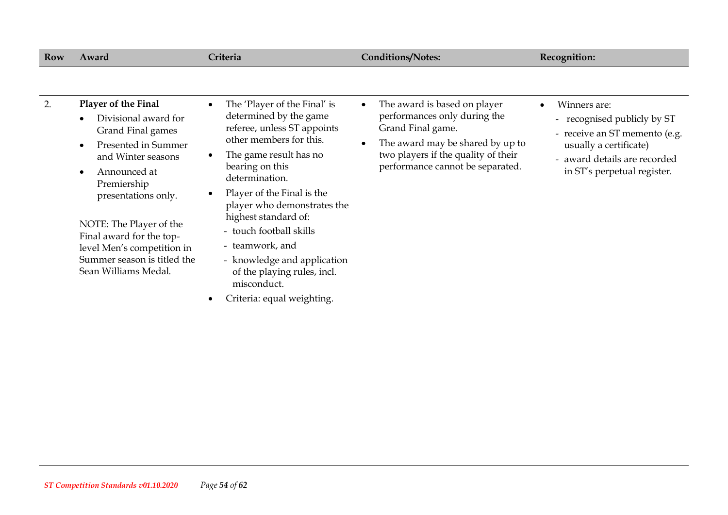| Row | Award | Criteria | Conditions/Notes: | Recognition: |
|---|---|---|---|---|
| 2. | **Player of the Final**<br>• Divisional award for Grand Final games<br>• Presented in Summer and Winter seasons<br>• Announced at Premiership presentations only.<br><br>NOTE: The Player of the Final award for the top-level Men's competition in Summer season is titled the Sean Williams Medal. | • The 'Player of the Final' is determined by the game referee, unless ST appoints other members for this.<br>• The game result has no bearing on this determination.<br>• Player of the Final is the player who demonstrates the highest standard of:<br>- touch football skills<br>- teamwork, and<br>- knowledge and application of the playing rules, incl. misconduct.<br>• Criteria: equal weighting. | • The award is based on player performances only during the Grand Final game.<br>• The award may be shared by up to two players if the quality of their performance cannot be separated. | • Winners are:<br>- recognised publicly by ST<br>- receive an ST memento (e.g. usually a certificate)<br>- award details are recorded in ST's perpetual register. |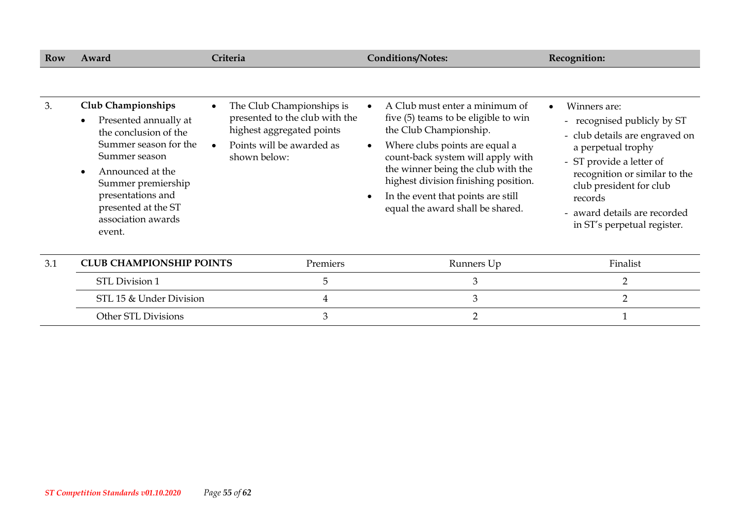| Row | Award | Criteria | Conditions/Notes: | Recognition: |
|---|---|---|---|---|
| 3. | **Club Championships**<br>• Presented annually at the conclusion of the Summer season for the Summer season<br>• Announced at the Summer premiership presentations and presented at the ST association awards event. | • The Club Championships is presented to the club with the highest aggregated points<br>• Points will be awarded as shown below: | • A Club must enter a minimum of five (5) teams to be eligible to win the Club Championship.<br>• Where clubs points are equal a count-back system will apply with the winner being the club with the highest division finishing position.<br>• In the event that points are still equal the award shall be shared. | • Winners are:<br>- recognised publicly by ST<br>- club details are engraved on a perpetual trophy<br>- ST provide a letter of recognition or similar to the club president for club records<br>- award details are recorded in ST's perpetual register. |

| 3.1 | **CLUB CHAMPIONSHIP POINTS** | Premiers | Runners Up | Finalist |
|---|---|---|---|---|
| | STL Division 1 | 5 | 3 | 2 |
| | STL 15 & Under Division | 4 | 3 | 2 |
| | Other STL Divisions | 3 | 2 | 1 |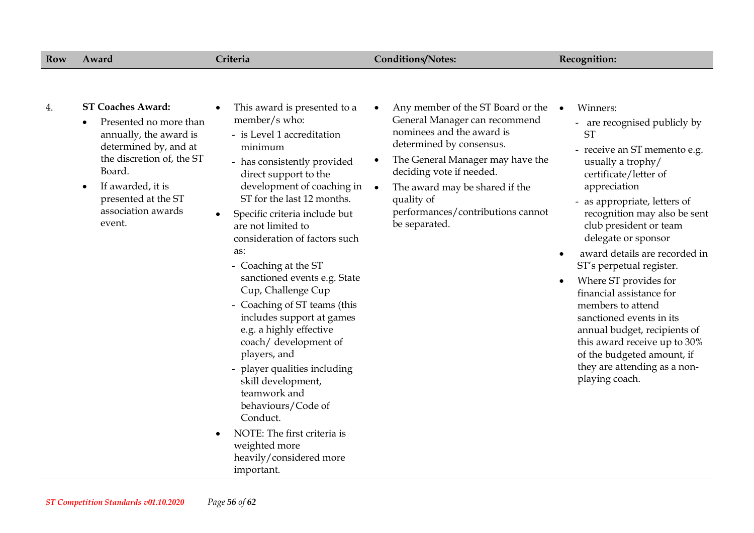| Row | Award | Criteria | Conditions/Notes: | Recognition: |
|---|---|---|---|---|
| 4. | **ST Coaches Award:**<br>• Presented no more than annually, the award is determined by, and at the discretion of, the ST Board.<br>• If awarded, it is presented at the ST association awards event. | • This award is presented to a member/s who:<br>- is Level 1 accreditation minimum<br>- has consistently provided direct support to the development of coaching in ST for the last 12 months.<br>• Specific criteria include but are not limited to consideration of factors such as:<br>- Coaching at the ST sanctioned events e.g. State Cup, Challenge Cup<br>- Coaching of ST teams (this includes support at games e.g. a highly effective coach/ development of players, and<br>- player qualities including skill development, teamwork and behaviours/Code of Conduct.<br>• NOTE: The first criteria is weighted more heavily/considered more important. | • Any member of the ST Board or the General Manager can recommend nominees and the award is determined by consensus.<br>• The General Manager may have the deciding vote if needed.<br>• The award may be shared if the quality of performances/contributions cannot be separated. | • Winners:<br>- are recognised publicly by ST<br>- receive an ST memento e.g. usually a trophy/ certificate/letter of appreciation<br>- as appropriate, letters of recognition may also be sent club president or team delegate or sponsor<br>• award details are recorded in ST's perpetual register.<br>• Where ST provides for financial assistance for members to attend sanctioned events in its annual budget, recipients of this award receive up to 30% of the budgeted amount, if they are attending as a non-playing coach. |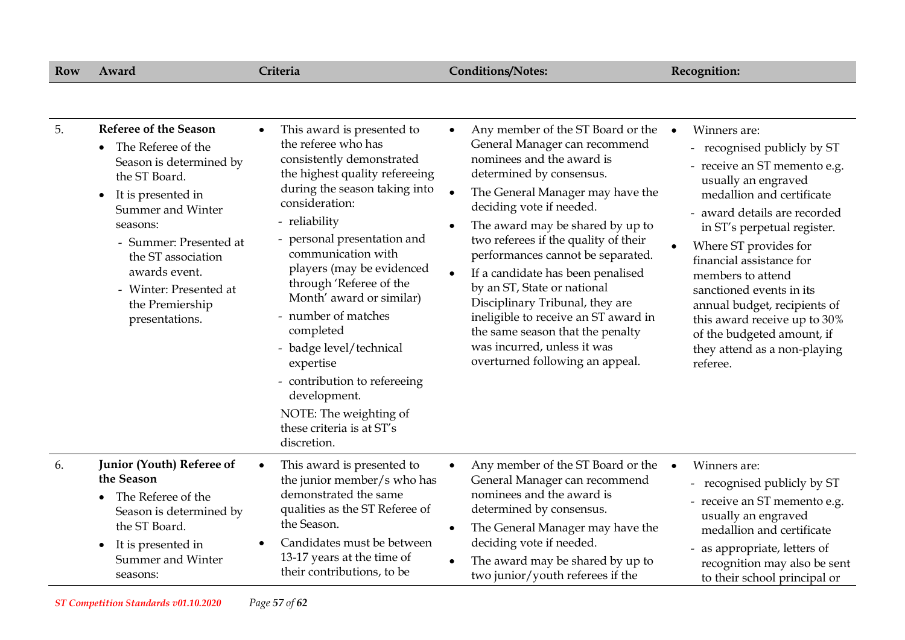| Row | Award | Criteria | Conditions/Notes: | Recognition: |
|---|---|---|---|---|
| 5. | **Referee of the Season**<br>• The Referee of the Season is determined by the ST Board.<br>• It is presented in Summer and Winter seasons:<br>- Summer: Presented at the ST association awards event.<br>- Winter: Presented at the Premiership presentations. | • This award is presented to the referee who has consistently demonstrated the highest quality refereeing during the season taking into consideration:<br>- reliability<br>- personal presentation and communication with players (may be evidenced through 'Referee of the Month' award or similar)<br>- number of matches completed<br>- badge level/technical expertise<br>- contribution to refereeing development.<br>NOTE: The weighting of these criteria is at ST's discretion. | • Any member of the ST Board or the General Manager can recommend nominees and the award is determined by consensus.<br>• The General Manager may have the deciding vote if needed.<br>• The award may be shared by up to two referees if the quality of their performances cannot be separated.<br>• If a candidate has been penalised by an ST, State or national Disciplinary Tribunal, they are ineligible to receive an ST award in the same season that the penalty was incurred, unless it was overturned following an appeal. | • Winners are:<br>- recognised publicly by ST<br>- receive an ST memento e.g. usually an engraved medallion and certificate<br>- award details are recorded in ST's perpetual register.<br>• Where ST provides for financial assistance for members to attend sanctioned events in its annual budget, recipients of this award receive up to 30% of the budgeted amount, if they attend as a non-playing referee. |
| 6. | **Junior (Youth) Referee of the Season**<br>• The Referee of the Season is determined by the ST Board.<br>• It is presented in Summer and Winter seasons: | • This award is presented to the junior member/s who has demonstrated the same qualities as the ST Referee of the Season.<br>• Candidates must be between 13-17 years at the time of their contributions, to be | • Any member of the ST Board or the General Manager can recommend nominees and the award is determined by consensus.<br>• The General Manager may have the deciding vote if needed.<br>• The award may be shared by up to two junior/youth referees if the | • Winners are:<br>- recognised publicly by ST<br>- receive an ST memento e.g. usually an engraved medallion and certificate<br>- as appropriate, letters of recognition may also be sent to their school principal or |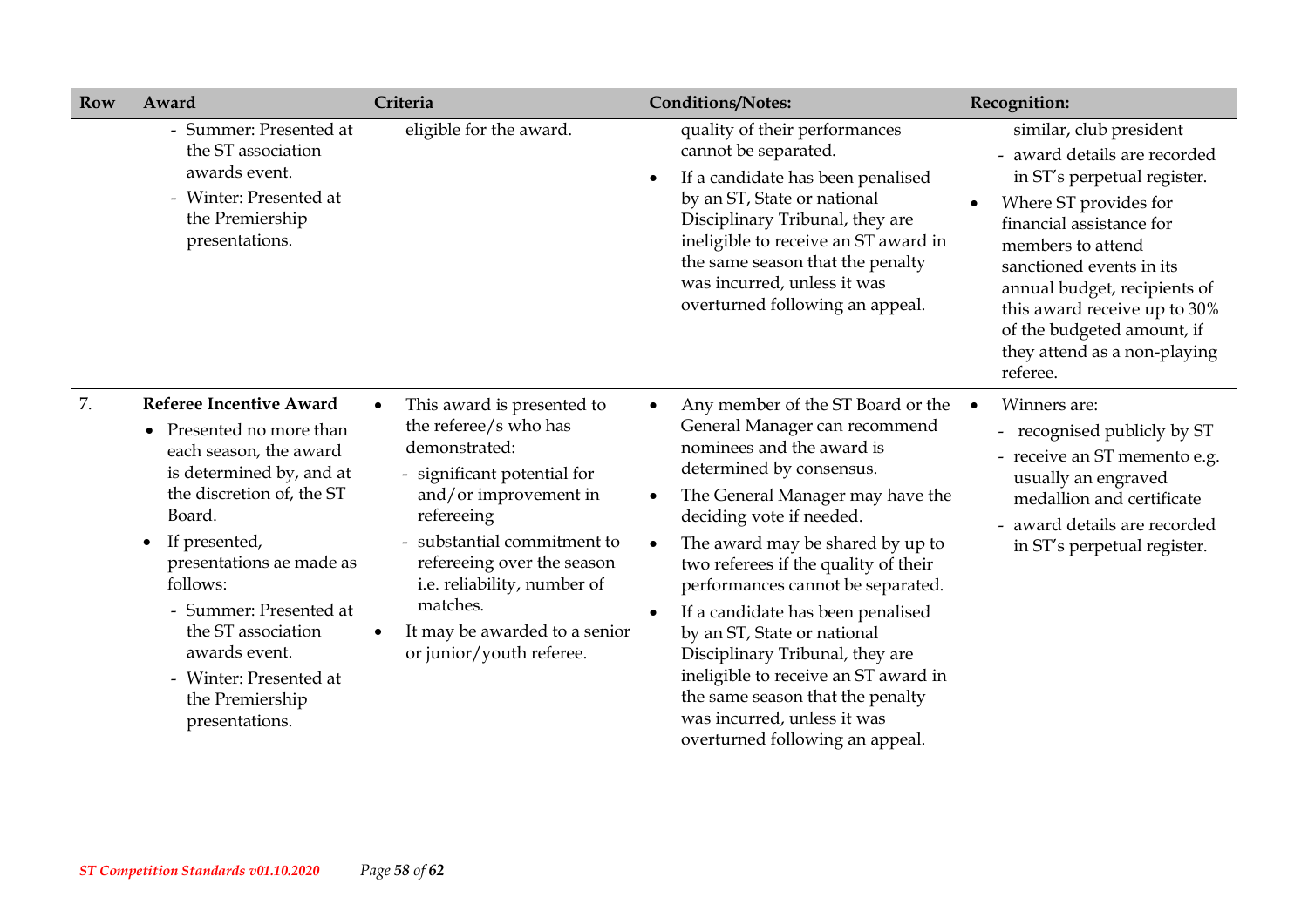| Row | Award | Criteria | Conditions/Notes: | Recognition: |
|---|---|---|---|---|
| | - Summer: Presented at the ST association awards event.<br>- Winter: Presented at the Premiership presentations. | eligible for the award. | quality of their performances cannot be separated.<br>• If a candidate has been penalised by an ST, State or national Disciplinary Tribunal, they are ineligible to receive an ST award in the same season that the penalty was incurred, unless it was overturned following an appeal. | similar, club president<br>- award details are recorded in ST's perpetual register.<br>• Where ST provides for financial assistance for members to attend sanctioned events in its annual budget, recipients of this award receive up to 30% of the budgeted amount, if they attend as a non-playing referee. |
| 7. | **Referee Incentive Award**<br>• Presented no more than each season, the award is determined by, and at the discretion of, the ST Board.<br>• If presented, presentations ae made as follows:<br>- Summer: Presented at the ST association awards event.<br>- Winter: Presented at the Premiership presentations. | • This award is presented to the referee/s who has demonstrated:<br>- significant potential for and/or improvement in refereeing<br>- substantial commitment to refereeing over the season i.e. reliability, number of matches.<br>• It may be awarded to a senior or junior/youth referee. | • Any member of the ST Board or the General Manager can recommend nominees and the award is determined by consensus.<br>• The General Manager may have the deciding vote if needed.<br>• The award may be shared by up to two referees if the quality of their performances cannot be separated.<br>• If a candidate has been penalised by an ST, State or national Disciplinary Tribunal, they are ineligible to receive an ST award in the same season that the penalty was incurred, unless it was overturned following an appeal. | • Winners are:<br>- recognised publicly by ST<br>- receive an ST memento e.g. usually an engraved medallion and certificate<br>- award details are recorded in ST's perpetual register. |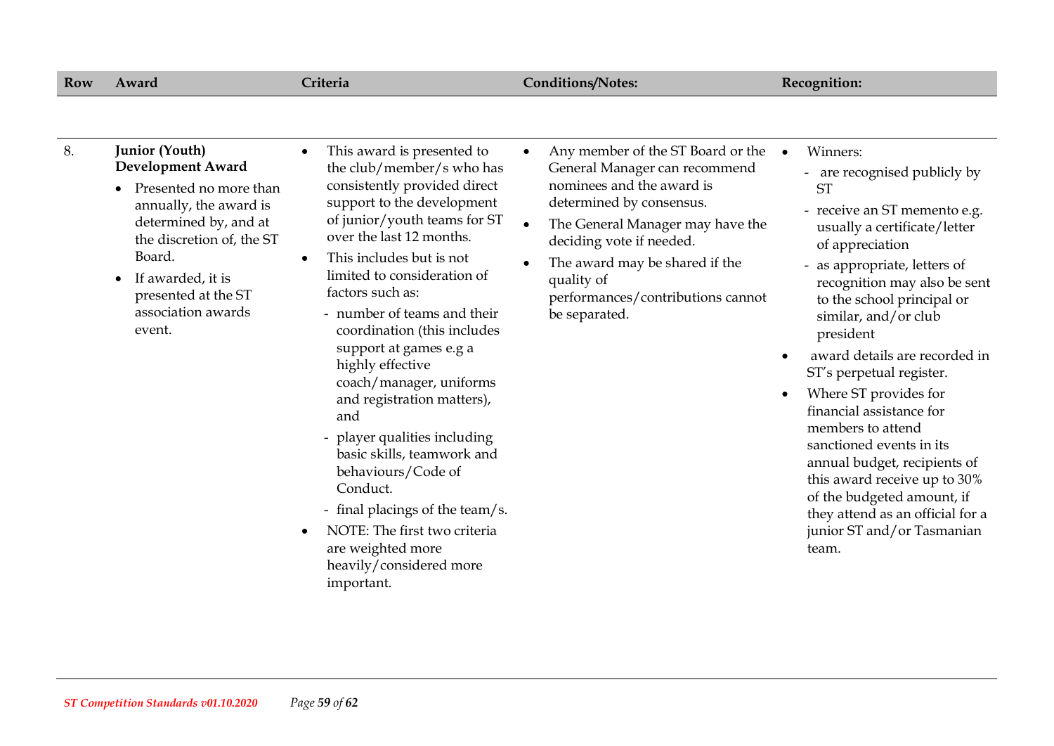| Row | Award | Criteria | Conditions/Notes: | Recognition: |
|---|---|---|---|---|
| 8. | **Junior (Youth) Development Award**<br>• Presented no more than annually, the award is determined by, and at the discretion of, the ST Board.<br>• If awarded, it is presented at the ST association awards event. | • This award is presented to the club/member/s who has consistently provided direct support to the development of junior/youth teams for ST over the last 12 months.<br>• This includes but is not limited to consideration of factors such as:<br>- number of teams and their coordination (this includes support at games e.g a highly effective coach/manager, uniforms and registration matters), and<br>- player qualities including basic skills, teamwork and behaviours/Code of Conduct.<br>- final placings of the team/s.<br>• NOTE: The first two criteria are weighted more heavily/considered more important. | • Any member of the ST Board or the General Manager can recommend nominees and the award is determined by consensus.<br>• The General Manager may have the deciding vote if needed.<br>• The award may be shared if the quality of performances/contributions cannot be separated. | • Winners:<br>- are recognised publicly by ST<br>- receive an ST memento e.g. usually a certificate/letter of appreciation<br>- as appropriate, letters of recognition may also be sent to the school principal or similar, and/or club president<br>• award details are recorded in ST's perpetual register.<br>• Where ST provides for financial assistance for members to attend sanctioned events in its annual budget, recipients of this award receive up to 30% of the budgeted amount, if they attend as an official for a junior ST and/or Tasmanian team. |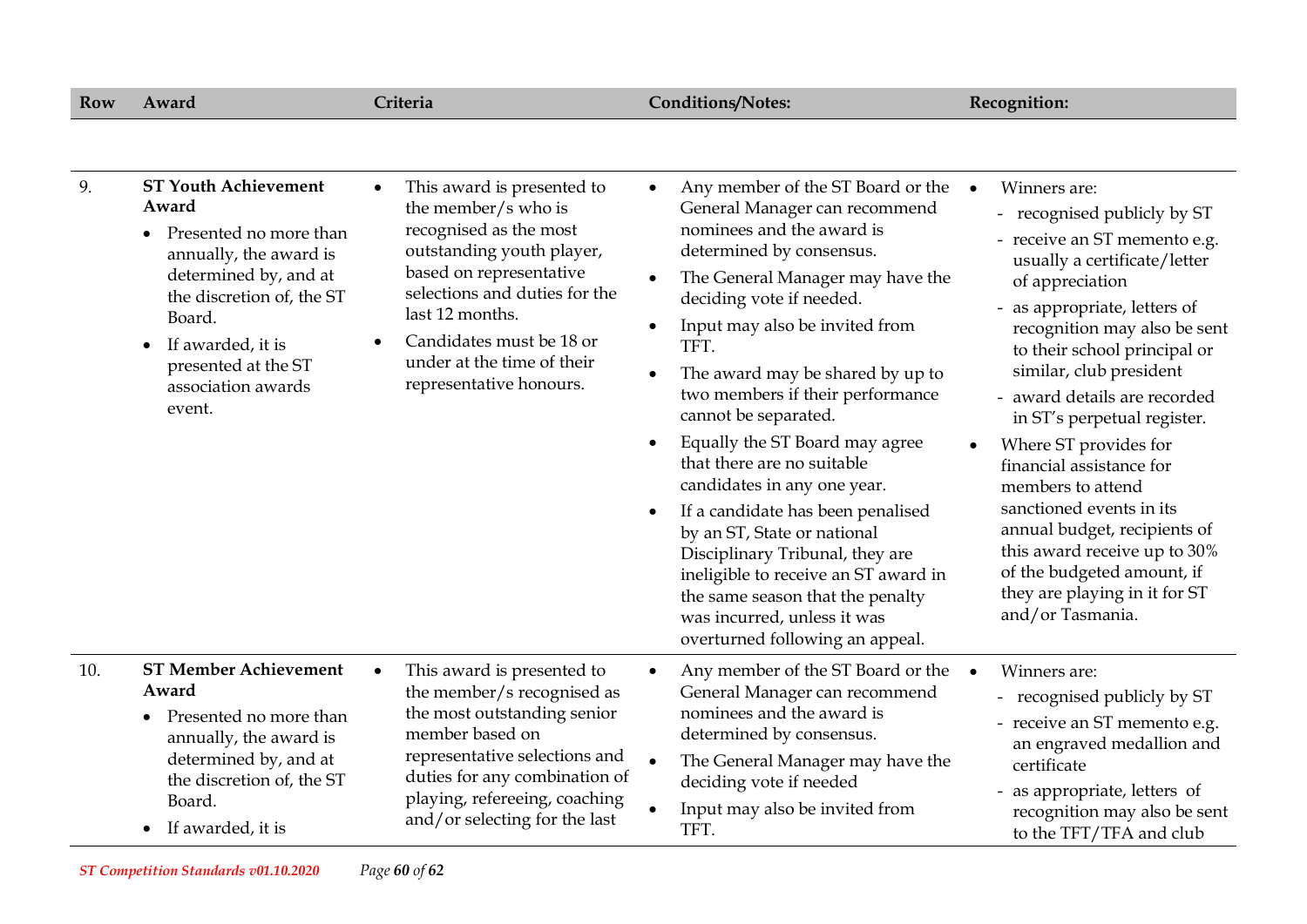| Row | Award | Criteria | Conditions/Notes: | Recognition: |
|---|---|---|---|---|
| 9. | **ST Youth Achievement Award**<br>• Presented no more than annually, the award is determined by, and at the discretion of, the ST Board.<br>• If awarded, it is presented at the ST association awards event. | • This award is presented to the member/s who is recognised as the most outstanding youth player, based on representative selections and duties for the last 12 months.<br>• Candidates must be 18 or under at the time of their representative honours. | • Any member of the ST Board or the General Manager can recommend nominees and the award is determined by consensus.<br>• The General Manager may have the deciding vote if needed.<br>• Input may also be invited from TFT.<br>• The award may be shared by up to two members if their performance cannot be separated.<br>• Equally the ST Board may agree that there are no suitable candidates in any one year.<br>• If a candidate has been penalised by an ST, State or national Disciplinary Tribunal, they are ineligible to receive an ST award in the same season that the penalty was incurred, unless it was overturned following an appeal. | • Winners are:<br>- recognised publicly by ST<br>- receive an ST memento e.g. usually a certificate/letter of appreciation<br>- as appropriate, letters of recognition may also be sent to their school principal or similar, club president<br>- award details are recorded in ST's perpetual register.<br>• Where ST provides for financial assistance for members to attend sanctioned events in its annual budget, recipients of this award receive up to 30% of the budgeted amount, if they are playing in it for ST and/or Tasmania. |
| 10. | **ST Member Achievement Award**<br>• Presented no more than annually, the award is determined by, and at the discretion of, the ST Board.<br>• If awarded, it is | • This award is presented to the member/s recognised as the most outstanding senior member based on representative selections and duties for any combination of playing, refereeing, coaching and/or selecting for the last | • Any member of the ST Board or the General Manager can recommend nominees and the award is determined by consensus.<br>• The General Manager may have the deciding vote if needed<br>• Input may also be invited from TFT. | • Winners are:<br>- recognised publicly by ST<br>- receive an ST memento e.g. an engraved medallion and certificate<br>- as appropriate, letters of recognition may also be sent to the TFT/TFA and club |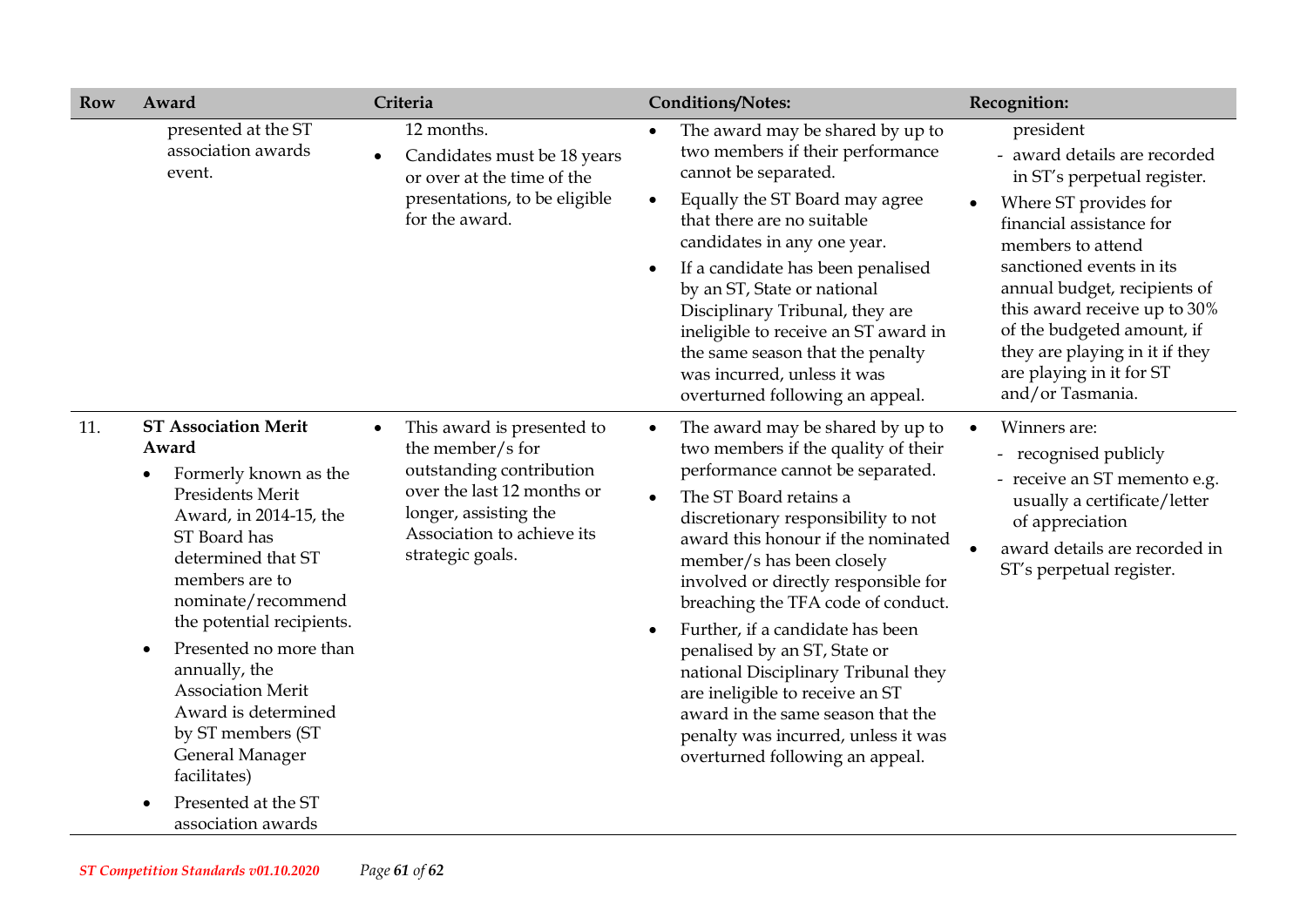| Row | Award | Criteria | Conditions/Notes: | Recognition: |
|---|---|---|---|---|
| | presented at the ST association awards event. | 12 months.<br>• Candidates must be 18 years or over at the time of the presentations, to be eligible for the award. | • The award may be shared by up to two members if their performance cannot be separated.<br>• Equally the ST Board may agree that there are no suitable candidates in any one year.<br>• If a candidate has been penalised by an ST, State or national Disciplinary Tribunal, they are ineligible to receive an ST award in the same season that the penalty was incurred, unless it was overturned following an appeal. | president<br>- award details are recorded in ST's perpetual register.<br>• Where ST provides for financial assistance for members to attend sanctioned events in its annual budget, recipients of this award receive up to 30% of the budgeted amount, if they are playing in it if they are playing in it for ST and/or Tasmania. |
| 11. | **ST Association Merit Award**<br>• Formerly known as the Presidents Merit Award, in 2014-15, the ST Board has determined that ST members are to nominate/recommend the potential recipients.<br>• Presented no more than annually, the Association Merit Award is determined by ST members (ST General Manager facilitates)<br>• Presented at the ST association awards | • This award is presented to the member/s for outstanding contribution over the last 12 months or longer, assisting the Association to achieve its strategic goals. | • The award may be shared by up to two members if the quality of their performance cannot be separated.<br>• The ST Board retains a discretionary responsibility to not award this honour if the nominated member/s has been closely involved or directly responsible for breaching the TFA code of conduct.<br>• Further, if a candidate has been penalised by an ST, State or national Disciplinary Tribunal they are ineligible to receive an ST award in the same season that the penalty was incurred, unless it was overturned following an appeal. | • Winners are:<br>- recognised publicly<br>- receive an ST memento e.g. usually a certificate/letter of appreciation<br>• award details are recorded in ST's perpetual register. |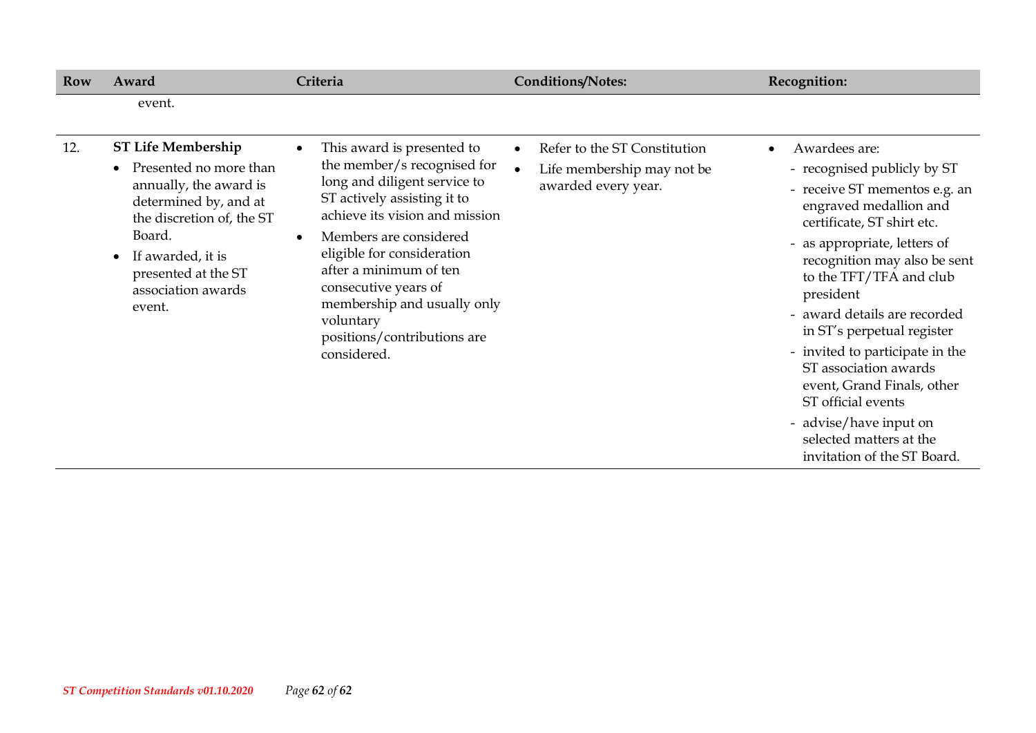| Row | Award | Criteria | Conditions/Notes: | Recognition: |
| --- | --- | --- | --- | --- |
| | event. | | | |
| 12. | **ST Life Membership**<br>• Presented no more than annually, the award is determined by, and at the discretion of, the ST Board.<br>• If awarded, it is presented at the ST association awards event. | • This award is presented to the member/s recognised for long and diligent service to ST actively assisting it to achieve its vision and mission<br>• Members are considered eligible for consideration after a minimum of ten consecutive years of membership and usually only voluntary positions/contributions are considered. | • Refer to the ST Constitution<br>• Life membership may not be awarded every year. | • Awardees are:<br>- recognised publicly by ST<br>- receive ST mementos e.g. an engraved medallion and certificate, ST shirt etc.<br>- as appropriate, letters of recognition may also be sent to the TFT/TFA and club president<br>- award details are recorded in ST's perpetual register<br>- invited to participate in the ST association awards event, Grand Finals, other ST official events<br>- advise/have input on selected matters at the invitation of the ST Board. |